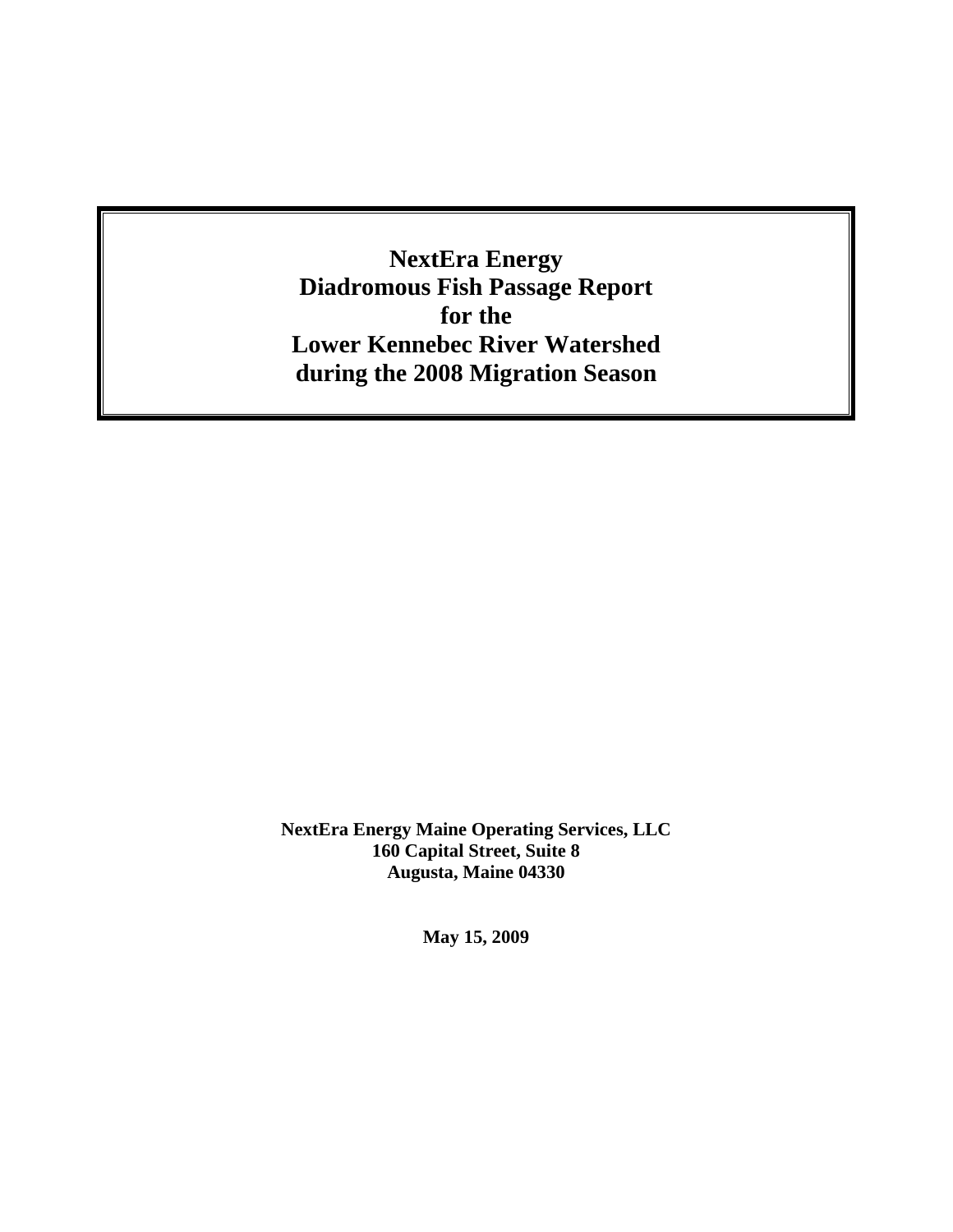# NextEra Energy Diadromous Fish Passage Report for the Lower Kennebec River Watershed during the 2008 Migration Season

**NextEra Energy Maine Operating Services, LLC**
**160 Capital Street, Suite 8**
**Augusta, Maine 04330**

**May 15, 2009**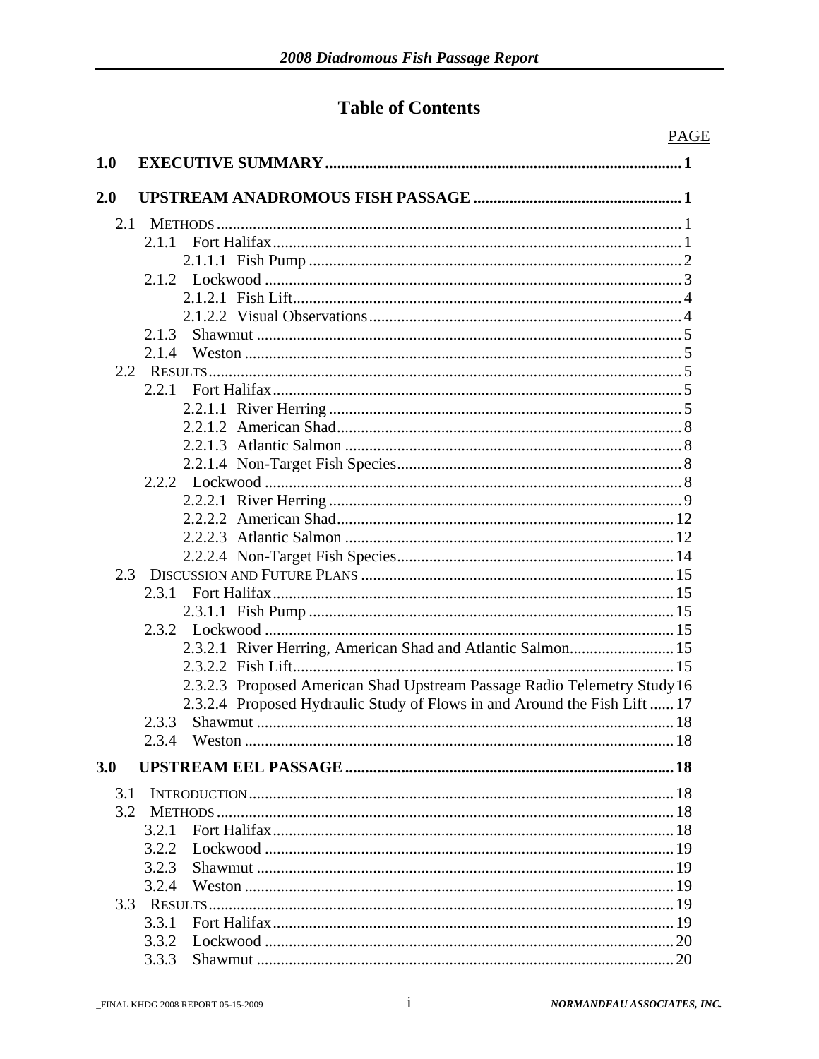# Table of Contents

PAGE

**1.0 EXECUTIVE SUMMARY** ........ 1

**2.0 UPSTREAM ANADROMOUS FISH PASSAGE** ........ 1

- 2.1 METHODS ........ 1
  - 2.1.1 Fort Halifax ........ 1
    - 2.1.1.1 Fish Pump ........ 2
  - 2.1.2 Lockwood ........ 3
    - 2.1.2.1 Fish Lift ........ 4
    - 2.1.2.2 Visual Observations ........ 4
  - 2.1.3 Shawmut ........ 5
  - 2.1.4 Weston ........ 5
- 2.2 RESULTS ........ 5
  - 2.2.1 Fort Halifax ........ 5
    - 2.2.1.1 River Herring ........ 5
    - 2.2.1.2 American Shad ........ 8
    - 2.2.1.3 Atlantic Salmon ........ 8
    - 2.2.1.4 Non-Target Fish Species ........ 8
  - 2.2.2 Lockwood ........ 8
    - 2.2.2.1 River Herring ........ 9
    - 2.2.2.2 American Shad ........ 12
    - 2.2.2.3 Atlantic Salmon ........ 12
    - 2.2.2.4 Non-Target Fish Species ........ 14
- 2.3 DISCUSSION AND FUTURE PLANS ........ 15
  - 2.3.1 Fort Halifax ........ 15
    - 2.3.1.1 Fish Pump ........ 15
  - 2.3.2 Lockwood ........ 15
    - 2.3.2.1 River Herring, American Shad and Atlantic Salmon ........ 15
    - 2.3.2.2 Fish Lift ........ 15
    - 2.3.2.3 Proposed American Shad Upstream Passage Radio Telemetry Study ........ 16
    - 2.3.2.4 Proposed Hydraulic Study of Flows in and Around the Fish Lift ........ 17
  - 2.3.3 Shawmut ........ 18
  - 2.3.4 Weston ........ 18

**3.0 UPSTREAM EEL PASSAGE** ........ 18

- 3.1 INTRODUCTION ........ 18
- 3.2 METHODS ........ 18
  - 3.2.1 Fort Halifax ........ 18
  - 3.2.2 Lockwood ........ 19
  - 3.2.3 Shawmut ........ 19
  - 3.2.4 Weston ........ 19
- 3.3 RESULTS ........ 19
  - 3.3.1 Fort Halifax ........ 19
  - 3.3.2 Lockwood ........ 20
  - 3.3.3 Shawmut ........ 20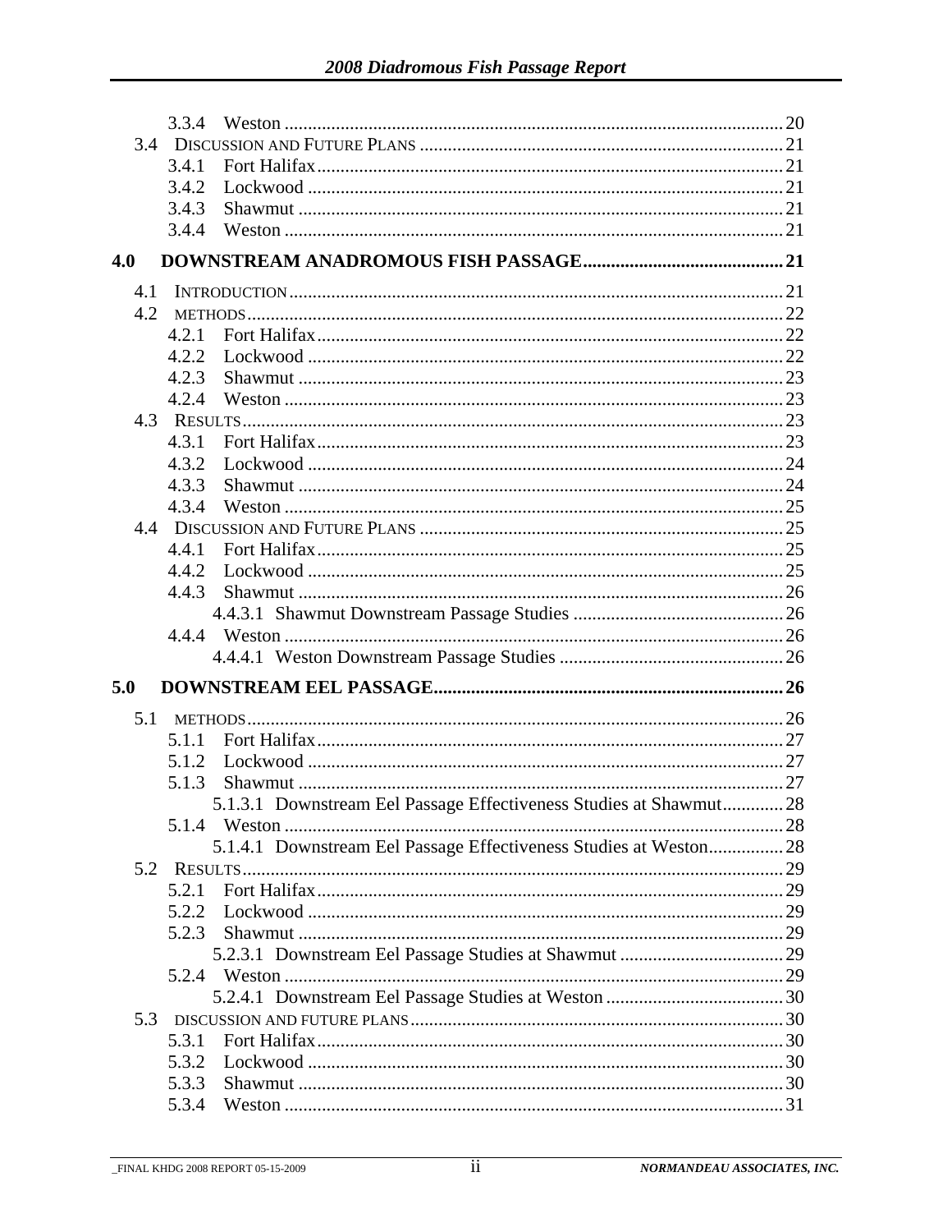3.3.4 Weston .......... 20
3.4 DISCUSSION AND FUTURE PLANS .......... 21
3.4.1 Fort Halifax .......... 21
3.4.2 Lockwood .......... 21
3.4.3 Shawmut .......... 21
3.4.4 Weston .......... 21

**4.0 DOWNSTREAM ANADROMOUS FISH PASSAGE .......... 21**

4.1 INTRODUCTION .......... 21
4.2 METHODS .......... 22
4.2.1 Fort Halifax .......... 22
4.2.2 Lockwood .......... 22
4.2.3 Shawmut .......... 23
4.2.4 Weston .......... 23
4.3 RESULTS .......... 23
4.3.1 Fort Halifax .......... 23
4.3.2 Lockwood .......... 24
4.3.3 Shawmut .......... 24
4.3.4 Weston .......... 25
4.4 DISCUSSION AND FUTURE PLANS .......... 25
4.4.1 Fort Halifax .......... 25
4.4.2 Lockwood .......... 25
4.4.3 Shawmut .......... 26
4.4.3.1 Shawmut Downstream Passage Studies .......... 26
4.4.4 Weston .......... 26
4.4.4.1 Weston Downstream Passage Studies .......... 26

**5.0 DOWNSTREAM EEL PASSAGE .......... 26**

5.1 METHODS .......... 26
5.1.1 Fort Halifax .......... 27
5.1.2 Lockwood .......... 27
5.1.3 Shawmut .......... 27
5.1.3.1 Downstream Eel Passage Effectiveness Studies at Shawmut .......... 28
5.1.4 Weston .......... 28
5.1.4.1 Downstream Eel Passage Effectiveness Studies at Weston .......... 28
5.2 RESULTS .......... 29
5.2.1 Fort Halifax .......... 29
5.2.2 Lockwood .......... 29
5.2.3 Shawmut .......... 29
5.2.3.1 Downstream Eel Passage Studies at Shawmut .......... 29
5.2.4 Weston .......... 29
5.2.4.1 Downstream Eel Passage Studies at Weston .......... 30
5.3 DISCUSSION AND FUTURE PLANS .......... 30
5.3.1 Fort Halifax .......... 30
5.3.2 Lockwood .......... 30
5.3.3 Shawmut .......... 30
5.3.4 Weston .......... 31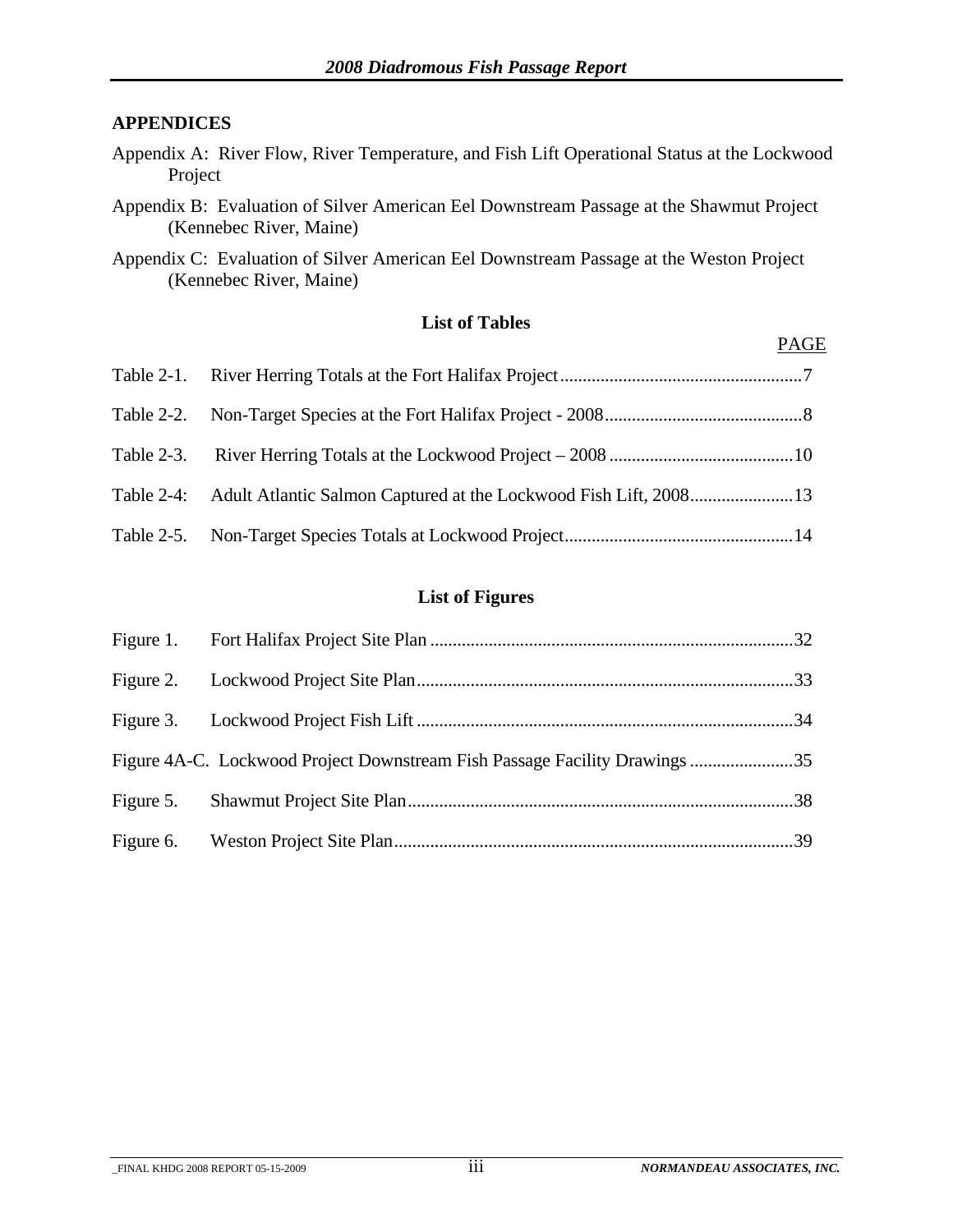## APPENDICES

Appendix A: River Flow, River Temperature, and Fish Lift Operational Status at the Lockwood Project

Appendix B: Evaluation of Silver American Eel Downstream Passage at the Shawmut Project (Kennebec River, Maine)

Appendix C: Evaluation of Silver American Eel Downstream Passage at the Weston Project (Kennebec River, Maine)

## List of Tables

| | | PAGE |
|---|---|---|
| Table 2-1. | River Herring Totals at the Fort Halifax Project | 7 |
| Table 2-2. | Non-Target Species at the Fort Halifax Project - 2008 | 8 |
| Table 2-3. | River Herring Totals at the Lockwood Project – 2008 | 10 |
| Table 2-4: | Adult Atlantic Salmon Captured at the Lockwood Fish Lift, 2008 | 13 |
| Table 2-5. | Non-Target Species Totals at Lockwood Project | 14 |

## List of Figures

| | | |
|---|---|---|
| Figure 1. | Fort Halifax Project Site Plan | 32 |
| Figure 2. | Lockwood Project Site Plan | 33 |
| Figure 3. | Lockwood Project Fish Lift | 34 |
| Figure 4A-C. | Lockwood Project Downstream Fish Passage Facility Drawings | 35 |
| Figure 5. | Shawmut Project Site Plan | 38 |
| Figure 6. | Weston Project Site Plan | 39 |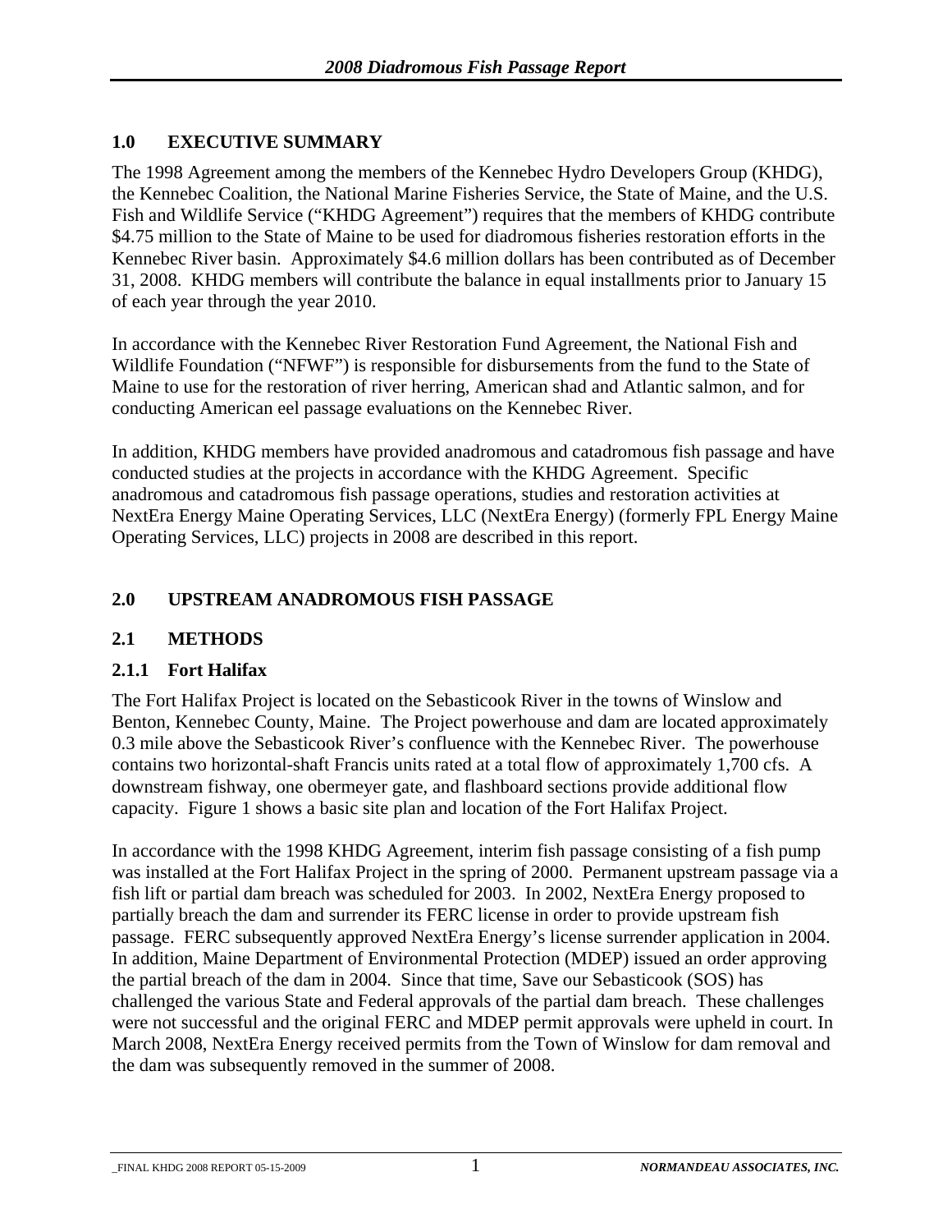## 1.0 EXECUTIVE SUMMARY

The 1998 Agreement among the members of the Kennebec Hydro Developers Group (KHDG), the Kennebec Coalition, the National Marine Fisheries Service, the State of Maine, and the U.S. Fish and Wildlife Service ("KHDG Agreement") requires that the members of KHDG contribute $4.75 million to the State of Maine to be used for diadromous fisheries restoration efforts in the Kennebec River basin. Approximately $4.6 million dollars has been contributed as of December 31, 2008. KHDG members will contribute the balance in equal installments prior to January 15 of each year through the year 2010.

In accordance with the Kennebec River Restoration Fund Agreement, the National Fish and Wildlife Foundation ("NFWF") is responsible for disbursements from the fund to the State of Maine to use for the restoration of river herring, American shad and Atlantic salmon, and for conducting American eel passage evaluations on the Kennebec River.

In addition, KHDG members have provided anadromous and catadromous fish passage and have conducted studies at the projects in accordance with the KHDG Agreement. Specific anadromous and catadromous fish passage operations, studies and restoration activities at NextEra Energy Maine Operating Services, LLC (NextEra Energy) (formerly FPL Energy Maine Operating Services, LLC) projects in 2008 are described in this report.

## 2.0 UPSTREAM ANADROMOUS FISH PASSAGE

### 2.1 METHODS

#### 2.1.1 Fort Halifax

The Fort Halifax Project is located on the Sebasticook River in the towns of Winslow and Benton, Kennebec County, Maine. The Project powerhouse and dam are located approximately 0.3 mile above the Sebasticook River's confluence with the Kennebec River. The powerhouse contains two horizontal-shaft Francis units rated at a total flow of approximately 1,700 cfs. A downstream fishway, one obermeyer gate, and flashboard sections provide additional flow capacity. Figure 1 shows a basic site plan and location of the Fort Halifax Project.

In accordance with the 1998 KHDG Agreement, interim fish passage consisting of a fish pump was installed at the Fort Halifax Project in the spring of 2000. Permanent upstream passage via a fish lift or partial dam breach was scheduled for 2003. In 2002, NextEra Energy proposed to partially breach the dam and surrender its FERC license in order to provide upstream fish passage. FERC subsequently approved NextEra Energy's license surrender application in 2004. In addition, Maine Department of Environmental Protection (MDEP) issued an order approving the partial breach of the dam in 2004. Since that time, Save our Sebasticook (SOS) has challenged the various State and Federal approvals of the partial dam breach. These challenges were not successful and the original FERC and MDEP permit approvals were upheld in court. In March 2008, NextEra Energy received permits from the Town of Winslow for dam removal and the dam was subsequently removed in the summer of 2008.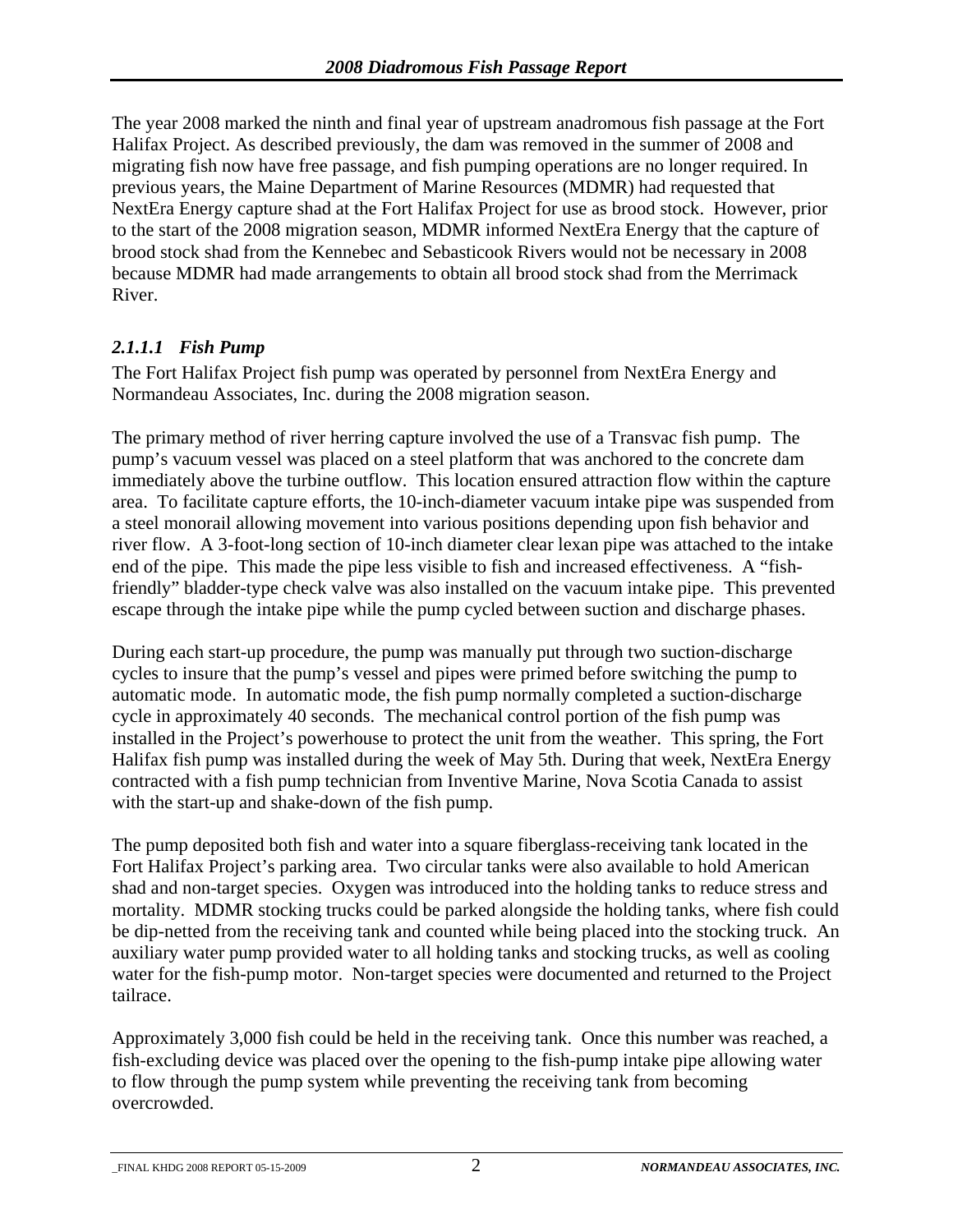The year 2008 marked the ninth and final year of upstream anadromous fish passage at the Fort Halifax Project. As described previously, the dam was removed in the summer of 2008 and migrating fish now have free passage, and fish pumping operations are no longer required. In previous years, the Maine Department of Marine Resources (MDMR) had requested that NextEra Energy capture shad at the Fort Halifax Project for use as brood stock. However, prior to the start of the 2008 migration season, MDMR informed NextEra Energy that the capture of brood stock shad from the Kennebec and Sebasticook Rivers would not be necessary in 2008 because MDMR had made arrangements to obtain all brood stock shad from the Merrimack River.

### *2.1.1.1 Fish Pump*

The Fort Halifax Project fish pump was operated by personnel from NextEra Energy and Normandeau Associates, Inc. during the 2008 migration season.

The primary method of river herring capture involved the use of a Transvac fish pump. The pump's vacuum vessel was placed on a steel platform that was anchored to the concrete dam immediately above the turbine outflow. This location ensured attraction flow within the capture area. To facilitate capture efforts, the 10-inch-diameter vacuum intake pipe was suspended from a steel monorail allowing movement into various positions depending upon fish behavior and river flow. A 3-foot-long section of 10-inch diameter clear lexan pipe was attached to the intake end of the pipe. This made the pipe less visible to fish and increased effectiveness. A "fish-friendly" bladder-type check valve was also installed on the vacuum intake pipe. This prevented escape through the intake pipe while the pump cycled between suction and discharge phases.

During each start-up procedure, the pump was manually put through two suction-discharge cycles to insure that the pump's vessel and pipes were primed before switching the pump to automatic mode. In automatic mode, the fish pump normally completed a suction-discharge cycle in approximately 40 seconds. The mechanical control portion of the fish pump was installed in the Project's powerhouse to protect the unit from the weather. This spring, the Fort Halifax fish pump was installed during the week of May 5th. During that week, NextEra Energy contracted with a fish pump technician from Inventive Marine, Nova Scotia Canada to assist with the start-up and shake-down of the fish pump.

The pump deposited both fish and water into a square fiberglass-receiving tank located in the Fort Halifax Project's parking area. Two circular tanks were also available to hold American shad and non-target species. Oxygen was introduced into the holding tanks to reduce stress and mortality. MDMR stocking trucks could be parked alongside the holding tanks, where fish could be dip-netted from the receiving tank and counted while being placed into the stocking truck. An auxiliary water pump provided water to all holding tanks and stocking trucks, as well as cooling water for the fish-pump motor. Non-target species were documented and returned to the Project tailrace.

Approximately 3,000 fish could be held in the receiving tank. Once this number was reached, a fish-excluding device was placed over the opening to the fish-pump intake pipe allowing water to flow through the pump system while preventing the receiving tank from becoming overcrowded.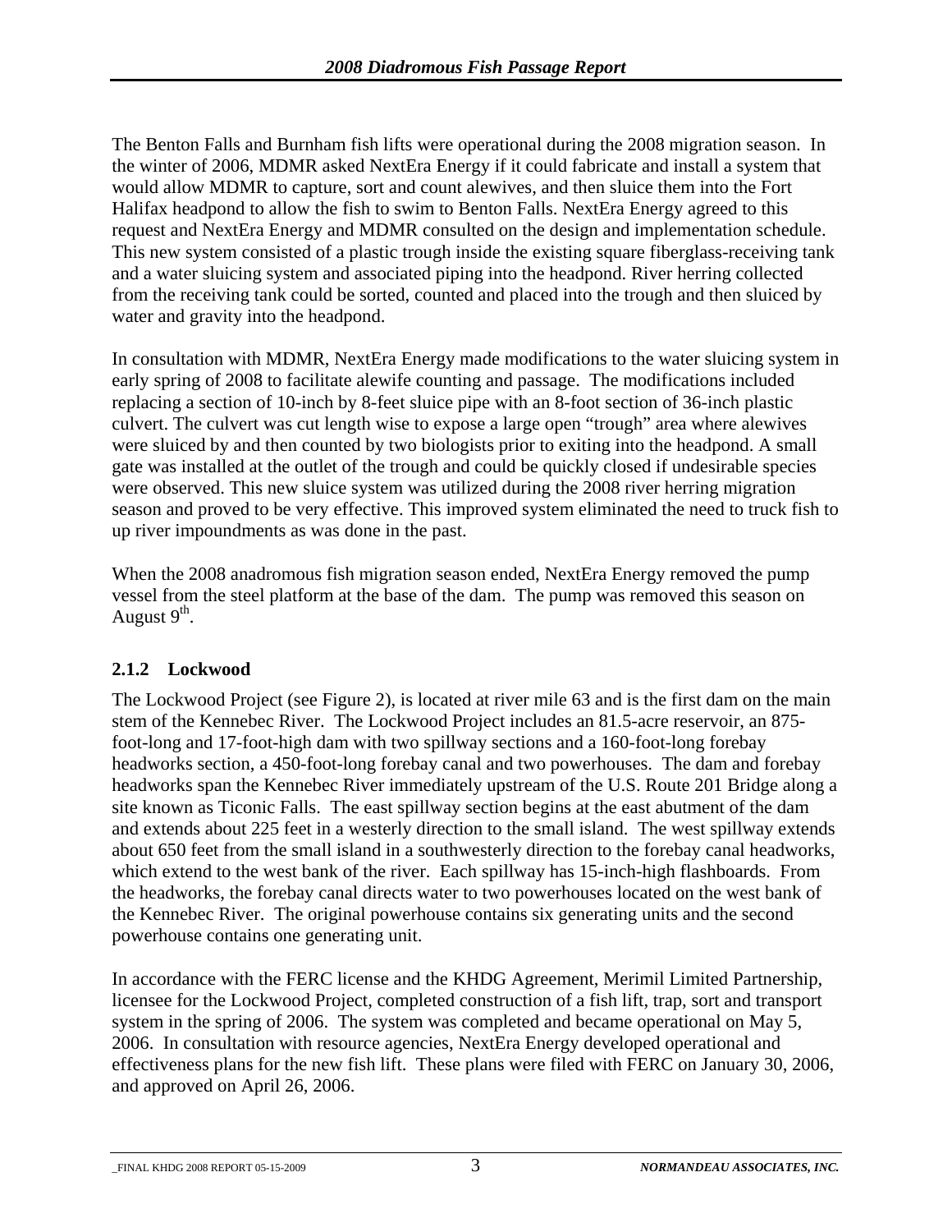The Benton Falls and Burnham fish lifts were operational during the 2008 migration season. In the winter of 2006, MDMR asked NextEra Energy if it could fabricate and install a system that would allow MDMR to capture, sort and count alewives, and then sluice them into the Fort Halifax headpond to allow the fish to swim to Benton Falls. NextEra Energy agreed to this request and NextEra Energy and MDMR consulted on the design and implementation schedule. This new system consisted of a plastic trough inside the existing square fiberglass-receiving tank and a water sluicing system and associated piping into the headpond. River herring collected from the receiving tank could be sorted, counted and placed into the trough and then sluiced by water and gravity into the headpond.

In consultation with MDMR, NextEra Energy made modifications to the water sluicing system in early spring of 2008 to facilitate alewife counting and passage. The modifications included replacing a section of 10-inch by 8-feet sluice pipe with an 8-foot section of 36-inch plastic culvert. The culvert was cut length wise to expose a large open "trough" area where alewives were sluiced by and then counted by two biologists prior to exiting into the headpond. A small gate was installed at the outlet of the trough and could be quickly closed if undesirable species were observed. This new sluice system was utilized during the 2008 river herring migration season and proved to be very effective. This improved system eliminated the need to truck fish to up river impoundments as was done in the past.

When the 2008 anadromous fish migration season ended, NextEra Energy removed the pump vessel from the steel platform at the base of the dam. The pump was removed this season on August 9th.

### 2.1.2 Lockwood

The Lockwood Project (see Figure 2), is located at river mile 63 and is the first dam on the main stem of the Kennebec River. The Lockwood Project includes an 81.5-acre reservoir, an 875-foot-long and 17-foot-high dam with two spillway sections and a 160-foot-long forebay headworks section, a 450-foot-long forebay canal and two powerhouses. The dam and forebay headworks span the Kennebec River immediately upstream of the U.S. Route 201 Bridge along a site known as Ticonic Falls. The east spillway section begins at the east abutment of the dam and extends about 225 feet in a westerly direction to the small island. The west spillway extends about 650 feet from the small island in a southwesterly direction to the forebay canal headworks, which extend to the west bank of the river. Each spillway has 15-inch-high flashboards. From the headworks, the forebay canal directs water to two powerhouses located on the west bank of the Kennebec River. The original powerhouse contains six generating units and the second powerhouse contains one generating unit.

In accordance with the FERC license and the KHDG Agreement, Merimil Limited Partnership, licensee for the Lockwood Project, completed construction of a fish lift, trap, sort and transport system in the spring of 2006. The system was completed and became operational on May 5, 2006. In consultation with resource agencies, NextEra Energy developed operational and effectiveness plans for the new fish lift. These plans were filed with FERC on January 30, 2006, and approved on April 26, 2006.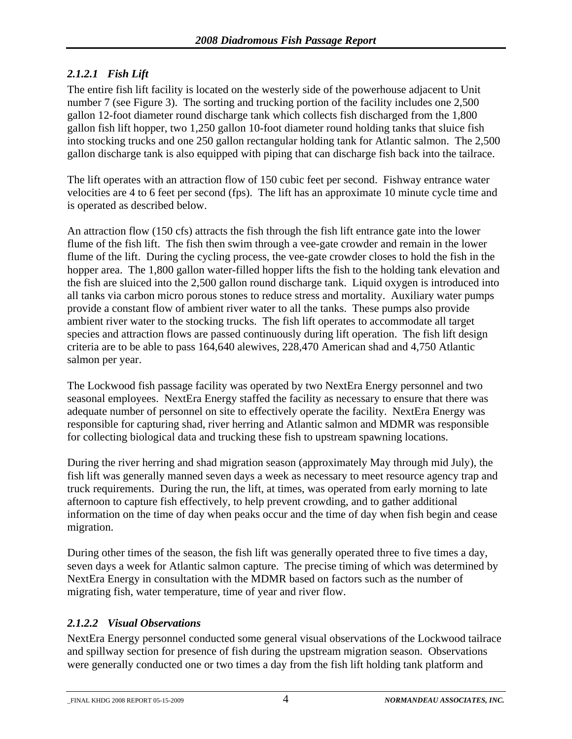### *2.1.2.1 Fish Lift*

The entire fish lift facility is located on the westerly side of the powerhouse adjacent to Unit number 7 (see Figure 3). The sorting and trucking portion of the facility includes one 2,500 gallon 12-foot diameter round discharge tank which collects fish discharged from the 1,800 gallon fish lift hopper, two 1,250 gallon 10-foot diameter round holding tanks that sluice fish into stocking trucks and one 250 gallon rectangular holding tank for Atlantic salmon. The 2,500 gallon discharge tank is also equipped with piping that can discharge fish back into the tailrace.

The lift operates with an attraction flow of 150 cubic feet per second. Fishway entrance water velocities are 4 to 6 feet per second (fps). The lift has an approximate 10 minute cycle time and is operated as described below.

An attraction flow (150 cfs) attracts the fish through the fish lift entrance gate into the lower flume of the fish lift. The fish then swim through a vee-gate crowder and remain in the lower flume of the lift. During the cycling process, the vee-gate crowder closes to hold the fish in the hopper area. The 1,800 gallon water-filled hopper lifts the fish to the holding tank elevation and the fish are sluiced into the 2,500 gallon round discharge tank. Liquid oxygen is introduced into all tanks via carbon micro porous stones to reduce stress and mortality. Auxiliary water pumps provide a constant flow of ambient river water to all the tanks. These pumps also provide ambient river water to the stocking trucks. The fish lift operates to accommodate all target species and attraction flows are passed continuously during lift operation. The fish lift design criteria are to be able to pass 164,640 alewives, 228,470 American shad and 4,750 Atlantic salmon per year.

The Lockwood fish passage facility was operated by two NextEra Energy personnel and two seasonal employees. NextEra Energy staffed the facility as necessary to ensure that there was adequate number of personnel on site to effectively operate the facility. NextEra Energy was responsible for capturing shad, river herring and Atlantic salmon and MDMR was responsible for collecting biological data and trucking these fish to upstream spawning locations.

During the river herring and shad migration season (approximately May through mid July), the fish lift was generally manned seven days a week as necessary to meet resource agency trap and truck requirements. During the run, the lift, at times, was operated from early morning to late afternoon to capture fish effectively, to help prevent crowding, and to gather additional information on the time of day when peaks occur and the time of day when fish begin and cease migration.

During other times of the season, the fish lift was generally operated three to five times a day, seven days a week for Atlantic salmon capture. The precise timing of which was determined by NextEra Energy in consultation with the MDMR based on factors such as the number of migrating fish, water temperature, time of year and river flow.

### *2.1.2.2 Visual Observations*

NextEra Energy personnel conducted some general visual observations of the Lockwood tailrace and spillway section for presence of fish during the upstream migration season. Observations were generally conducted one or two times a day from the fish lift holding tank platform and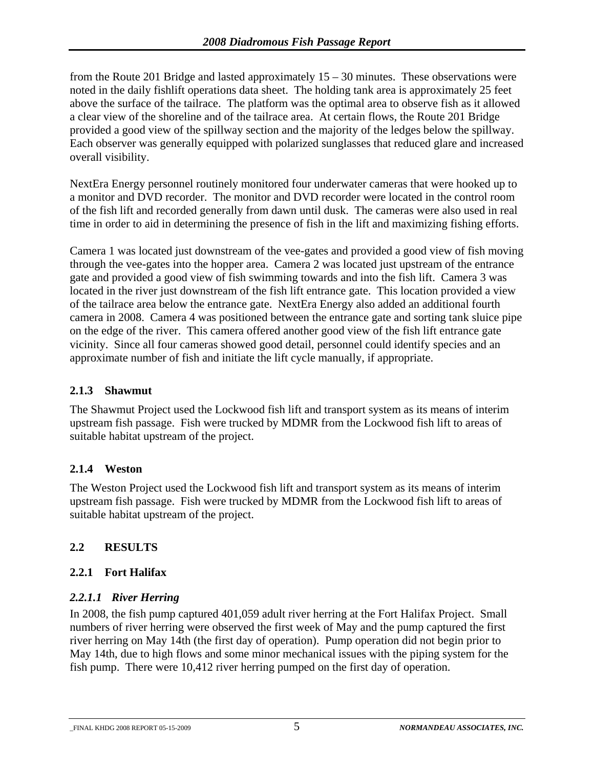from the Route 201 Bridge and lasted approximately 15 – 30 minutes. These observations were noted in the daily fishlift operations data sheet. The holding tank area is approximately 25 feet above the surface of the tailrace. The platform was the optimal area to observe fish as it allowed a clear view of the shoreline and of the tailrace area. At certain flows, the Route 201 Bridge provided a good view of the spillway section and the majority of the ledges below the spillway. Each observer was generally equipped with polarized sunglasses that reduced glare and increased overall visibility.

NextEra Energy personnel routinely monitored four underwater cameras that were hooked up to a monitor and DVD recorder. The monitor and DVD recorder were located in the control room of the fish lift and recorded generally from dawn until dusk. The cameras were also used in real time in order to aid in determining the presence of fish in the lift and maximizing fishing efforts.

Camera 1 was located just downstream of the vee-gates and provided a good view of fish moving through the vee-gates into the hopper area. Camera 2 was located just upstream of the entrance gate and provided a good view of fish swimming towards and into the fish lift. Camera 3 was located in the river just downstream of the fish lift entrance gate. This location provided a view of the tailrace area below the entrance gate. NextEra Energy also added an additional fourth camera in 2008. Camera 4 was positioned between the entrance gate and sorting tank sluice pipe on the edge of the river. This camera offered another good view of the fish lift entrance gate vicinity. Since all four cameras showed good detail, personnel could identify species and an approximate number of fish and initiate the lift cycle manually, if appropriate.

### 2.1.3 Shawmut

The Shawmut Project used the Lockwood fish lift and transport system as its means of interim upstream fish passage. Fish were trucked by MDMR from the Lockwood fish lift to areas of suitable habitat upstream of the project.

### 2.1.4 Weston

The Weston Project used the Lockwood fish lift and transport system as its means of interim upstream fish passage. Fish were trucked by MDMR from the Lockwood fish lift to areas of suitable habitat upstream of the project.

## 2.2 RESULTS

### 2.2.1 Fort Halifax

#### *2.2.1.1 River Herring*

In 2008, the fish pump captured 401,059 adult river herring at the Fort Halifax Project. Small numbers of river herring were observed the first week of May and the pump captured the first river herring on May 14th (the first day of operation). Pump operation did not begin prior to May 14th, due to high flows and some minor mechanical issues with the piping system for the fish pump. There were 10,412 river herring pumped on the first day of operation.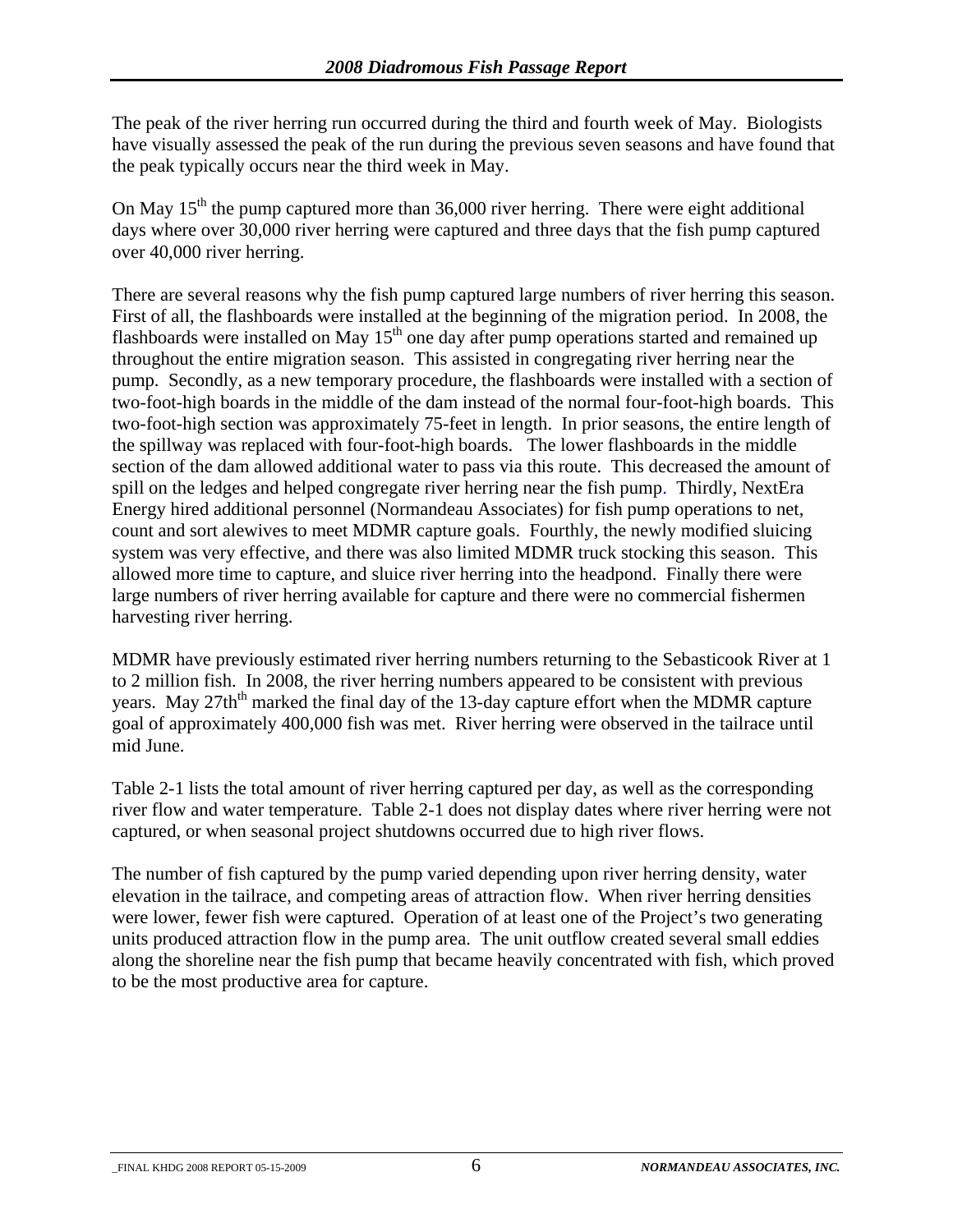The peak of the river herring run occurred during the third and fourth week of May. Biologists have visually assessed the peak of the run during the previous seven seasons and have found that the peak typically occurs near the third week in May.

On May 15th the pump captured more than 36,000 river herring. There were eight additional days where over 30,000 river herring were captured and three days that the fish pump captured over 40,000 river herring.

There are several reasons why the fish pump captured large numbers of river herring this season. First of all, the flashboards were installed at the beginning of the migration period. In 2008, the flashboards were installed on May 15th one day after pump operations started and remained up throughout the entire migration season. This assisted in congregating river herring near the pump. Secondly, as a new temporary procedure, the flashboards were installed with a section of two-foot-high boards in the middle of the dam instead of the normal four-foot-high boards. This two-foot-high section was approximately 75-feet in length. In prior seasons, the entire length of the spillway was replaced with four-foot-high boards. The lower flashboards in the middle section of the dam allowed additional water to pass via this route. This decreased the amount of spill on the ledges and helped congregate river herring near the fish pump. Thirdly, NextEra Energy hired additional personnel (Normandeau Associates) for fish pump operations to net, count and sort alewives to meet MDMR capture goals. Fourthly, the newly modified sluicing system was very effective, and there was also limited MDMR truck stocking this season. This allowed more time to capture, and sluice river herring into the headpond. Finally there were large numbers of river herring available for capture and there were no commercial fishermen harvesting river herring.

MDMR have previously estimated river herring numbers returning to the Sebasticook River at 1 to 2 million fish. In 2008, the river herring numbers appeared to be consistent with previous years. May 27thth marked the final day of the 13-day capture effort when the MDMR capture goal of approximately 400,000 fish was met. River herring were observed in the tailrace until mid June.

Table 2-1 lists the total amount of river herring captured per day, as well as the corresponding river flow and water temperature. Table 2-1 does not display dates where river herring were not captured, or when seasonal project shutdowns occurred due to high river flows.

The number of fish captured by the pump varied depending upon river herring density, water elevation in the tailrace, and competing areas of attraction flow. When river herring densities were lower, fewer fish were captured. Operation of at least one of the Project's two generating units produced attraction flow in the pump area. The unit outflow created several small eddies along the shoreline near the fish pump that became heavily concentrated with fish, which proved to be the most productive area for capture.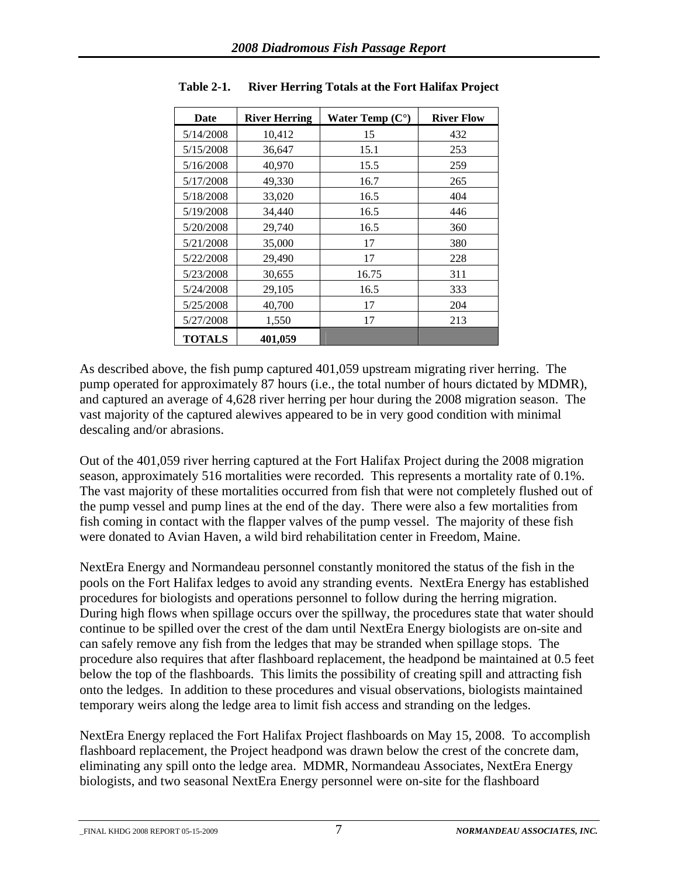**Table 2-1. River Herring Totals at the Fort Halifax Project**

| Date | River Herring | Water Temp (C°) | River Flow |
|---|---|---|---|
| 5/14/2008 | 10,412 | 15 | 432 |
| 5/15/2008 | 36,647 | 15.1 | 253 |
| 5/16/2008 | 40,970 | 15.5 | 259 |
| 5/17/2008 | 49,330 | 16.7 | 265 |
| 5/18/2008 | 33,020 | 16.5 | 404 |
| 5/19/2008 | 34,440 | 16.5 | 446 |
| 5/20/2008 | 29,740 | 16.5 | 360 |
| 5/21/2008 | 35,000 | 17 | 380 |
| 5/22/2008 | 29,490 | 17 | 228 |
| 5/23/2008 | 30,655 | 16.75 | 311 |
| 5/24/2008 | 29,105 | 16.5 | 333 |
| 5/25/2008 | 40,700 | 17 | 204 |
| 5/27/2008 | 1,550 | 17 | 213 |
| **TOTALS** | **401,059** | | |

As described above, the fish pump captured 401,059 upstream migrating river herring. The pump operated for approximately 87 hours (i.e., the total number of hours dictated by MDMR), and captured an average of 4,628 river herring per hour during the 2008 migration season. The vast majority of the captured alewives appeared to be in very good condition with minimal descaling and/or abrasions.

Out of the 401,059 river herring captured at the Fort Halifax Project during the 2008 migration season, approximately 516 mortalities were recorded. This represents a mortality rate of 0.1%. The vast majority of these mortalities occurred from fish that were not completely flushed out of the pump vessel and pump lines at the end of the day. There were also a few mortalities from fish coming in contact with the flapper valves of the pump vessel. The majority of these fish were donated to Avian Haven, a wild bird rehabilitation center in Freedom, Maine.

NextEra Energy and Normandeau personnel constantly monitored the status of the fish in the pools on the Fort Halifax ledges to avoid any stranding events. NextEra Energy has established procedures for biologists and operations personnel to follow during the herring migration. During high flows when spillage occurs over the spillway, the procedures state that water should continue to be spilled over the crest of the dam until NextEra Energy biologists are on-site and can safely remove any fish from the ledges that may be stranded when spillage stops. The procedure also requires that after flashboard replacement, the headpond be maintained at 0.5 feet below the top of the flashboards. This limits the possibility of creating spill and attracting fish onto the ledges. In addition to these procedures and visual observations, biologists maintained temporary weirs along the ledge area to limit fish access and stranding on the ledges.

NextEra Energy replaced the Fort Halifax Project flashboards on May 15, 2008. To accomplish flashboard replacement, the Project headpond was drawn below the crest of the concrete dam, eliminating any spill onto the ledge area. MDMR, Normandeau Associates, NextEra Energy biologists, and two seasonal NextEra Energy personnel were on-site for the flashboard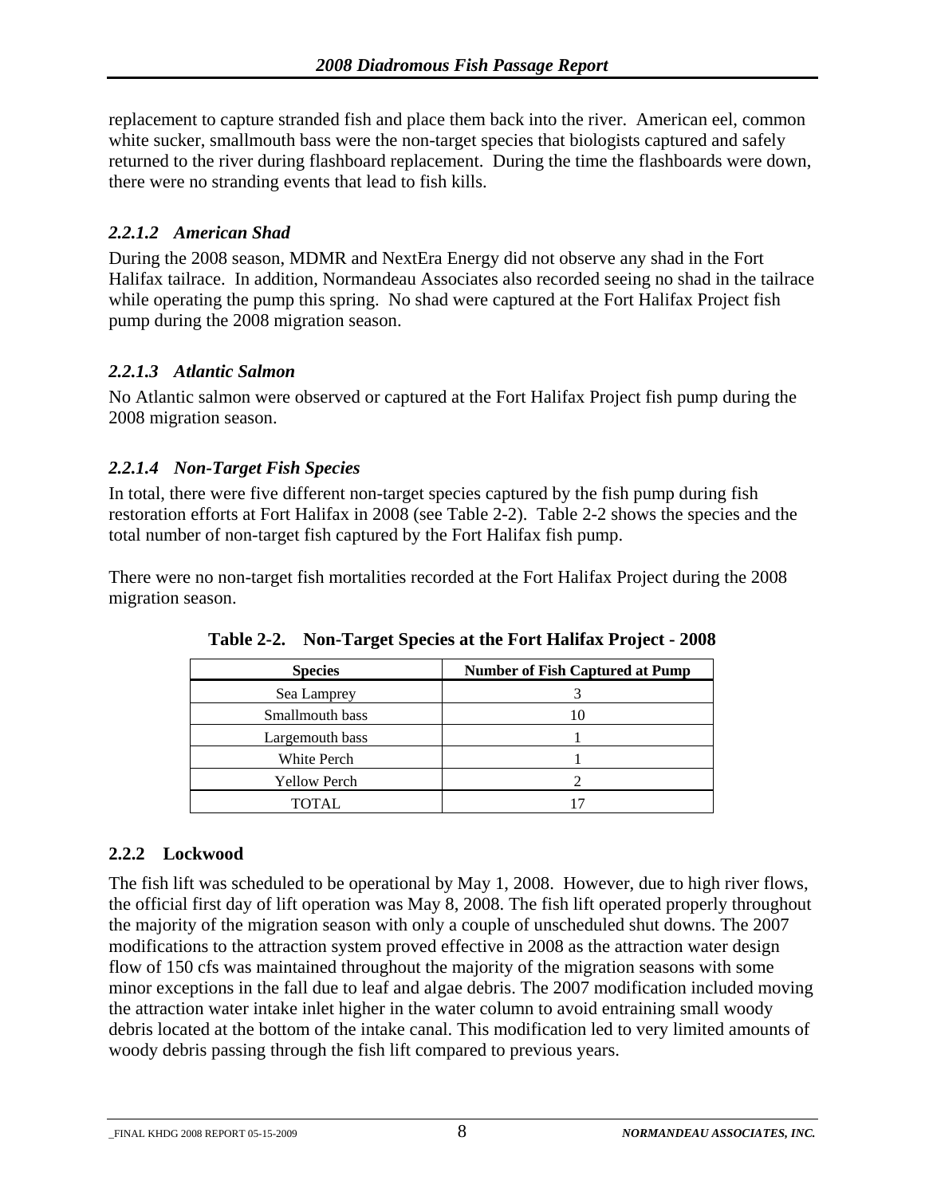replacement to capture stranded fish and place them back into the river. American eel, common white sucker, smallmouth bass were the non-target species that biologists captured and safely returned to the river during flashboard replacement. During the time the flashboards were down, there were no stranding events that lead to fish kills.

#### *2.2.1.2 American Shad*

During the 2008 season, MDMR and NextEra Energy did not observe any shad in the Fort Halifax tailrace. In addition, Normandeau Associates also recorded seeing no shad in the tailrace while operating the pump this spring. No shad were captured at the Fort Halifax Project fish pump during the 2008 migration season.

#### *2.2.1.3 Atlantic Salmon*

No Atlantic salmon were observed or captured at the Fort Halifax Project fish pump during the 2008 migration season.

#### *2.2.1.4 Non-Target Fish Species*

In total, there were five different non-target species captured by the fish pump during fish restoration efforts at Fort Halifax in 2008 (see Table 2-2). Table 2-2 shows the species and the total number of non-target fish captured by the Fort Halifax fish pump.

There were no non-target fish mortalities recorded at the Fort Halifax Project during the 2008 migration season.

**Table 2-2. Non-Target Species at the Fort Halifax Project - 2008**

| Species | Number of Fish Captured at Pump |
|---|---|
| Sea Lamprey | 3 |
| Smallmouth bass | 10 |
| Largemouth bass | 1 |
| White Perch | 1 |
| Yellow Perch | 2 |
| TOTAL | 17 |

### 2.2.2 Lockwood

The fish lift was scheduled to be operational by May 1, 2008. However, due to high river flows, the official first day of lift operation was May 8, 2008. The fish lift operated properly throughout the majority of the migration season with only a couple of unscheduled shut downs. The 2007 modifications to the attraction system proved effective in 2008 as the attraction water design flow of 150 cfs was maintained throughout the majority of the migration seasons with some minor exceptions in the fall due to leaf and algae debris. The 2007 modification included moving the attraction water intake inlet higher in the water column to avoid entraining small woody debris located at the bottom of the intake canal. This modification led to very limited amounts of woody debris passing through the fish lift compared to previous years.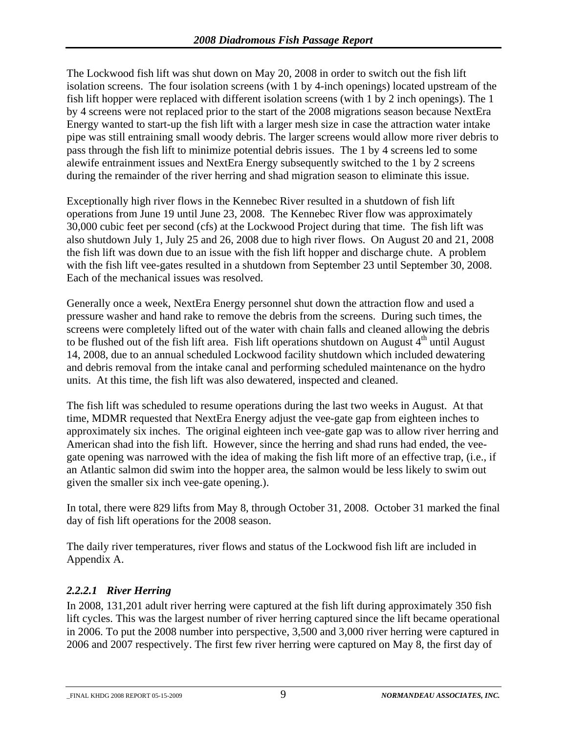The Lockwood fish lift was shut down on May 20, 2008 in order to switch out the fish lift isolation screens. The four isolation screens (with 1 by 4-inch openings) located upstream of the fish lift hopper were replaced with different isolation screens (with 1 by 2 inch openings). The 1 by 4 screens were not replaced prior to the start of the 2008 migrations season because NextEra Energy wanted to start-up the fish lift with a larger mesh size in case the attraction water intake pipe was still entraining small woody debris. The larger screens would allow more river debris to pass through the fish lift to minimize potential debris issues. The 1 by 4 screens led to some alewife entrainment issues and NextEra Energy subsequently switched to the 1 by 2 screens during the remainder of the river herring and shad migration season to eliminate this issue.

Exceptionally high river flows in the Kennebec River resulted in a shutdown of fish lift operations from June 19 until June 23, 2008. The Kennebec River flow was approximately 30,000 cubic feet per second (cfs) at the Lockwood Project during that time. The fish lift was also shutdown July 1, July 25 and 26, 2008 due to high river flows. On August 20 and 21, 2008 the fish lift was down due to an issue with the fish lift hopper and discharge chute. A problem with the fish lift vee-gates resulted in a shutdown from September 23 until September 30, 2008. Each of the mechanical issues was resolved.

Generally once a week, NextEra Energy personnel shut down the attraction flow and used a pressure washer and hand rake to remove the debris from the screens. During such times, the screens were completely lifted out of the water with chain falls and cleaned allowing the debris to be flushed out of the fish lift area. Fish lift operations shutdown on August 4th until August 14, 2008, due to an annual scheduled Lockwood facility shutdown which included dewatering and debris removal from the intake canal and performing scheduled maintenance on the hydro units. At this time, the fish lift was also dewatered, inspected and cleaned.

The fish lift was scheduled to resume operations during the last two weeks in August. At that time, MDMR requested that NextEra Energy adjust the vee-gate gap from eighteen inches to approximately six inches. The original eighteen inch vee-gate gap was to allow river herring and American shad into the fish lift. However, since the herring and shad runs had ended, the vee-gate opening was narrowed with the idea of making the fish lift more of an effective trap, (i.e., if an Atlantic salmon did swim into the hopper area, the salmon would be less likely to swim out given the smaller six inch vee-gate opening.).

In total, there were 829 lifts from May 8, through October 31, 2008. October 31 marked the final day of fish lift operations for the 2008 season.

The daily river temperatures, river flows and status of the Lockwood fish lift are included in Appendix A.

#### *2.2.2.1 River Herring*

In 2008, 131,201 adult river herring were captured at the fish lift during approximately 350 fish lift cycles. This was the largest number of river herring captured since the lift became operational in 2006. To put the 2008 number into perspective, 3,500 and 3,000 river herring were captured in 2006 and 2007 respectively. The first few river herring were captured on May 8, the first day of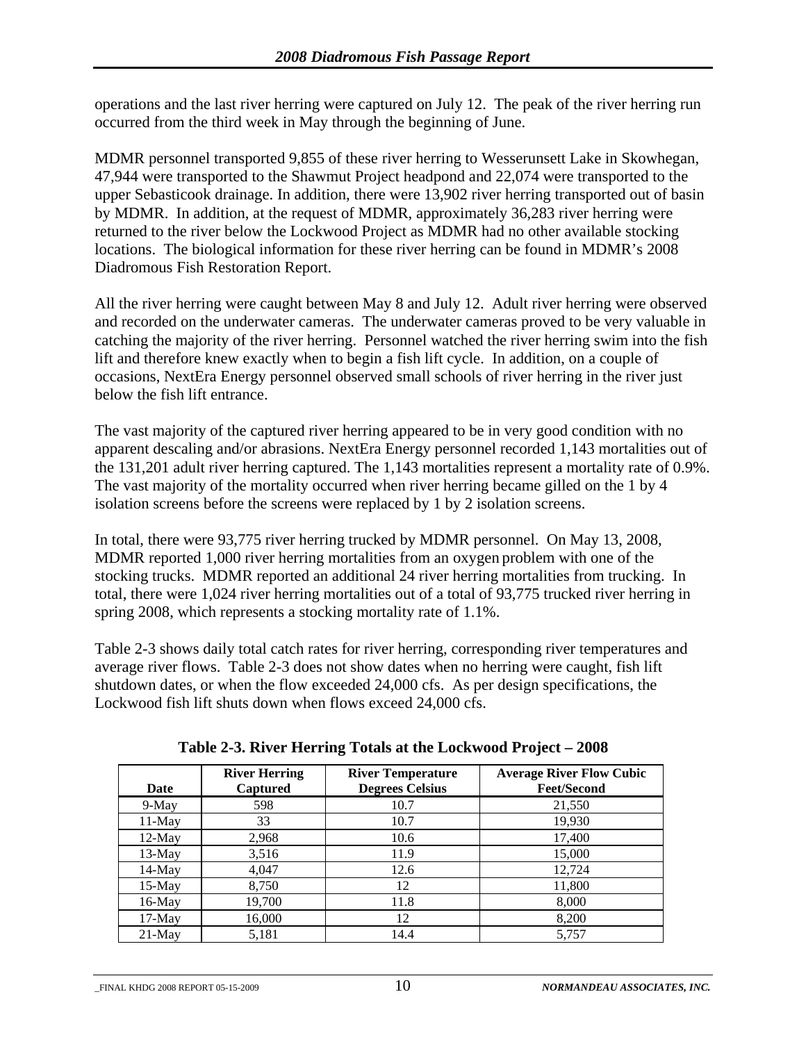operations and the last river herring were captured on July 12. The peak of the river herring run occurred from the third week in May through the beginning of June.

MDMR personnel transported 9,855 of these river herring to Wesserunsett Lake in Skowhegan, 47,944 were transported to the Shawmut Project headpond and 22,074 were transported to the upper Sebasticook drainage. In addition, there were 13,902 river herring transported out of basin by MDMR. In addition, at the request of MDMR, approximately 36,283 river herring were returned to the river below the Lockwood Project as MDMR had no other available stocking locations. The biological information for these river herring can be found in MDMR's 2008 Diadromous Fish Restoration Report.

All the river herring were caught between May 8 and July 12. Adult river herring were observed and recorded on the underwater cameras. The underwater cameras proved to be very valuable in catching the majority of the river herring. Personnel watched the river herring swim into the fish lift and therefore knew exactly when to begin a fish lift cycle. In addition, on a couple of occasions, NextEra Energy personnel observed small schools of river herring in the river just below the fish lift entrance.

The vast majority of the captured river herring appeared to be in very good condition with no apparent descaling and/or abrasions. NextEra Energy personnel recorded 1,143 mortalities out of the 131,201 adult river herring captured. The 1,143 mortalities represent a mortality rate of 0.9%. The vast majority of the mortality occurred when river herring became gilled on the 1 by 4 isolation screens before the screens were replaced by 1 by 2 isolation screens.

In total, there were 93,775 river herring trucked by MDMR personnel. On May 13, 2008, MDMR reported 1,000 river herring mortalities from an oxygen problem with one of the stocking trucks. MDMR reported an additional 24 river herring mortalities from trucking. In total, there were 1,024 river herring mortalities out of a total of 93,775 trucked river herring in spring 2008, which represents a stocking mortality rate of 1.1%.

Table 2-3 shows daily total catch rates for river herring, corresponding river temperatures and average river flows. Table 2-3 does not show dates when no herring were caught, fish lift shutdown dates, or when the flow exceeded 24,000 cfs. As per design specifications, the Lockwood fish lift shuts down when flows exceed 24,000 cfs.

**Table 2-3. River Herring Totals at the Lockwood Project – 2008**

| Date | River Herring Captured | River Temperature Degrees Celsius | Average River Flow Cubic Feet/Second |
|---|---|---|---|
| 9-May | 598 | 10.7 | 21,550 |
| 11-May | 33 | 10.7 | 19,930 |
| 12-May | 2,968 | 10.6 | 17,400 |
| 13-May | 3,516 | 11.9 | 15,000 |
| 14-May | 4,047 | 12.6 | 12,724 |
| 15-May | 8,750 | 12 | 11,800 |
| 16-May | 19,700 | 11.8 | 8,000 |
| 17-May | 16,000 | 12 | 8,200 |
| 21-May | 5,181 | 14.4 | 5,757 |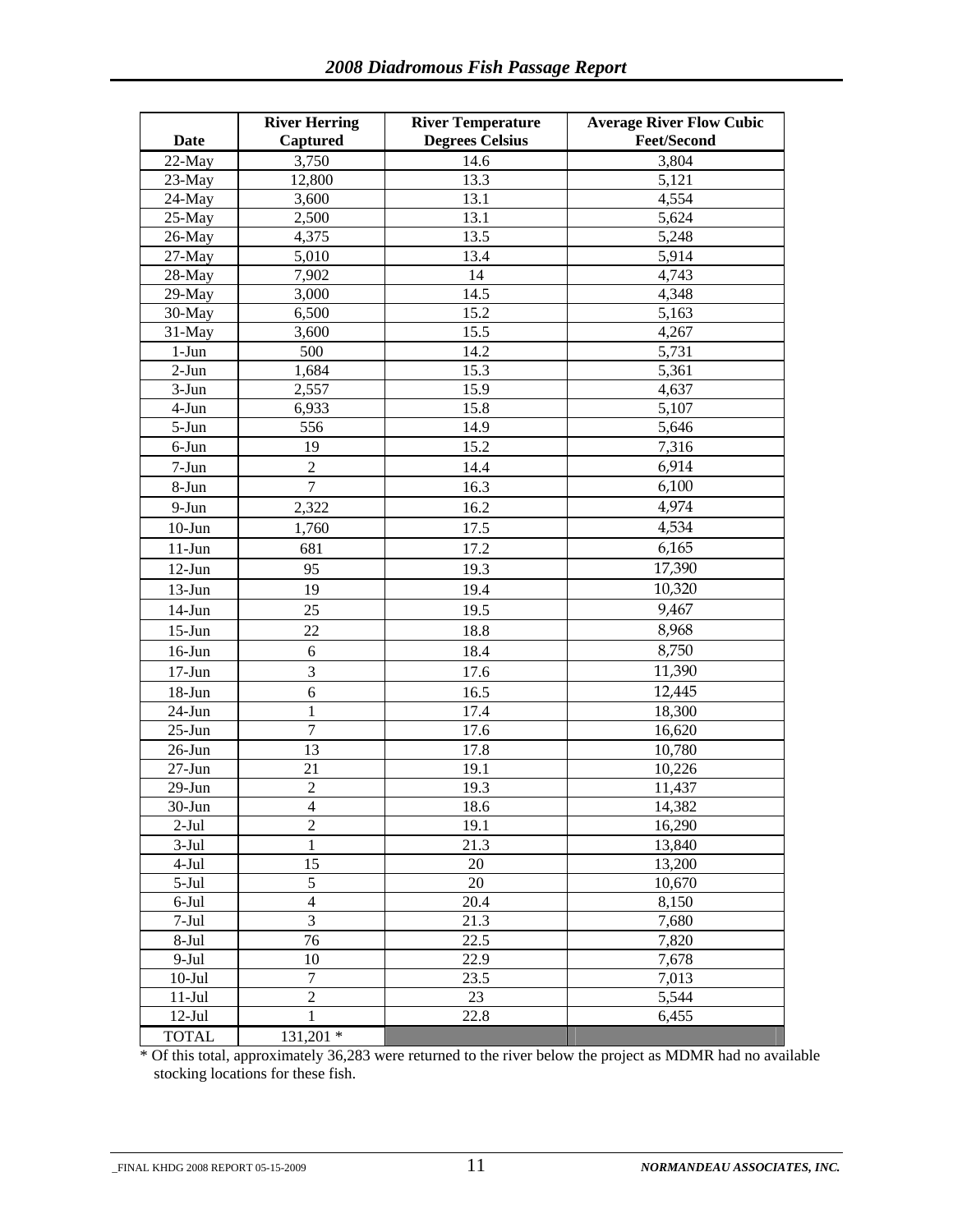| Date | River Herring Captured | River Temperature Degrees Celsius | Average River Flow Cubic Feet/Second |
|---|---|---|---|
| 22-May | 3,750 | 14.6 | 3,804 |
| 23-May | 12,800 | 13.3 | 5,121 |
| 24-May | 3,600 | 13.1 | 4,554 |
| 25-May | 2,500 | 13.1 | 5,624 |
| 26-May | 4,375 | 13.5 | 5,248 |
| 27-May | 5,010 | 13.4 | 5,914 |
| 28-May | 7,902 | 14 | 4,743 |
| 29-May | 3,000 | 14.5 | 4,348 |
| 30-May | 6,500 | 15.2 | 5,163 |
| 31-May | 3,600 | 15.5 | 4,267 |
| 1-Jun | 500 | 14.2 | 5,731 |
| 2-Jun | 1,684 | 15.3 | 5,361 |
| 3-Jun | 2,557 | 15.9 | 4,637 |
| 4-Jun | 6,933 | 15.8 | 5,107 |
| 5-Jun | 556 | 14.9 | 5,646 |
| 6-Jun | 19 | 15.2 | 7,316 |
| 7-Jun | 2 | 14.4 | 6,914 |
| 8-Jun | 7 | 16.3 | 6,100 |
| 9-Jun | 2,322 | 16.2 | 4,974 |
| 10-Jun | 1,760 | 17.5 | 4,534 |
| 11-Jun | 681 | 17.2 | 6,165 |
| 12-Jun | 95 | 19.3 | 17,390 |
| 13-Jun | 19 | 19.4 | 10,320 |
| 14-Jun | 25 | 19.5 | 9,467 |
| 15-Jun | 22 | 18.8 | 8,968 |
| 16-Jun | 6 | 18.4 | 8,750 |
| 17-Jun | 3 | 17.6 | 11,390 |
| 18-Jun | 6 | 16.5 | 12,445 |
| 24-Jun | 1 | 17.4 | 18,300 |
| 25-Jun | 7 | 17.6 | 16,620 |
| 26-Jun | 13 | 17.8 | 10,780 |
| 27-Jun | 21 | 19.1 | 10,226 |
| 29-Jun | 2 | 19.3 | 11,437 |
| 30-Jun | 4 | 18.6 | 14,382 |
| 2-Jul | 2 | 19.1 | 16,290 |
| 3-Jul | 1 | 21.3 | 13,840 |
| 4-Jul | 15 | 20 | 13,200 |
| 5-Jul | 5 | 20 | 10,670 |
| 6-Jul | 4 | 20.4 | 8,150 |
| 7-Jul | 3 | 21.3 | 7,680 |
| 8-Jul | 76 | 22.5 | 7,820 |
| 9-Jul | 10 | 22.9 | 7,678 |
| 10-Jul | 7 | 23.5 | 7,013 |
| 11-Jul | 2 | 23 | 5,544 |
| 12-Jul | 1 | 22.8 | 6,455 |
| TOTAL | 131,201 * | | |

* Of this total, approximately 36,283 were returned to the river below the project as MDMR had no available stocking locations for these fish.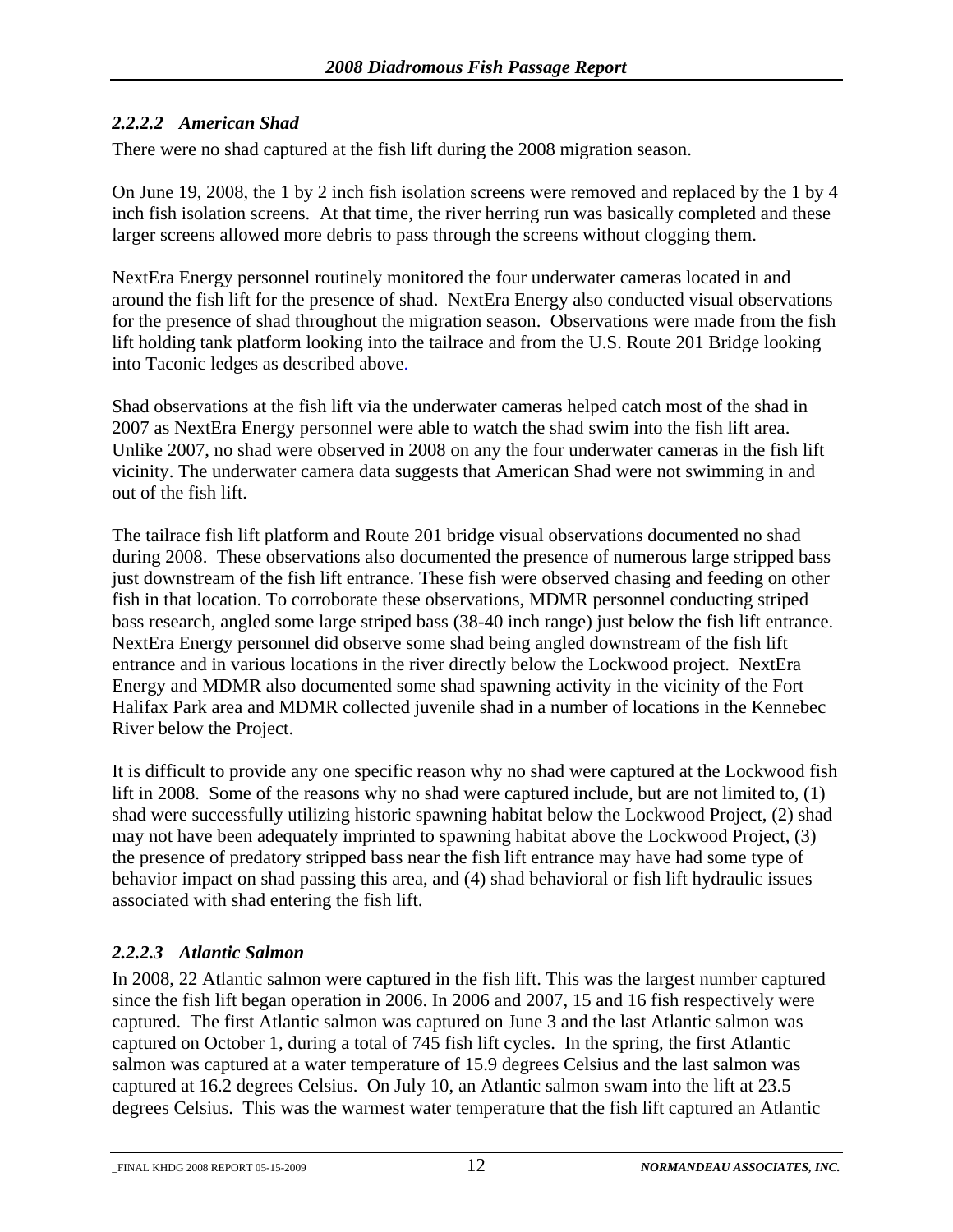### *2.2.2.2 American Shad*

There were no shad captured at the fish lift during the 2008 migration season.

On June 19, 2008, the 1 by 2 inch fish isolation screens were removed and replaced by the 1 by 4 inch fish isolation screens. At that time, the river herring run was basically completed and these larger screens allowed more debris to pass through the screens without clogging them.

NextEra Energy personnel routinely monitored the four underwater cameras located in and around the fish lift for the presence of shad. NextEra Energy also conducted visual observations for the presence of shad throughout the migration season. Observations were made from the fish lift holding tank platform looking into the tailrace and from the U.S. Route 201 Bridge looking into Taconic ledges as described above.

Shad observations at the fish lift via the underwater cameras helped catch most of the shad in 2007 as NextEra Energy personnel were able to watch the shad swim into the fish lift area. Unlike 2007, no shad were observed in 2008 on any the four underwater cameras in the fish lift vicinity. The underwater camera data suggests that American Shad were not swimming in and out of the fish lift.

The tailrace fish lift platform and Route 201 bridge visual observations documented no shad during 2008. These observations also documented the presence of numerous large stripped bass just downstream of the fish lift entrance. These fish were observed chasing and feeding on other fish in that location. To corroborate these observations, MDMR personnel conducting striped bass research, angled some large striped bass (38-40 inch range) just below the fish lift entrance. NextEra Energy personnel did observe some shad being angled downstream of the fish lift entrance and in various locations in the river directly below the Lockwood project. NextEra Energy and MDMR also documented some shad spawning activity in the vicinity of the Fort Halifax Park area and MDMR collected juvenile shad in a number of locations in the Kennebec River below the Project.

It is difficult to provide any one specific reason why no shad were captured at the Lockwood fish lift in 2008. Some of the reasons why no shad were captured include, but are not limited to, (1) shad were successfully utilizing historic spawning habitat below the Lockwood Project, (2) shad may not have been adequately imprinted to spawning habitat above the Lockwood Project, (3) the presence of predatory stripped bass near the fish lift entrance may have had some type of behavior impact on shad passing this area, and (4) shad behavioral or fish lift hydraulic issues associated with shad entering the fish lift.

### *2.2.2.3 Atlantic Salmon*

In 2008, 22 Atlantic salmon were captured in the fish lift. This was the largest number captured since the fish lift began operation in 2006. In 2006 and 2007, 15 and 16 fish respectively were captured. The first Atlantic salmon was captured on June 3 and the last Atlantic salmon was captured on October 1, during a total of 745 fish lift cycles. In the spring, the first Atlantic salmon was captured at a water temperature of 15.9 degrees Celsius and the last salmon was captured at 16.2 degrees Celsius. On July 10, an Atlantic salmon swam into the lift at 23.5 degrees Celsius. This was the warmest water temperature that the fish lift captured an Atlantic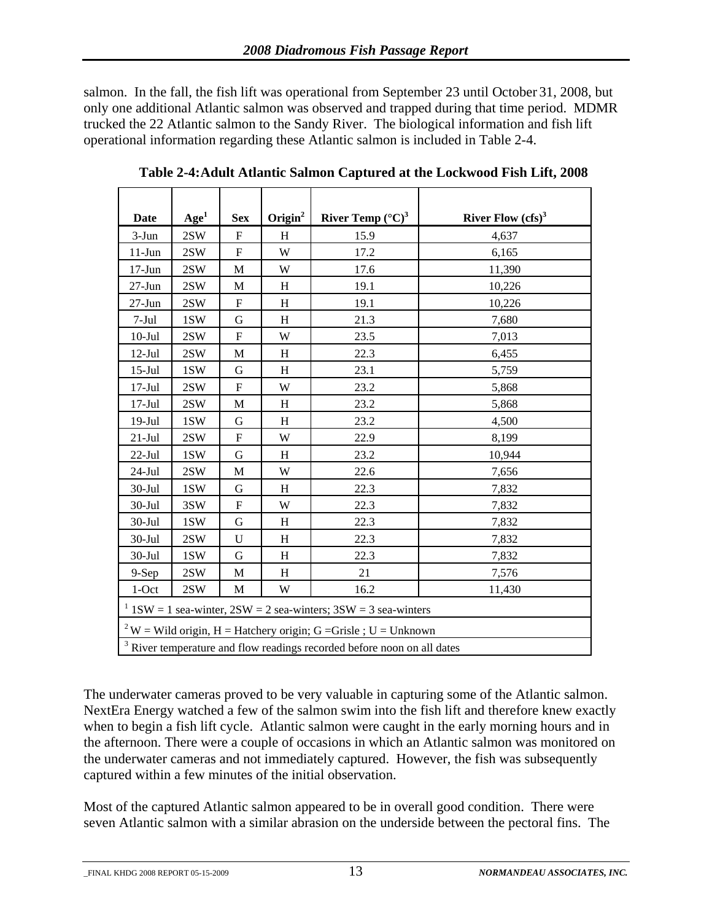salmon. In the fall, the fish lift was operational from September 23 until October 31, 2008, but only one additional Atlantic salmon was observed and trapped during that time period. MDMR trucked the 22 Atlantic salmon to the Sandy River. The biological information and fish lift operational information regarding these Atlantic salmon is included in Table 2-4.

**Table 2-4: Adult Atlantic Salmon Captured at the Lockwood Fish Lift, 2008**

| Date | Age[1] | Sex | Origin[2] | River Temp (°C)[3] | River Flow (cfs)[3] |
|---|---|---|---|---|---|
| 3-Jun | 2SW | F | H | 15.9 | 4,637 |
| 11-Jun | 2SW | F | W | 17.2 | 6,165 |
| 17-Jun | 2SW | M | W | 17.6 | 11,390 |
| 27-Jun | 2SW | M | H | 19.1 | 10,226 |
| 27-Jun | 2SW | F | H | 19.1 | 10,226 |
| 7-Jul | 1SW | G | H | 21.3 | 7,680 |
| 10-Jul | 2SW | F | W | 23.5 | 7,013 |
| 12-Jul | 2SW | M | H | 22.3 | 6,455 |
| 15-Jul | 1SW | G | H | 23.1 | 5,759 |
| 17-Jul | 2SW | F | W | 23.2 | 5,868 |
| 17-Jul | 2SW | M | H | 23.2 | 5,868 |
| 19-Jul | 1SW | G | H | 23.2 | 4,500 |
| 21-Jul | 2SW | F | W | 22.9 | 8,199 |
| 22-Jul | 1SW | G | H | 23.2 | 10,944 |
| 24-Jul | 2SW | M | W | 22.6 | 7,656 |
| 30-Jul | 1SW | G | H | 22.3 | 7,832 |
| 30-Jul | 3SW | F | W | 22.3 | 7,832 |
| 30-Jul | 1SW | G | H | 22.3 | 7,832 |
| 30-Jul | 2SW | U | H | 22.3 | 7,832 |
| 30-Jul | 1SW | G | H | 22.3 | 7,832 |
| 9-Sep | 2SW | M | H | 21 | 7,576 |
| 1-Oct | 2SW | M | W | 16.2 | 11,430 |

[1] 1SW = 1 sea-winter, 2SW = 2 sea-winters; 3SW = 3 sea-winters

[2] W = Wild origin, H = Hatchery origin; G =Grisle ; U = Unknown

[3] River temperature and flow readings recorded before noon on all dates

The underwater cameras proved to be very valuable in capturing some of the Atlantic salmon. NextEra Energy watched a few of the salmon swim into the fish lift and therefore knew exactly when to begin a fish lift cycle. Atlantic salmon were caught in the early morning hours and in the afternoon. There were a couple of occasions in which an Atlantic salmon was monitored on the underwater cameras and not immediately captured. However, the fish was subsequently captured within a few minutes of the initial observation.

Most of the captured Atlantic salmon appeared to be in overall good condition. There were seven Atlantic salmon with a similar abrasion on the underside between the pectoral fins. The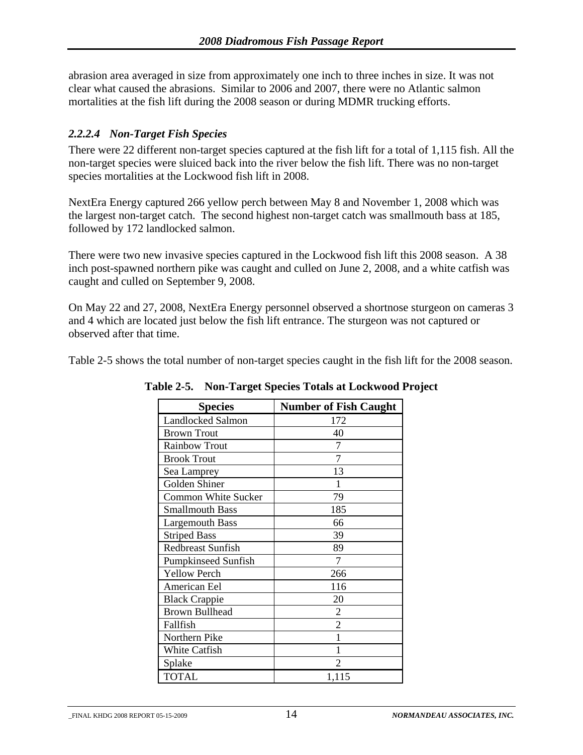abrasion area averaged in size from approximately one inch to three inches in size. It was not clear what caused the abrasions. Similar to 2006 and 2007, there were no Atlantic salmon mortalities at the fish lift during the 2008 season or during MDMR trucking efforts.

#### *2.2.2.4 Non-Target Fish Species*

There were 22 different non-target species captured at the fish lift for a total of 1,115 fish. All the non-target species were sluiced back into the river below the fish lift. There was no non-target species mortalities at the Lockwood fish lift in 2008.

NextEra Energy captured 266 yellow perch between May 8 and November 1, 2008 which was the largest non-target catch. The second highest non-target catch was smallmouth bass at 185, followed by 172 landlocked salmon.

There were two new invasive species captured in the Lockwood fish lift this 2008 season. A 38 inch post-spawned northern pike was caught and culled on June 2, 2008, and a white catfish was caught and culled on September 9, 2008.

On May 22 and 27, 2008, NextEra Energy personnel observed a shortnose sturgeon on cameras 3 and 4 which are located just below the fish lift entrance. The sturgeon was not captured or observed after that time.

Table 2-5 shows the total number of non-target species caught in the fish lift for the 2008 season.

**Table 2-5. Non-Target Species Totals at Lockwood Project**

| Species | Number of Fish Caught |
|---|---|
| Landlocked Salmon | 172 |
| Brown Trout | 40 |
| Rainbow Trout | 7 |
| Brook Trout | 7 |
| Sea Lamprey | 13 |
| Golden Shiner | 1 |
| Common White Sucker | 79 |
| Smallmouth Bass | 185 |
| Largemouth Bass | 66 |
| Striped Bass | 39 |
| Redbreast Sunfish | 89 |
| Pumpkinseed Sunfish | 7 |
| Yellow Perch | 266 |
| American Eel | 116 |
| Black Crappie | 20 |
| Brown Bullhead | 2 |
| Fallfish | 2 |
| Northern Pike | 1 |
| White Catfish | 1 |
| Splake | 2 |
| TOTAL | 1,115 |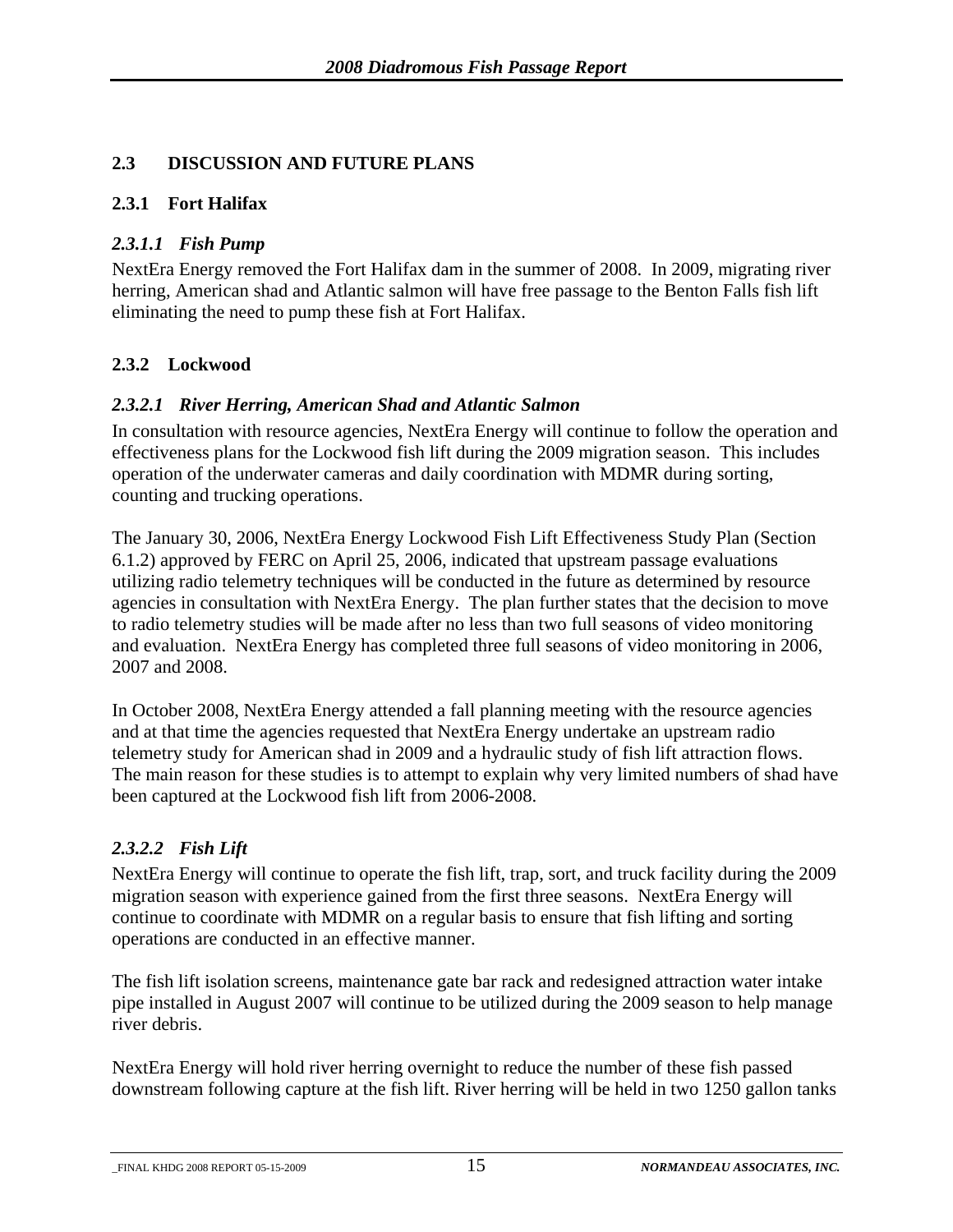## 2.3 DISCUSSION AND FUTURE PLANS

### 2.3.1 Fort Halifax

#### *2.3.1.1 Fish Pump*

NextEra Energy removed the Fort Halifax dam in the summer of 2008. In 2009, migrating river herring, American shad and Atlantic salmon will have free passage to the Benton Falls fish lift eliminating the need to pump these fish at Fort Halifax.

### 2.3.2 Lockwood

#### *2.3.2.1 River Herring, American Shad and Atlantic Salmon*

In consultation with resource agencies, NextEra Energy will continue to follow the operation and effectiveness plans for the Lockwood fish lift during the 2009 migration season. This includes operation of the underwater cameras and daily coordination with MDMR during sorting, counting and trucking operations.

The January 30, 2006, NextEra Energy Lockwood Fish Lift Effectiveness Study Plan (Section 6.1.2) approved by FERC on April 25, 2006, indicated that upstream passage evaluations utilizing radio telemetry techniques will be conducted in the future as determined by resource agencies in consultation with NextEra Energy. The plan further states that the decision to move to radio telemetry studies will be made after no less than two full seasons of video monitoring and evaluation. NextEra Energy has completed three full seasons of video monitoring in 2006, 2007 and 2008.

In October 2008, NextEra Energy attended a fall planning meeting with the resource agencies and at that time the agencies requested that NextEra Energy undertake an upstream radio telemetry study for American shad in 2009 and a hydraulic study of fish lift attraction flows. The main reason for these studies is to attempt to explain why very limited numbers of shad have been captured at the Lockwood fish lift from 2006-2008.

#### *2.3.2.2 Fish Lift*

NextEra Energy will continue to operate the fish lift, trap, sort, and truck facility during the 2009 migration season with experience gained from the first three seasons. NextEra Energy will continue to coordinate with MDMR on a regular basis to ensure that fish lifting and sorting operations are conducted in an effective manner.

The fish lift isolation screens, maintenance gate bar rack and redesigned attraction water intake pipe installed in August 2007 will continue to be utilized during the 2009 season to help manage river debris.

NextEra Energy will hold river herring overnight to reduce the number of these fish passed downstream following capture at the fish lift. River herring will be held in two 1250 gallon tanks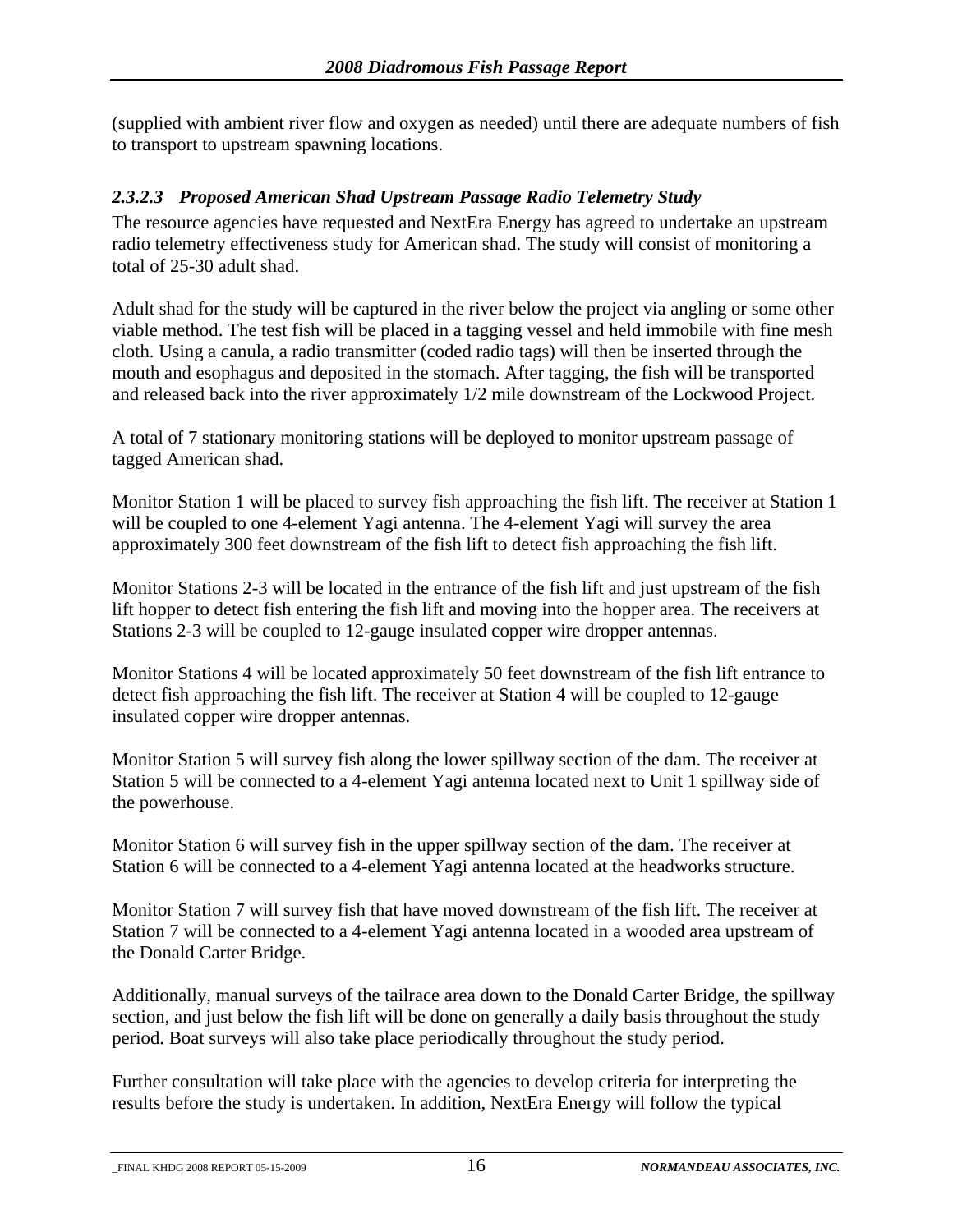(supplied with ambient river flow and oxygen as needed) until there are adequate numbers of fish to transport to upstream spawning locations.

#### *2.3.2.3 Proposed American Shad Upstream Passage Radio Telemetry Study*

The resource agencies have requested and NextEra Energy has agreed to undertake an upstream radio telemetry effectiveness study for American shad. The study will consist of monitoring a total of 25-30 adult shad.

Adult shad for the study will be captured in the river below the project via angling or some other viable method. The test fish will be placed in a tagging vessel and held immobile with fine mesh cloth. Using a canula, a radio transmitter (coded radio tags) will then be inserted through the mouth and esophagus and deposited in the stomach. After tagging, the fish will be transported and released back into the river approximately 1/2 mile downstream of the Lockwood Project.

A total of 7 stationary monitoring stations will be deployed to monitor upstream passage of tagged American shad.

Monitor Station 1 will be placed to survey fish approaching the fish lift. The receiver at Station 1 will be coupled to one 4-element Yagi antenna. The 4-element Yagi will survey the area approximately 300 feet downstream of the fish lift to detect fish approaching the fish lift.

Monitor Stations 2-3 will be located in the entrance of the fish lift and just upstream of the fish lift hopper to detect fish entering the fish lift and moving into the hopper area. The receivers at Stations 2-3 will be coupled to 12-gauge insulated copper wire dropper antennas.

Monitor Stations 4 will be located approximately 50 feet downstream of the fish lift entrance to detect fish approaching the fish lift. The receiver at Station 4 will be coupled to 12-gauge insulated copper wire dropper antennas.

Monitor Station 5 will survey fish along the lower spillway section of the dam. The receiver at Station 5 will be connected to a 4-element Yagi antenna located next to Unit 1 spillway side of the powerhouse.

Monitor Station 6 will survey fish in the upper spillway section of the dam. The receiver at Station 6 will be connected to a 4-element Yagi antenna located at the headworks structure.

Monitor Station 7 will survey fish that have moved downstream of the fish lift. The receiver at Station 7 will be connected to a 4-element Yagi antenna located in a wooded area upstream of the Donald Carter Bridge.

Additionally, manual surveys of the tailrace area down to the Donald Carter Bridge, the spillway section, and just below the fish lift will be done on generally a daily basis throughout the study period. Boat surveys will also take place periodically throughout the study period.

Further consultation will take place with the agencies to develop criteria for interpreting the results before the study is undertaken. In addition, NextEra Energy will follow the typical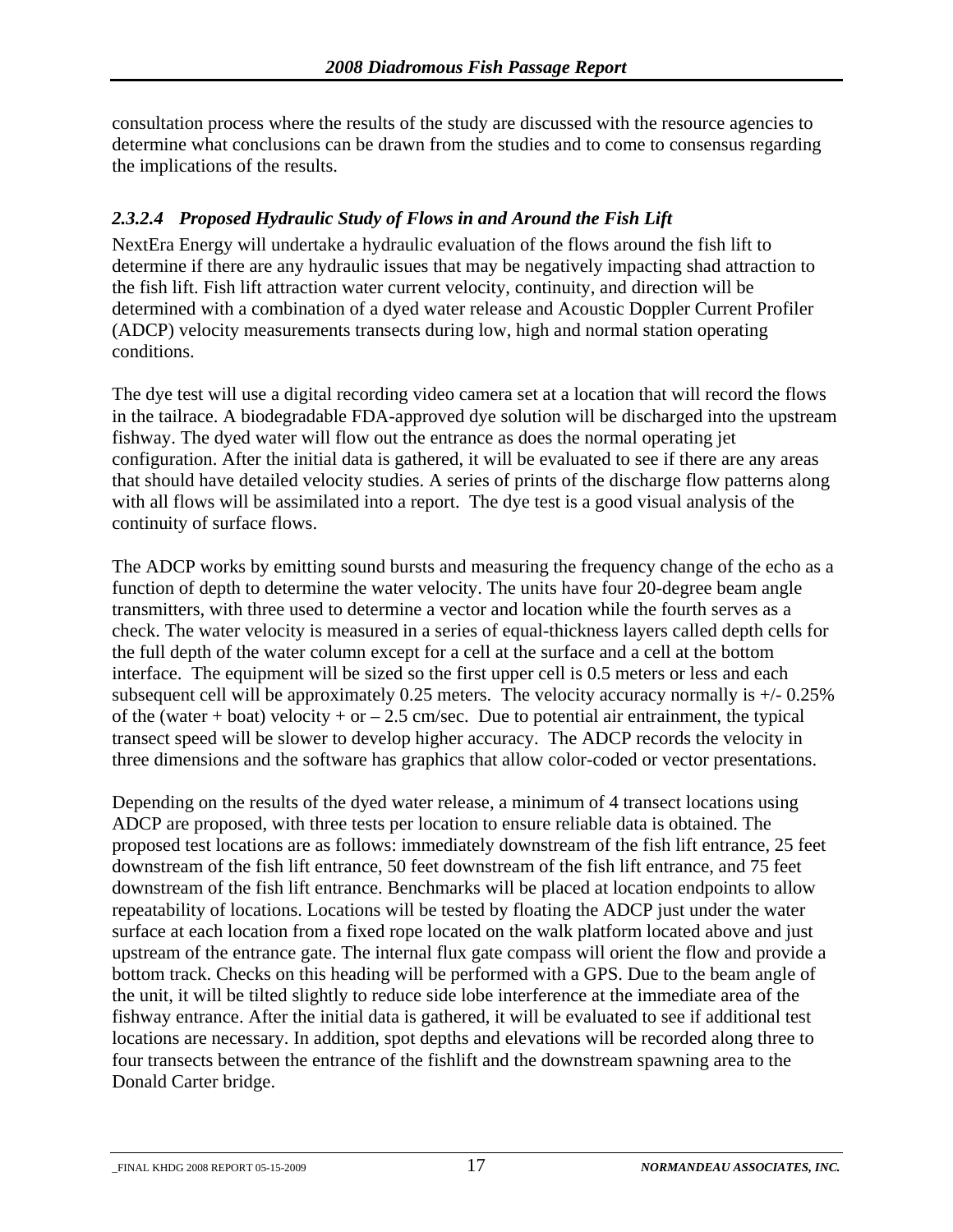consultation process where the results of the study are discussed with the resource agencies to determine what conclusions can be drawn from the studies and to come to consensus regarding the implications of the results.

#### *2.3.2.4 Proposed Hydraulic Study of Flows in and Around the Fish Lift*

NextEra Energy will undertake a hydraulic evaluation of the flows around the fish lift to determine if there are any hydraulic issues that may be negatively impacting shad attraction to the fish lift. Fish lift attraction water current velocity, continuity, and direction will be determined with a combination of a dyed water release and Acoustic Doppler Current Profiler (ADCP) velocity measurements transects during low, high and normal station operating conditions.

The dye test will use a digital recording video camera set at a location that will record the flows in the tailrace. A biodegradable FDA-approved dye solution will be discharged into the upstream fishway. The dyed water will flow out the entrance as does the normal operating jet configuration. After the initial data is gathered, it will be evaluated to see if there are any areas that should have detailed velocity studies. A series of prints of the discharge flow patterns along with all flows will be assimilated into a report. The dye test is a good visual analysis of the continuity of surface flows.

The ADCP works by emitting sound bursts and measuring the frequency change of the echo as a function of depth to determine the water velocity. The units have four 20-degree beam angle transmitters, with three used to determine a vector and location while the fourth serves as a check. The water velocity is measured in a series of equal-thickness layers called depth cells for the full depth of the water column except for a cell at the surface and a cell at the bottom interface. The equipment will be sized so the first upper cell is 0.5 meters or less and each subsequent cell will be approximately 0.25 meters. The velocity accuracy normally is +/- 0.25% of the (water + boat) velocity + or – 2.5 cm/sec. Due to potential air entrainment, the typical transect speed will be slower to develop higher accuracy. The ADCP records the velocity in three dimensions and the software has graphics that allow color-coded or vector presentations.

Depending on the results of the dyed water release, a minimum of 4 transect locations using ADCP are proposed, with three tests per location to ensure reliable data is obtained. The proposed test locations are as follows: immediately downstream of the fish lift entrance, 25 feet downstream of the fish lift entrance, 50 feet downstream of the fish lift entrance, and 75 feet downstream of the fish lift entrance. Benchmarks will be placed at location endpoints to allow repeatability of locations. Locations will be tested by floating the ADCP just under the water surface at each location from a fixed rope located on the walk platform located above and just upstream of the entrance gate. The internal flux gate compass will orient the flow and provide a bottom track. Checks on this heading will be performed with a GPS. Due to the beam angle of the unit, it will be tilted slightly to reduce side lobe interference at the immediate area of the fishway entrance. After the initial data is gathered, it will be evaluated to see if additional test locations are necessary. In addition, spot depths and elevations will be recorded along three to four transects between the entrance of the fishlift and the downstream spawning area to the Donald Carter bridge.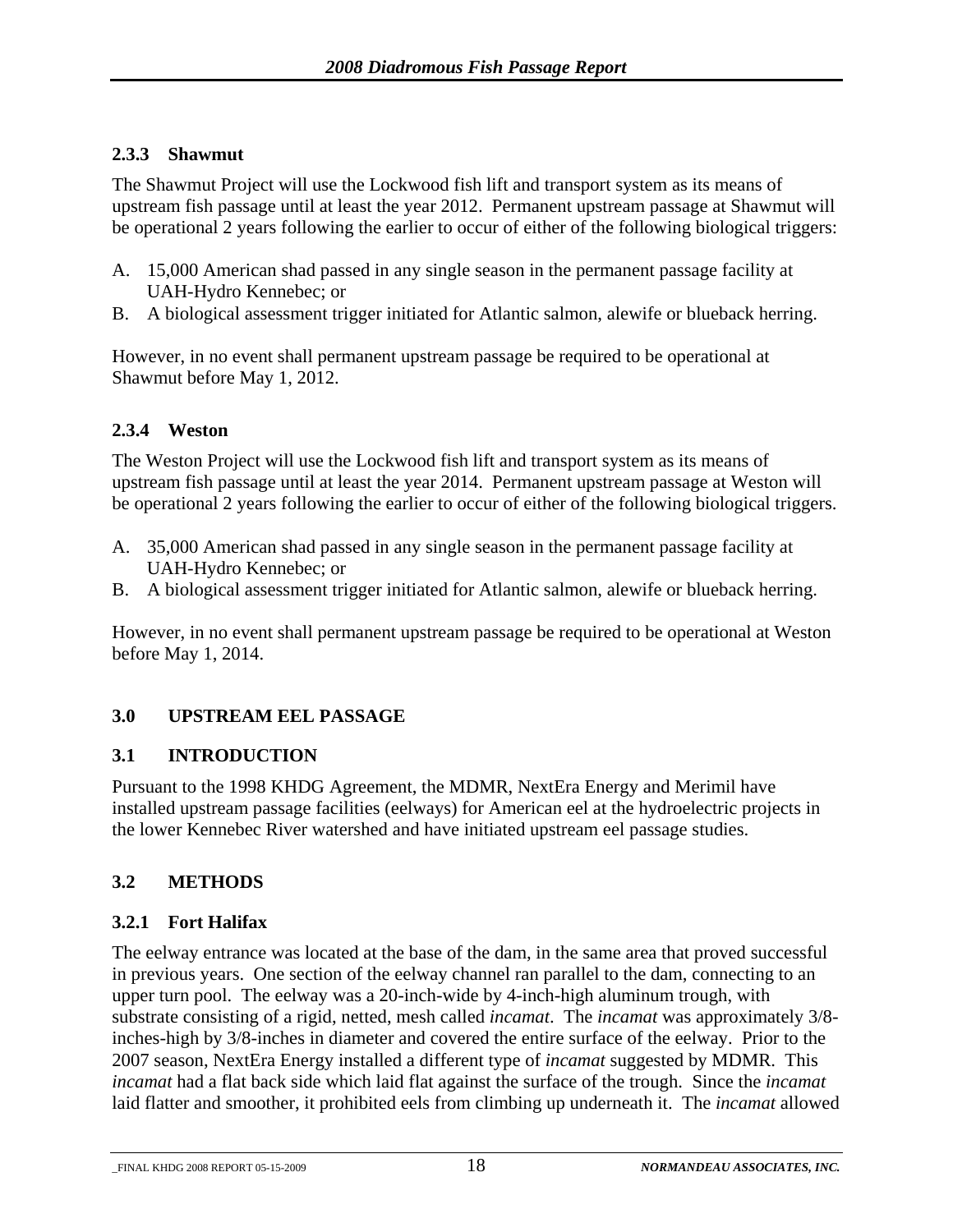### 2.3.3 Shawmut

The Shawmut Project will use the Lockwood fish lift and transport system as its means of upstream fish passage until at least the year 2012. Permanent upstream passage at Shawmut will be operational 2 years following the earlier to occur of either of the following biological triggers:

A. 15,000 American shad passed in any single season in the permanent passage facility at UAH-Hydro Kennebec; or
B. A biological assessment trigger initiated for Atlantic salmon, alewife or blueback herring.

However, in no event shall permanent upstream passage be required to be operational at Shawmut before May 1, 2012.

### 2.3.4 Weston

The Weston Project will use the Lockwood fish lift and transport system as its means of upstream fish passage until at least the year 2014. Permanent upstream passage at Weston will be operational 2 years following the earlier to occur of either of the following biological triggers.

A. 35,000 American shad passed in any single season in the permanent passage facility at UAH-Hydro Kennebec; or
B. A biological assessment trigger initiated for Atlantic salmon, alewife or blueback herring.

However, in no event shall permanent upstream passage be required to be operational at Weston before May 1, 2014.

# 3.0 UPSTREAM EEL PASSAGE

## 3.1 INTRODUCTION

Pursuant to the 1998 KHDG Agreement, the MDMR, NextEra Energy and Merimil have installed upstream passage facilities (eelways) for American eel at the hydroelectric projects in the lower Kennebec River watershed and have initiated upstream eel passage studies.

## 3.2 METHODS

### 3.2.1 Fort Halifax

The eelway entrance was located at the base of the dam, in the same area that proved successful in previous years. One section of the eelway channel ran parallel to the dam, connecting to an upper turn pool. The eelway was a 20-inch-wide by 4-inch-high aluminum trough, with substrate consisting of a rigid, netted, mesh called *incamat*. The *incamat* was approximately 3/8-inches-high by 3/8-inches in diameter and covered the entire surface of the eelway. Prior to the 2007 season, NextEra Energy installed a different type of *incamat* suggested by MDMR. This *incamat* had a flat back side which laid flat against the surface of the trough. Since the *incamat* laid flatter and smoother, it prohibited eels from climbing up underneath it. The *incamat* allowed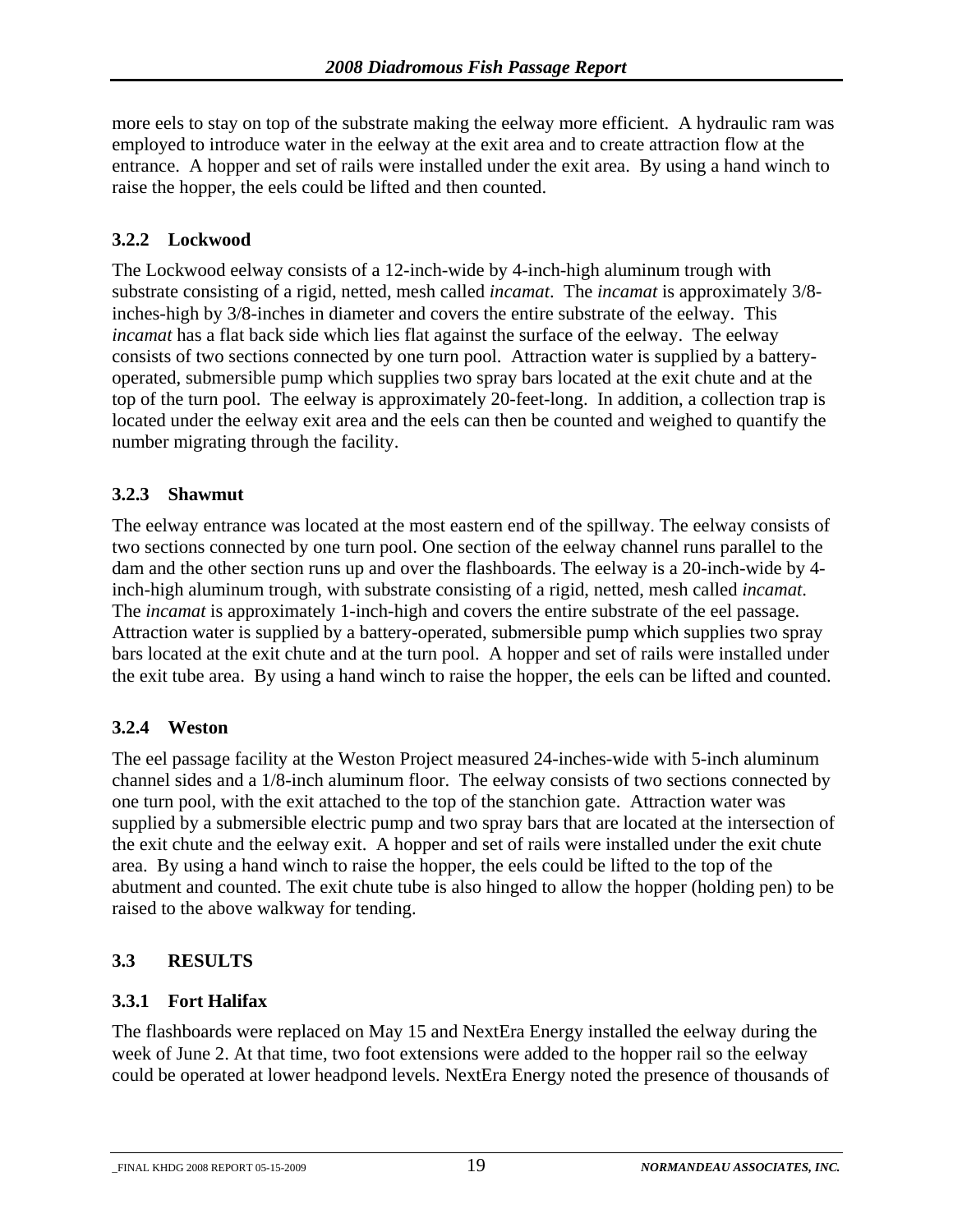more eels to stay on top of the substrate making the eelway more efficient. A hydraulic ram was employed to introduce water in the eelway at the exit area and to create attraction flow at the entrance. A hopper and set of rails were installed under the exit area. By using a hand winch to raise the hopper, the eels could be lifted and then counted.

### 3.2.2 Lockwood

The Lockwood eelway consists of a 12-inch-wide by 4-inch-high aluminum trough with substrate consisting of a rigid, netted, mesh called *incamat*. The *incamat* is approximately 3/8-inches-high by 3/8-inches in diameter and covers the entire substrate of the eelway. This *incamat* has a flat back side which lies flat against the surface of the eelway. The eelway consists of two sections connected by one turn pool. Attraction water is supplied by a battery-operated, submersible pump which supplies two spray bars located at the exit chute and at the top of the turn pool. The eelway is approximately 20-feet-long. In addition, a collection trap is located under the eelway exit area and the eels can then be counted and weighed to quantify the number migrating through the facility.

### 3.2.3 Shawmut

The eelway entrance was located at the most eastern end of the spillway. The eelway consists of two sections connected by one turn pool. One section of the eelway channel runs parallel to the dam and the other section runs up and over the flashboards. The eelway is a 20-inch-wide by 4-inch-high aluminum trough, with substrate consisting of a rigid, netted, mesh called *incamat*. The *incamat* is approximately 1-inch-high and covers the entire substrate of the eel passage. Attraction water is supplied by a battery-operated, submersible pump which supplies two spray bars located at the exit chute and at the turn pool. A hopper and set of rails were installed under the exit tube area. By using a hand winch to raise the hopper, the eels can be lifted and counted.

### 3.2.4 Weston

The eel passage facility at the Weston Project measured 24-inches-wide with 5-inch aluminum channel sides and a 1/8-inch aluminum floor. The eelway consists of two sections connected by one turn pool, with the exit attached to the top of the stanchion gate. Attraction water was supplied by a submersible electric pump and two spray bars that are located at the intersection of the exit chute and the eelway exit. A hopper and set of rails were installed under the exit chute area. By using a hand winch to raise the hopper, the eels could be lifted to the top of the abutment and counted. The exit chute tube is also hinged to allow the hopper (holding pen) to be raised to the above walkway for tending.

## 3.3 RESULTS

### 3.3.1 Fort Halifax

The flashboards were replaced on May 15 and NextEra Energy installed the eelway during the week of June 2. At that time, two foot extensions were added to the hopper rail so the eelway could be operated at lower headpond levels. NextEra Energy noted the presence of thousands of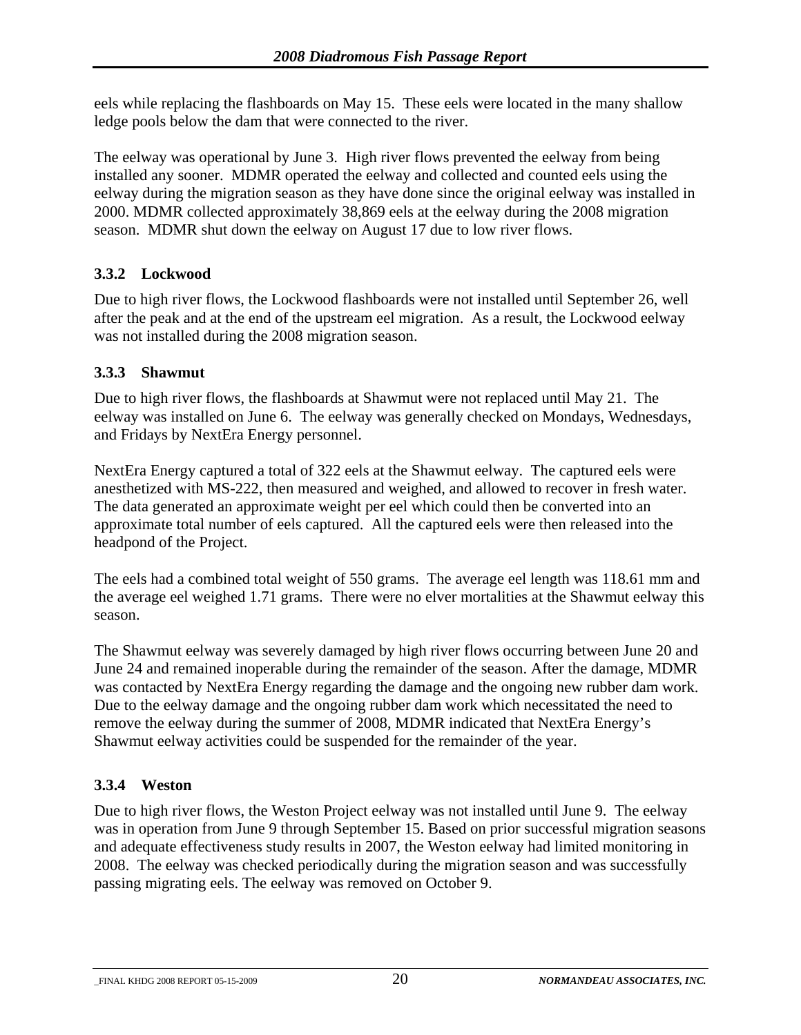eels while replacing the flashboards on May 15. These eels were located in the many shallow ledge pools below the dam that were connected to the river.

The eelway was operational by June 3. High river flows prevented the eelway from being installed any sooner. MDMR operated the eelway and collected and counted eels using the eelway during the migration season as they have done since the original eelway was installed in 2000. MDMR collected approximately 38,869 eels at the eelway during the 2008 migration season. MDMR shut down the eelway on August 17 due to low river flows.

### 3.3.2 Lockwood

Due to high river flows, the Lockwood flashboards were not installed until September 26, well after the peak and at the end of the upstream eel migration. As a result, the Lockwood eelway was not installed during the 2008 migration season.

### 3.3.3 Shawmut

Due to high river flows, the flashboards at Shawmut were not replaced until May 21. The eelway was installed on June 6. The eelway was generally checked on Mondays, Wednesdays, and Fridays by NextEra Energy personnel.

NextEra Energy captured a total of 322 eels at the Shawmut eelway. The captured eels were anesthetized with MS-222, then measured and weighed, and allowed to recover in fresh water. The data generated an approximate weight per eel which could then be converted into an approximate total number of eels captured. All the captured eels were then released into the headpond of the Project.

The eels had a combined total weight of 550 grams. The average eel length was 118.61 mm and the average eel weighed 1.71 grams. There were no elver mortalities at the Shawmut eelway this season.

The Shawmut eelway was severely damaged by high river flows occurring between June 20 and June 24 and remained inoperable during the remainder of the season. After the damage, MDMR was contacted by NextEra Energy regarding the damage and the ongoing new rubber dam work. Due to the eelway damage and the ongoing rubber dam work which necessitated the need to remove the eelway during the summer of 2008, MDMR indicated that NextEra Energy's Shawmut eelway activities could be suspended for the remainder of the year.

### 3.3.4 Weston

Due to high river flows, the Weston Project eelway was not installed until June 9. The eelway was in operation from June 9 through September 15. Based on prior successful migration seasons and adequate effectiveness study results in 2007, the Weston eelway had limited monitoring in 2008. The eelway was checked periodically during the migration season and was successfully passing migrating eels. The eelway was removed on October 9.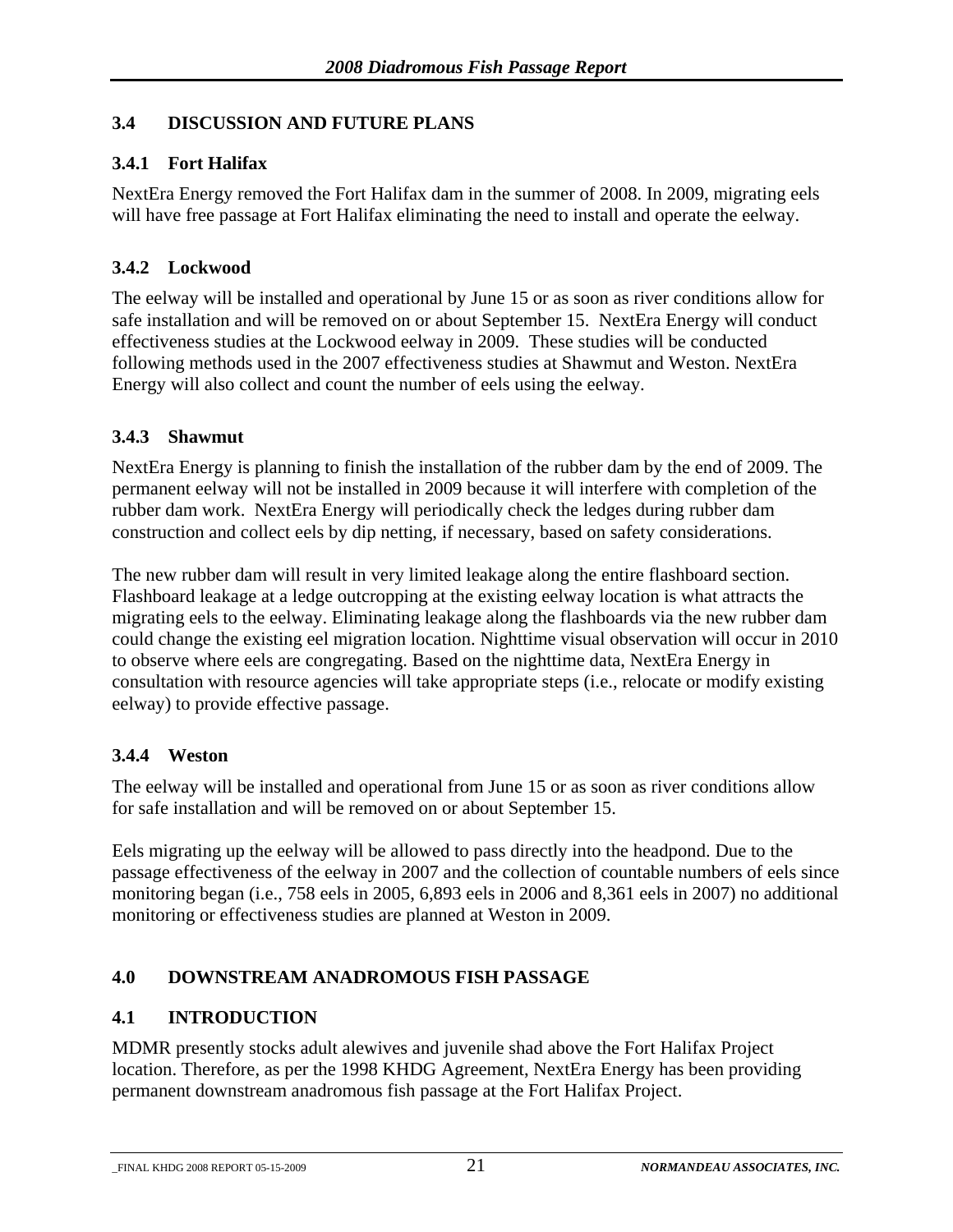### 3.4 DISCUSSION AND FUTURE PLANS

#### 3.4.1 Fort Halifax

NextEra Energy removed the Fort Halifax dam in the summer of 2008. In 2009, migrating eels will have free passage at Fort Halifax eliminating the need to install and operate the eelway.

#### 3.4.2 Lockwood

The eelway will be installed and operational by June 15 or as soon as river conditions allow for safe installation and will be removed on or about September 15. NextEra Energy will conduct effectiveness studies at the Lockwood eelway in 2009. These studies will be conducted following methods used in the 2007 effectiveness studies at Shawmut and Weston. NextEra Energy will also collect and count the number of eels using the eelway.

#### 3.4.3 Shawmut

NextEra Energy is planning to finish the installation of the rubber dam by the end of 2009. The permanent eelway will not be installed in 2009 because it will interfere with completion of the rubber dam work. NextEra Energy will periodically check the ledges during rubber dam construction and collect eels by dip netting, if necessary, based on safety considerations.

The new rubber dam will result in very limited leakage along the entire flashboard section. Flashboard leakage at a ledge outcropping at the existing eelway location is what attracts the migrating eels to the eelway. Eliminating leakage along the flashboards via the new rubber dam could change the existing eel migration location. Nighttime visual observation will occur in 2010 to observe where eels are congregating. Based on the nighttime data, NextEra Energy in consultation with resource agencies will take appropriate steps (i.e., relocate or modify existing eelway) to provide effective passage.

#### 3.4.4 Weston

The eelway will be installed and operational from June 15 or as soon as river conditions allow for safe installation and will be removed on or about September 15.

Eels migrating up the eelway will be allowed to pass directly into the headpond. Due to the passage effectiveness of the eelway in 2007 and the collection of countable numbers of eels since monitoring began (i.e., 758 eels in 2005, 6,893 eels in 2006 and 8,361 eels in 2007) no additional monitoring or effectiveness studies are planned at Weston in 2009.

## 4.0 DOWNSTREAM ANADROMOUS FISH PASSAGE

### 4.1 INTRODUCTION

MDMR presently stocks adult alewives and juvenile shad above the Fort Halifax Project location. Therefore, as per the 1998 KHDG Agreement, NextEra Energy has been providing permanent downstream anadromous fish passage at the Fort Halifax Project.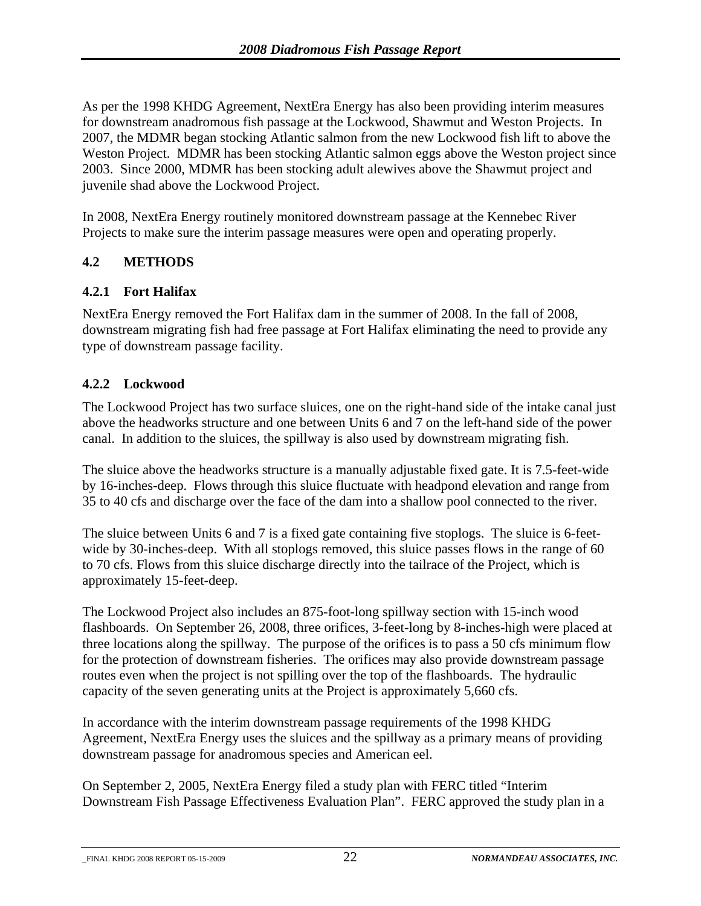As per the 1998 KHDG Agreement, NextEra Energy has also been providing interim measures for downstream anadromous fish passage at the Lockwood, Shawmut and Weston Projects. In 2007, the MDMR began stocking Atlantic salmon from the new Lockwood fish lift to above the Weston Project. MDMR has been stocking Atlantic salmon eggs above the Weston project since 2003. Since 2000, MDMR has been stocking adult alewives above the Shawmut project and juvenile shad above the Lockwood Project.

In 2008, NextEra Energy routinely monitored downstream passage at the Kennebec River Projects to make sure the interim passage measures were open and operating properly.

## 4.2 METHODS

### 4.2.1 Fort Halifax

NextEra Energy removed the Fort Halifax dam in the summer of 2008. In the fall of 2008, downstream migrating fish had free passage at Fort Halifax eliminating the need to provide any type of downstream passage facility.

### 4.2.2 Lockwood

The Lockwood Project has two surface sluices, one on the right-hand side of the intake canal just above the headworks structure and one between Units 6 and 7 on the left-hand side of the power canal. In addition to the sluices, the spillway is also used by downstream migrating fish.

The sluice above the headworks structure is a manually adjustable fixed gate. It is 7.5-feet-wide by 16-inches-deep. Flows through this sluice fluctuate with headpond elevation and range from 35 to 40 cfs and discharge over the face of the dam into a shallow pool connected to the river.

The sluice between Units 6 and 7 is a fixed gate containing five stoplogs. The sluice is 6-feet-wide by 30-inches-deep. With all stoplogs removed, this sluice passes flows in the range of 60 to 70 cfs. Flows from this sluice discharge directly into the tailrace of the Project, which is approximately 15-feet-deep.

The Lockwood Project also includes an 875-foot-long spillway section with 15-inch wood flashboards. On September 26, 2008, three orifices, 3-feet-long by 8-inches-high were placed at three locations along the spillway. The purpose of the orifices is to pass a 50 cfs minimum flow for the protection of downstream fisheries. The orifices may also provide downstream passage routes even when the project is not spilling over the top of the flashboards. The hydraulic capacity of the seven generating units at the Project is approximately 5,660 cfs.

In accordance with the interim downstream passage requirements of the 1998 KHDG Agreement, NextEra Energy uses the sluices and the spillway as a primary means of providing downstream passage for anadromous species and American eel.

On September 2, 2005, NextEra Energy filed a study plan with FERC titled "Interim Downstream Fish Passage Effectiveness Evaluation Plan". FERC approved the study plan in a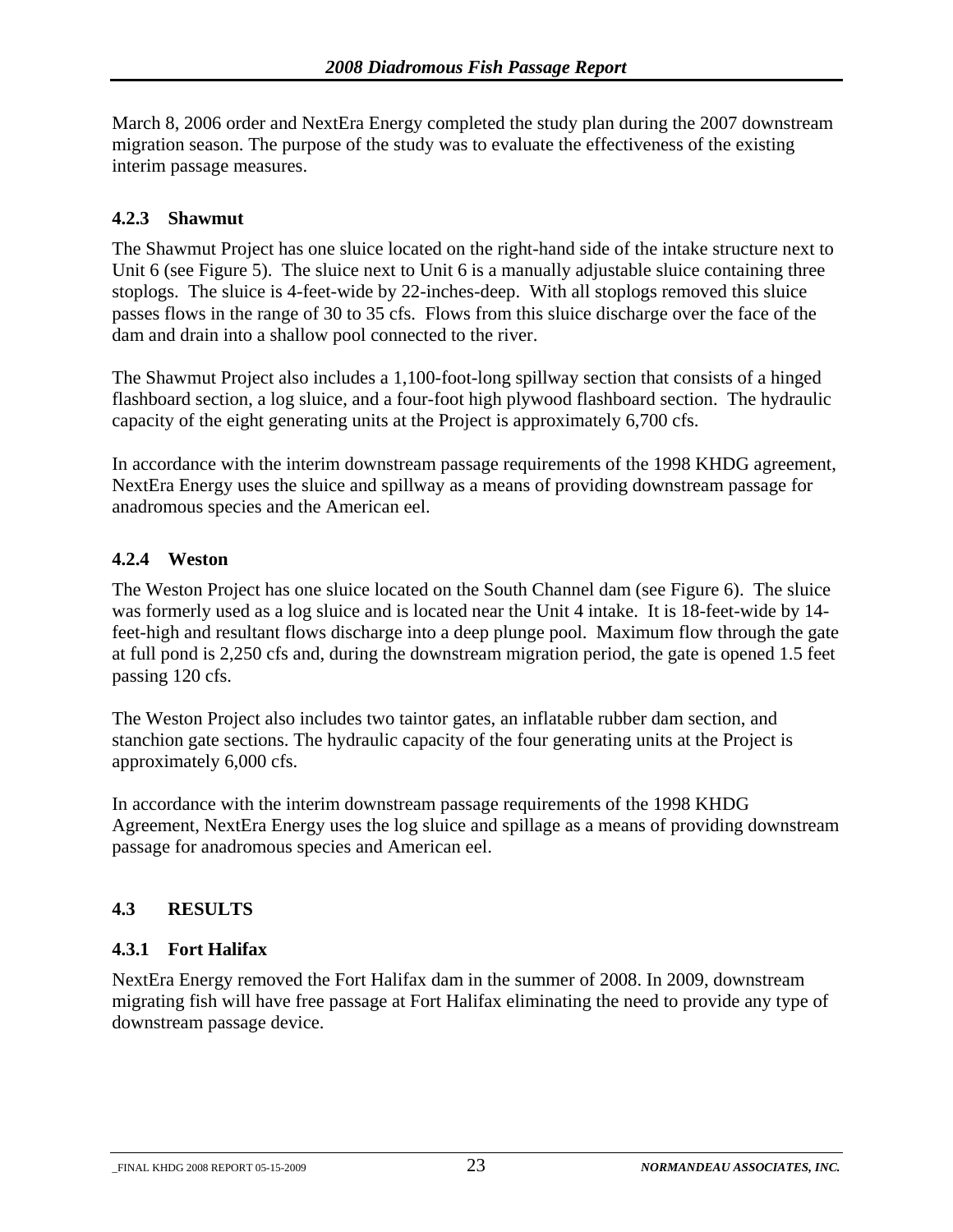March 8, 2006 order and NextEra Energy completed the study plan during the 2007 downstream migration season. The purpose of the study was to evaluate the effectiveness of the existing interim passage measures.

### 4.2.3 Shawmut

The Shawmut Project has one sluice located on the right-hand side of the intake structure next to Unit 6 (see Figure 5). The sluice next to Unit 6 is a manually adjustable sluice containing three stoplogs. The sluice is 4-feet-wide by 22-inches-deep. With all stoplogs removed this sluice passes flows in the range of 30 to 35 cfs. Flows from this sluice discharge over the face of the dam and drain into a shallow pool connected to the river.

The Shawmut Project also includes a 1,100-foot-long spillway section that consists of a hinged flashboard section, a log sluice, and a four-foot high plywood flashboard section. The hydraulic capacity of the eight generating units at the Project is approximately 6,700 cfs.

In accordance with the interim downstream passage requirements of the 1998 KHDG agreement, NextEra Energy uses the sluice and spillway as a means of providing downstream passage for anadromous species and the American eel.

### 4.2.4 Weston

The Weston Project has one sluice located on the South Channel dam (see Figure 6). The sluice was formerly used as a log sluice and is located near the Unit 4 intake. It is 18-feet-wide by 14-feet-high and resultant flows discharge into a deep plunge pool. Maximum flow through the gate at full pond is 2,250 cfs and, during the downstream migration period, the gate is opened 1.5 feet passing 120 cfs.

The Weston Project also includes two taintor gates, an inflatable rubber dam section, and stanchion gate sections. The hydraulic capacity of the four generating units at the Project is approximately 6,000 cfs.

In accordance with the interim downstream passage requirements of the 1998 KHDG Agreement, NextEra Energy uses the log sluice and spillage as a means of providing downstream passage for anadromous species and American eel.

## 4.3 RESULTS

### 4.3.1 Fort Halifax

NextEra Energy removed the Fort Halifax dam in the summer of 2008. In 2009, downstream migrating fish will have free passage at Fort Halifax eliminating the need to provide any type of downstream passage device.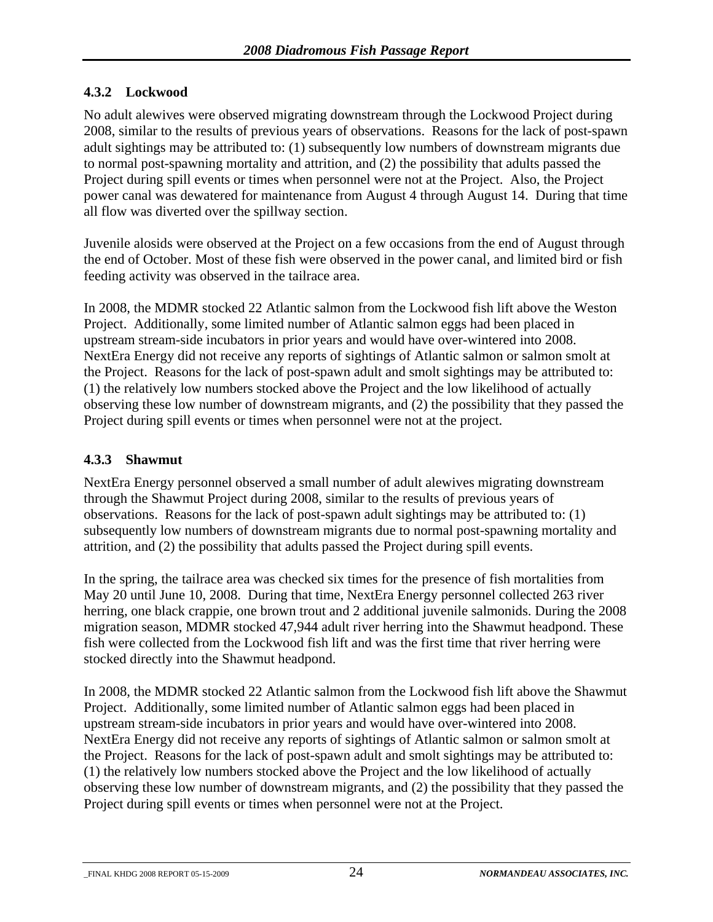### 4.3.2 Lockwood

No adult alewives were observed migrating downstream through the Lockwood Project during 2008, similar to the results of previous years of observations. Reasons for the lack of post-spawn adult sightings may be attributed to: (1) subsequently low numbers of downstream migrants due to normal post-spawning mortality and attrition, and (2) the possibility that adults passed the Project during spill events or times when personnel were not at the Project. Also, the Project power canal was dewatered for maintenance from August 4 through August 14. During that time all flow was diverted over the spillway section.

Juvenile alosids were observed at the Project on a few occasions from the end of August through the end of October. Most of these fish were observed in the power canal, and limited bird or fish feeding activity was observed in the tailrace area.

In 2008, the MDMR stocked 22 Atlantic salmon from the Lockwood fish lift above the Weston Project. Additionally, some limited number of Atlantic salmon eggs had been placed in upstream stream-side incubators in prior years and would have over-wintered into 2008. NextEra Energy did not receive any reports of sightings of Atlantic salmon or salmon smolt at the Project. Reasons for the lack of post-spawn adult and smolt sightings may be attributed to: (1) the relatively low numbers stocked above the Project and the low likelihood of actually observing these low number of downstream migrants, and (2) the possibility that they passed the Project during spill events or times when personnel were not at the project.

### 4.3.3 Shawmut

NextEra Energy personnel observed a small number of adult alewives migrating downstream through the Shawmut Project during 2008, similar to the results of previous years of observations. Reasons for the lack of post-spawn adult sightings may be attributed to: (1) subsequently low numbers of downstream migrants due to normal post-spawning mortality and attrition, and (2) the possibility that adults passed the Project during spill events.

In the spring, the tailrace area was checked six times for the presence of fish mortalities from May 20 until June 10, 2008. During that time, NextEra Energy personnel collected 263 river herring, one black crappie, one brown trout and 2 additional juvenile salmonids. During the 2008 migration season, MDMR stocked 47,944 adult river herring into the Shawmut headpond. These fish were collected from the Lockwood fish lift and was the first time that river herring were stocked directly into the Shawmut headpond.

In 2008, the MDMR stocked 22 Atlantic salmon from the Lockwood fish lift above the Shawmut Project. Additionally, some limited number of Atlantic salmon eggs had been placed in upstream stream-side incubators in prior years and would have over-wintered into 2008. NextEra Energy did not receive any reports of sightings of Atlantic salmon or salmon smolt at the Project. Reasons for the lack of post-spawn adult and smolt sightings may be attributed to: (1) the relatively low numbers stocked above the Project and the low likelihood of actually observing these low number of downstream migrants, and (2) the possibility that they passed the Project during spill events or times when personnel were not at the Project.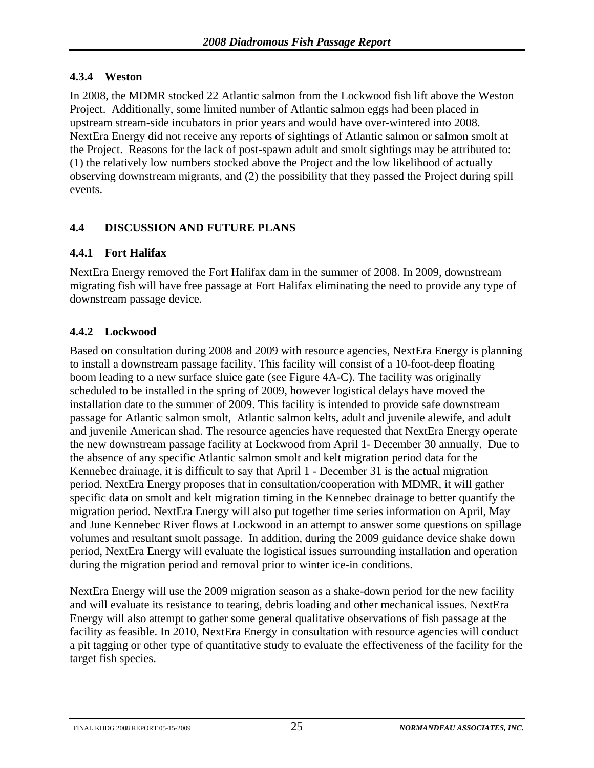### 4.3.4 Weston

In 2008, the MDMR stocked 22 Atlantic salmon from the Lockwood fish lift above the Weston Project. Additionally, some limited number of Atlantic salmon eggs had been placed in upstream stream-side incubators in prior years and would have over-wintered into 2008. NextEra Energy did not receive any reports of sightings of Atlantic salmon or salmon smolt at the Project. Reasons for the lack of post-spawn adult and smolt sightings may be attributed to: (1) the relatively low numbers stocked above the Project and the low likelihood of actually observing downstream migrants, and (2) the possibility that they passed the Project during spill events.

## 4.4 DISCUSSION AND FUTURE PLANS

### 4.4.1 Fort Halifax

NextEra Energy removed the Fort Halifax dam in the summer of 2008. In 2009, downstream migrating fish will have free passage at Fort Halifax eliminating the need to provide any type of downstream passage device.

### 4.4.2 Lockwood

Based on consultation during 2008 and 2009 with resource agencies, NextEra Energy is planning to install a downstream passage facility. This facility will consist of a 10-foot-deep floating boom leading to a new surface sluice gate (see Figure 4A-C). The facility was originally scheduled to be installed in the spring of 2009, however logistical delays have moved the installation date to the summer of 2009. This facility is intended to provide safe downstream passage for Atlantic salmon smolt, Atlantic salmon kelts, adult and juvenile alewife, and adult and juvenile American shad. The resource agencies have requested that NextEra Energy operate the new downstream passage facility at Lockwood from April 1- December 30 annually. Due to the absence of any specific Atlantic salmon smolt and kelt migration period data for the Kennebec drainage, it is difficult to say that April 1 - December 31 is the actual migration period. NextEra Energy proposes that in consultation/cooperation with MDMR, it will gather specific data on smolt and kelt migration timing in the Kennebec drainage to better quantify the migration period. NextEra Energy will also put together time series information on April, May and June Kennebec River flows at Lockwood in an attempt to answer some questions on spillage volumes and resultant smolt passage. In addition, during the 2009 guidance device shake down period, NextEra Energy will evaluate the logistical issues surrounding installation and operation during the migration period and removal prior to winter ice-in conditions.

NextEra Energy will use the 2009 migration season as a shake-down period for the new facility and will evaluate its resistance to tearing, debris loading and other mechanical issues. NextEra Energy will also attempt to gather some general qualitative observations of fish passage at the facility as feasible. In 2010, NextEra Energy in consultation with resource agencies will conduct a pit tagging or other type of quantitative study to evaluate the effectiveness of the facility for the target fish species.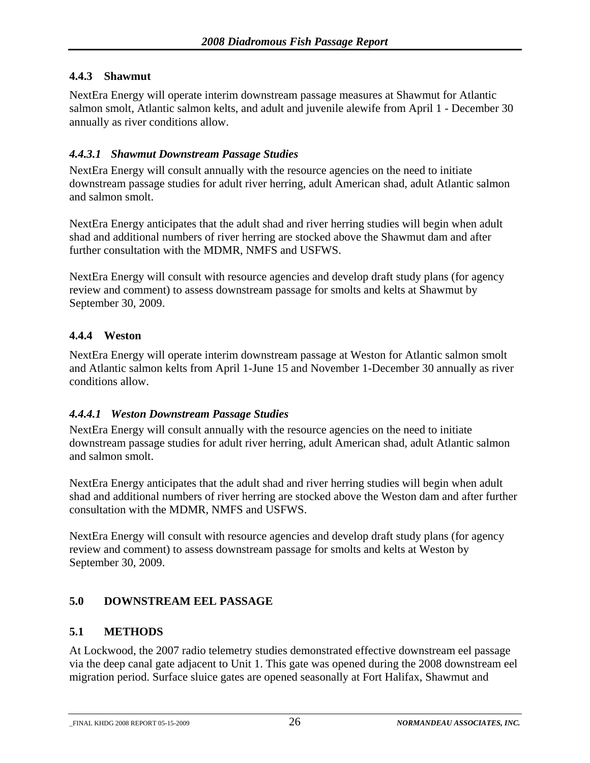### 4.4.3 Shawmut

NextEra Energy will operate interim downstream passage measures at Shawmut for Atlantic salmon smolt, Atlantic salmon kelts, and adult and juvenile alewife from April 1 - December 30 annually as river conditions allow.

#### *4.4.3.1 Shawmut Downstream Passage Studies*

NextEra Energy will consult annually with the resource agencies on the need to initiate downstream passage studies for adult river herring, adult American shad, adult Atlantic salmon and salmon smolt.

NextEra Energy anticipates that the adult shad and river herring studies will begin when adult shad and additional numbers of river herring are stocked above the Shawmut dam and after further consultation with the MDMR, NMFS and USFWS.

NextEra Energy will consult with resource agencies and develop draft study plans (for agency review and comment) to assess downstream passage for smolts and kelts at Shawmut by September 30, 2009.

### 4.4.4 Weston

NextEra Energy will operate interim downstream passage at Weston for Atlantic salmon smolt and Atlantic salmon kelts from April 1-June 15 and November 1-December 30 annually as river conditions allow.

#### *4.4.4.1 Weston Downstream Passage Studies*

NextEra Energy will consult annually with the resource agencies on the need to initiate downstream passage studies for adult river herring, adult American shad, adult Atlantic salmon and salmon smolt.

NextEra Energy anticipates that the adult shad and river herring studies will begin when adult shad and additional numbers of river herring are stocked above the Weston dam and after further consultation with the MDMR, NMFS and USFWS.

NextEra Energy will consult with resource agencies and develop draft study plans (for agency review and comment) to assess downstream passage for smolts and kelts at Weston by September 30, 2009.

## 5.0 DOWNSTREAM EEL PASSAGE

### 5.1 METHODS

At Lockwood, the 2007 radio telemetry studies demonstrated effective downstream eel passage via the deep canal gate adjacent to Unit 1. This gate was opened during the 2008 downstream eel migration period. Surface sluice gates are opened seasonally at Fort Halifax, Shawmut and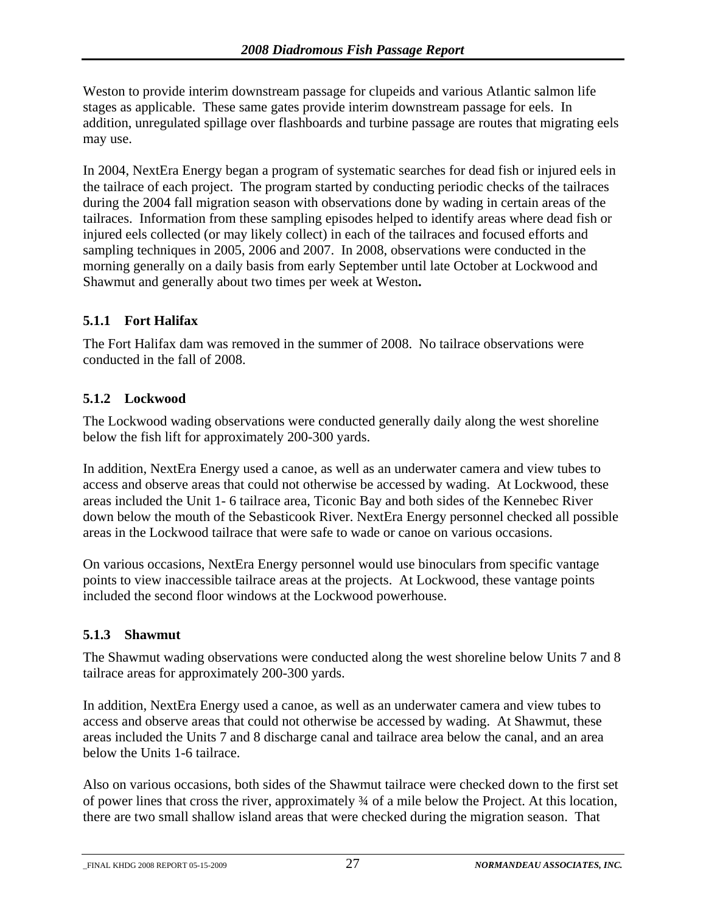Weston to provide interim downstream passage for clupeids and various Atlantic salmon life stages as applicable. These same gates provide interim downstream passage for eels. In addition, unregulated spillage over flashboards and turbine passage are routes that migrating eels may use.

In 2004, NextEra Energy began a program of systematic searches for dead fish or injured eels in the tailrace of each project. The program started by conducting periodic checks of the tailraces during the 2004 fall migration season with observations done by wading in certain areas of the tailraces. Information from these sampling episodes helped to identify areas where dead fish or injured eels collected (or may likely collect) in each of the tailraces and focused efforts and sampling techniques in 2005, 2006 and 2007. In 2008, observations were conducted in the morning generally on a daily basis from early September until late October at Lockwood and Shawmut and generally about two times per week at Weston**.**

### 5.1.1 Fort Halifax

The Fort Halifax dam was removed in the summer of 2008. No tailrace observations were conducted in the fall of 2008.

### 5.1.2 Lockwood

The Lockwood wading observations were conducted generally daily along the west shoreline below the fish lift for approximately 200-300 yards.

In addition, NextEra Energy used a canoe, as well as an underwater camera and view tubes to access and observe areas that could not otherwise be accessed by wading. At Lockwood, these areas included the Unit 1- 6 tailrace area, Ticonic Bay and both sides of the Kennebec River down below the mouth of the Sebasticook River. NextEra Energy personnel checked all possible areas in the Lockwood tailrace that were safe to wade or canoe on various occasions.

On various occasions, NextEra Energy personnel would use binoculars from specific vantage points to view inaccessible tailrace areas at the projects. At Lockwood, these vantage points included the second floor windows at the Lockwood powerhouse.

### 5.1.3 Shawmut

The Shawmut wading observations were conducted along the west shoreline below Units 7 and 8 tailrace areas for approximately 200-300 yards.

In addition, NextEra Energy used a canoe, as well as an underwater camera and view tubes to access and observe areas that could not otherwise be accessed by wading. At Shawmut, these areas included the Units 7 and 8 discharge canal and tailrace area below the canal, and an area below the Units 1-6 tailrace.

Also on various occasions, both sides of the Shawmut tailrace were checked down to the first set of power lines that cross the river, approximately ¾ of a mile below the Project. At this location, there are two small shallow island areas that were checked during the migration season. That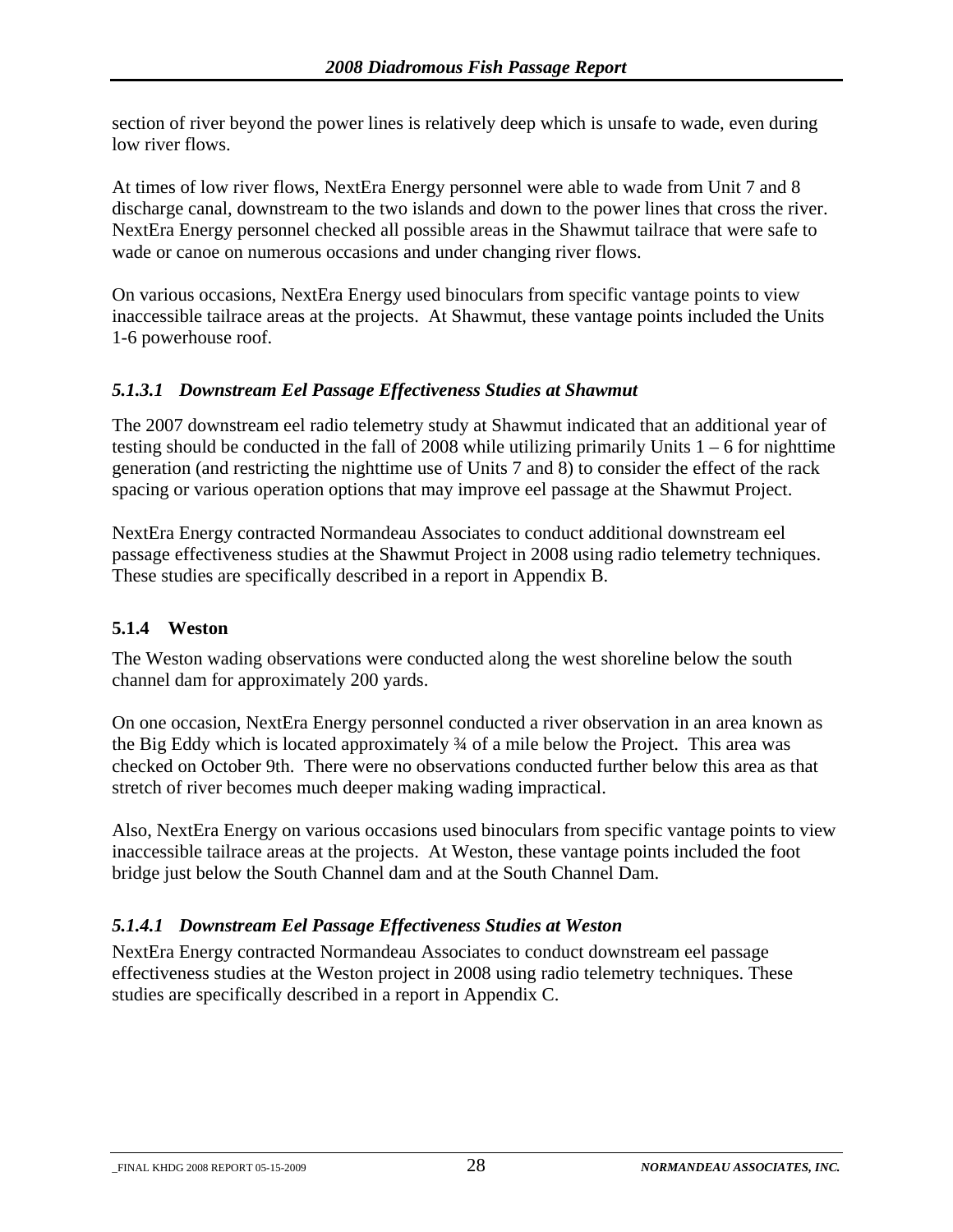section of river beyond the power lines is relatively deep which is unsafe to wade, even during low river flows.

At times of low river flows, NextEra Energy personnel were able to wade from Unit 7 and 8 discharge canal, downstream to the two islands and down to the power lines that cross the river. NextEra Energy personnel checked all possible areas in the Shawmut tailrace that were safe to wade or canoe on numerous occasions and under changing river flows.

On various occasions, NextEra Energy used binoculars from specific vantage points to view inaccessible tailrace areas at the projects. At Shawmut, these vantage points included the Units 1-6 powerhouse roof.

#### *5.1.3.1 Downstream Eel Passage Effectiveness Studies at Shawmut*

The 2007 downstream eel radio telemetry study at Shawmut indicated that an additional year of testing should be conducted in the fall of 2008 while utilizing primarily Units 1 – 6 for nighttime generation (and restricting the nighttime use of Units 7 and 8) to consider the effect of the rack spacing or various operation options that may improve eel passage at the Shawmut Project.

NextEra Energy contracted Normandeau Associates to conduct additional downstream eel passage effectiveness studies at the Shawmut Project in 2008 using radio telemetry techniques. These studies are specifically described in a report in Appendix B.

### 5.1.4 Weston

The Weston wading observations were conducted along the west shoreline below the south channel dam for approximately 200 yards.

On one occasion, NextEra Energy personnel conducted a river observation in an area known as the Big Eddy which is located approximately ¾ of a mile below the Project. This area was checked on October 9th. There were no observations conducted further below this area as that stretch of river becomes much deeper making wading impractical.

Also, NextEra Energy on various occasions used binoculars from specific vantage points to view inaccessible tailrace areas at the projects. At Weston, these vantage points included the foot bridge just below the South Channel dam and at the South Channel Dam.

#### *5.1.4.1 Downstream Eel Passage Effectiveness Studies at Weston*

NextEra Energy contracted Normandeau Associates to conduct downstream eel passage effectiveness studies at the Weston project in 2008 using radio telemetry techniques. These studies are specifically described in a report in Appendix C.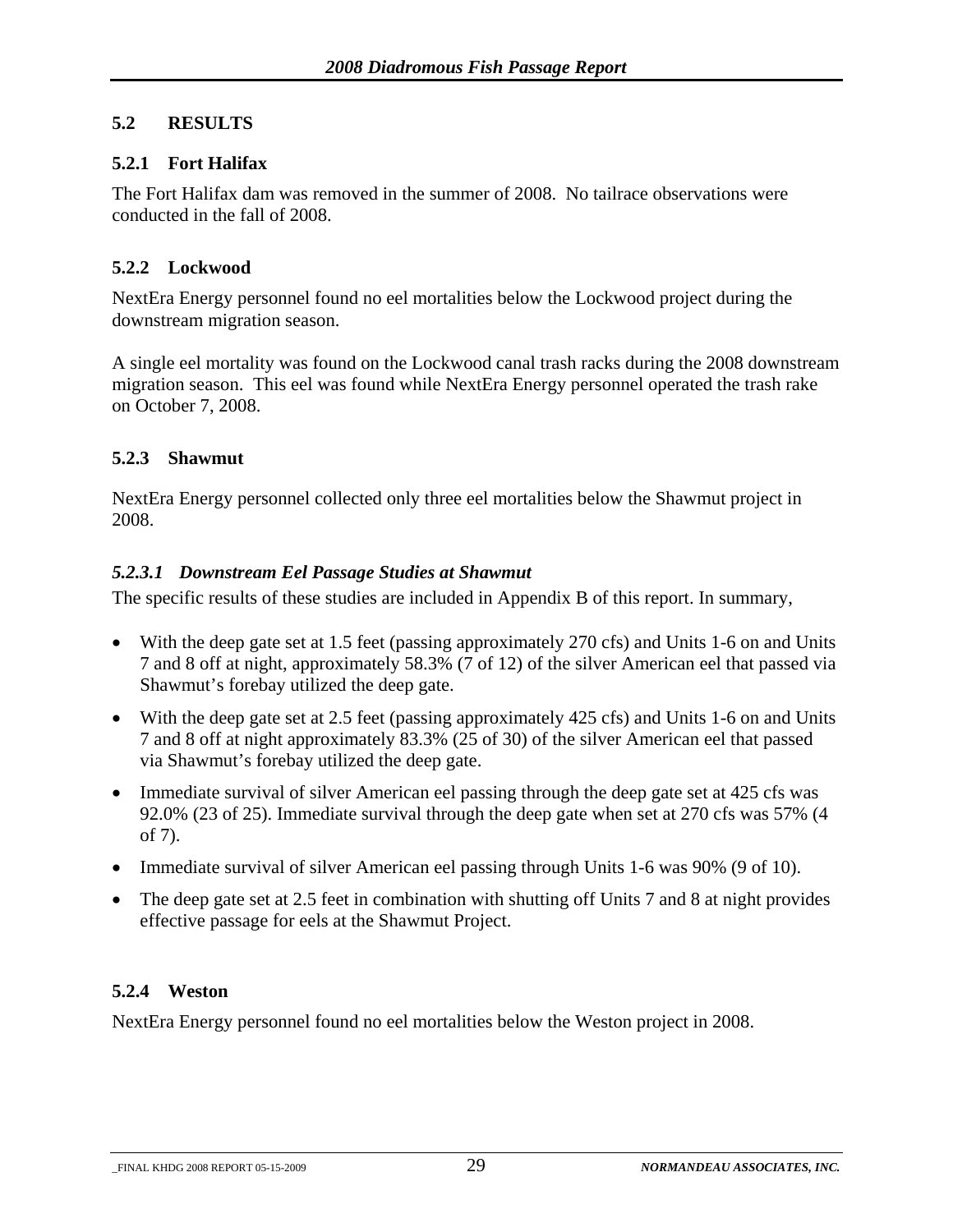## 5.2 RESULTS

### 5.2.1 Fort Halifax

The Fort Halifax dam was removed in the summer of 2008. No tailrace observations were conducted in the fall of 2008.

### 5.2.2 Lockwood

NextEra Energy personnel found no eel mortalities below the Lockwood project during the downstream migration season.

A single eel mortality was found on the Lockwood canal trash racks during the 2008 downstream migration season. This eel was found while NextEra Energy personnel operated the trash rake on October 7, 2008.

### 5.2.3 Shawmut

NextEra Energy personnel collected only three eel mortalities below the Shawmut project in 2008.

#### *5.2.3.1 Downstream Eel Passage Studies at Shawmut*

The specific results of these studies are included in Appendix B of this report. In summary,

- With the deep gate set at 1.5 feet (passing approximately 270 cfs) and Units 1-6 on and Units 7 and 8 off at night, approximately 58.3% (7 of 12) of the silver American eel that passed via Shawmut's forebay utilized the deep gate.
- With the deep gate set at 2.5 feet (passing approximately 425 cfs) and Units 1-6 on and Units 7 and 8 off at night approximately 83.3% (25 of 30) of the silver American eel that passed via Shawmut's forebay utilized the deep gate.
- Immediate survival of silver American eel passing through the deep gate set at 425 cfs was 92.0% (23 of 25). Immediate survival through the deep gate when set at 270 cfs was 57% (4 of 7).
- Immediate survival of silver American eel passing through Units 1-6 was 90% (9 of 10).
- The deep gate set at 2.5 feet in combination with shutting off Units 7 and 8 at night provides effective passage for eels at the Shawmut Project.

### 5.2.4 Weston

NextEra Energy personnel found no eel mortalities below the Weston project in 2008.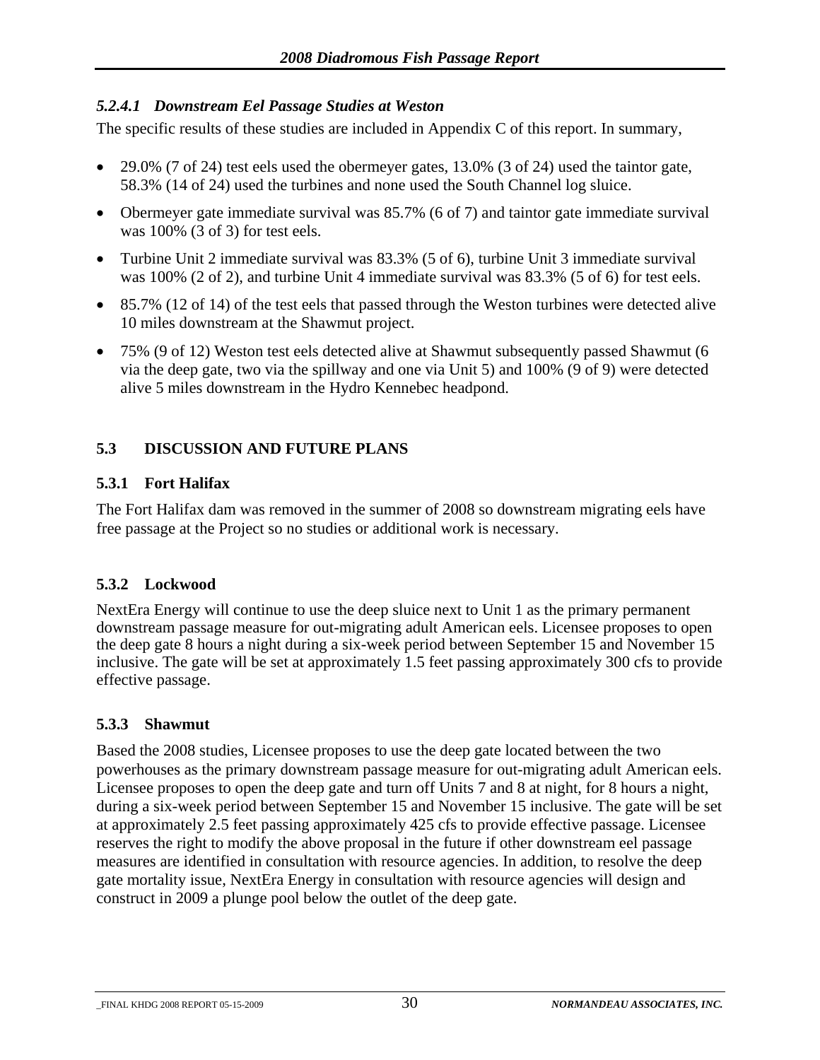#### *5.2.4.1 Downstream Eel Passage Studies at Weston*

The specific results of these studies are included in Appendix C of this report. In summary,

- 29.0% (7 of 24) test eels used the obermeyer gates, 13.0% (3 of 24) used the taintor gate, 58.3% (14 of 24) used the turbines and none used the South Channel log sluice.
- Obermeyer gate immediate survival was 85.7% (6 of 7) and taintor gate immediate survival was 100% (3 of 3) for test eels.
- Turbine Unit 2 immediate survival was 83.3% (5 of 6), turbine Unit 3 immediate survival was 100% (2 of 2), and turbine Unit 4 immediate survival was 83.3% (5 of 6) for test eels.
- 85.7% (12 of 14) of the test eels that passed through the Weston turbines were detected alive 10 miles downstream at the Shawmut project.
- 75% (9 of 12) Weston test eels detected alive at Shawmut subsequently passed Shawmut (6 via the deep gate, two via the spillway and one via Unit 5) and 100% (9 of 9) were detected alive 5 miles downstream in the Hydro Kennebec headpond.

## 5.3 DISCUSSION AND FUTURE PLANS

### 5.3.1 Fort Halifax

The Fort Halifax dam was removed in the summer of 2008 so downstream migrating eels have free passage at the Project so no studies or additional work is necessary.

### 5.3.2 Lockwood

NextEra Energy will continue to use the deep sluice next to Unit 1 as the primary permanent downstream passage measure for out-migrating adult American eels. Licensee proposes to open the deep gate 8 hours a night during a six-week period between September 15 and November 15 inclusive. The gate will be set at approximately 1.5 feet passing approximately 300 cfs to provide effective passage.

### 5.3.3 Shawmut

Based the 2008 studies, Licensee proposes to use the deep gate located between the two powerhouses as the primary downstream passage measure for out-migrating adult American eels. Licensee proposes to open the deep gate and turn off Units 7 and 8 at night, for 8 hours a night, during a six-week period between September 15 and November 15 inclusive. The gate will be set at approximately 2.5 feet passing approximately 425 cfs to provide effective passage. Licensee reserves the right to modify the above proposal in the future if other downstream eel passage measures are identified in consultation with resource agencies. In addition, to resolve the deep gate mortality issue, NextEra Energy in consultation with resource agencies will design and construct in 2009 a plunge pool below the outlet of the deep gate.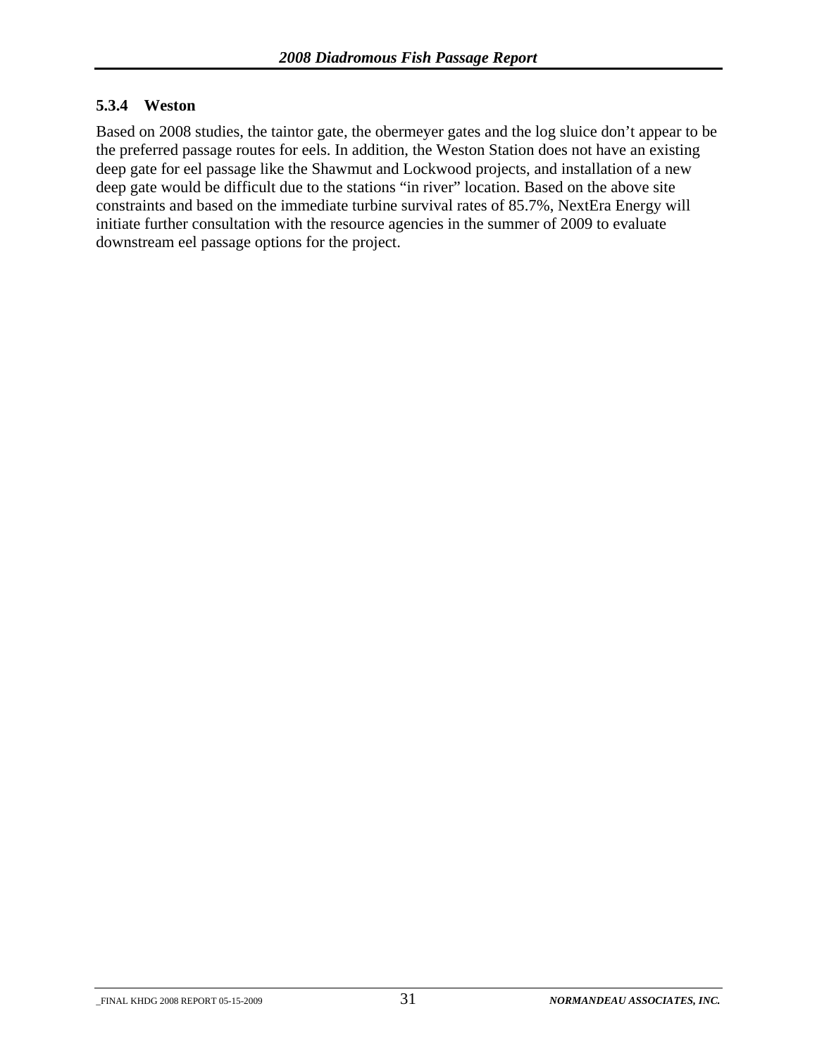### 5.3.4 Weston

Based on 2008 studies, the taintor gate, the obermeyer gates and the log sluice don’t appear to be the preferred passage routes for eels. In addition, the Weston Station does not have an existing deep gate for eel passage like the Shawmut and Lockwood projects, and installation of a new deep gate would be difficult due to the stations “in river” location. Based on the above site constraints and based on the immediate turbine survival rates of 85.7%, NextEra Energy will initiate further consultation with the resource agencies in the summer of 2009 to evaluate downstream eel passage options for the project.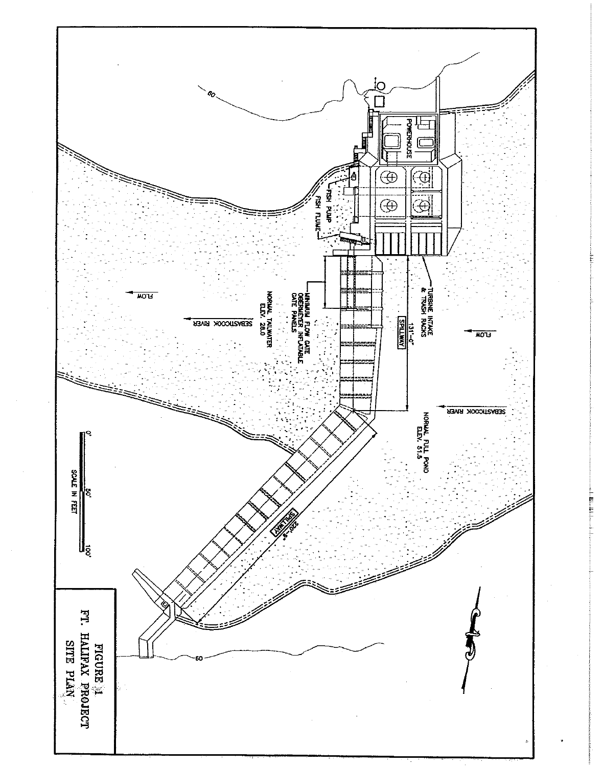POWERHOUSE

FISH PUMP

FISH FLUME

TURBINE INTAKE & TRASH RACKS

SPILLWAY

131'-0"

FLOW

MINIMUM FLOW GATE OBERMEYER INFLATABLE GATE PANELS

NORMAL TAILWATER ELEV. 28.0

SEBASTICOOK RIVER

NORMAL FULL POND ELEV. 51.5

SPILLWAY

220'-9"

60

SCALE IN FEET

0' 50' 100'

FIGURE 1
FT. HALIFAX PROJECT
SITE PLAN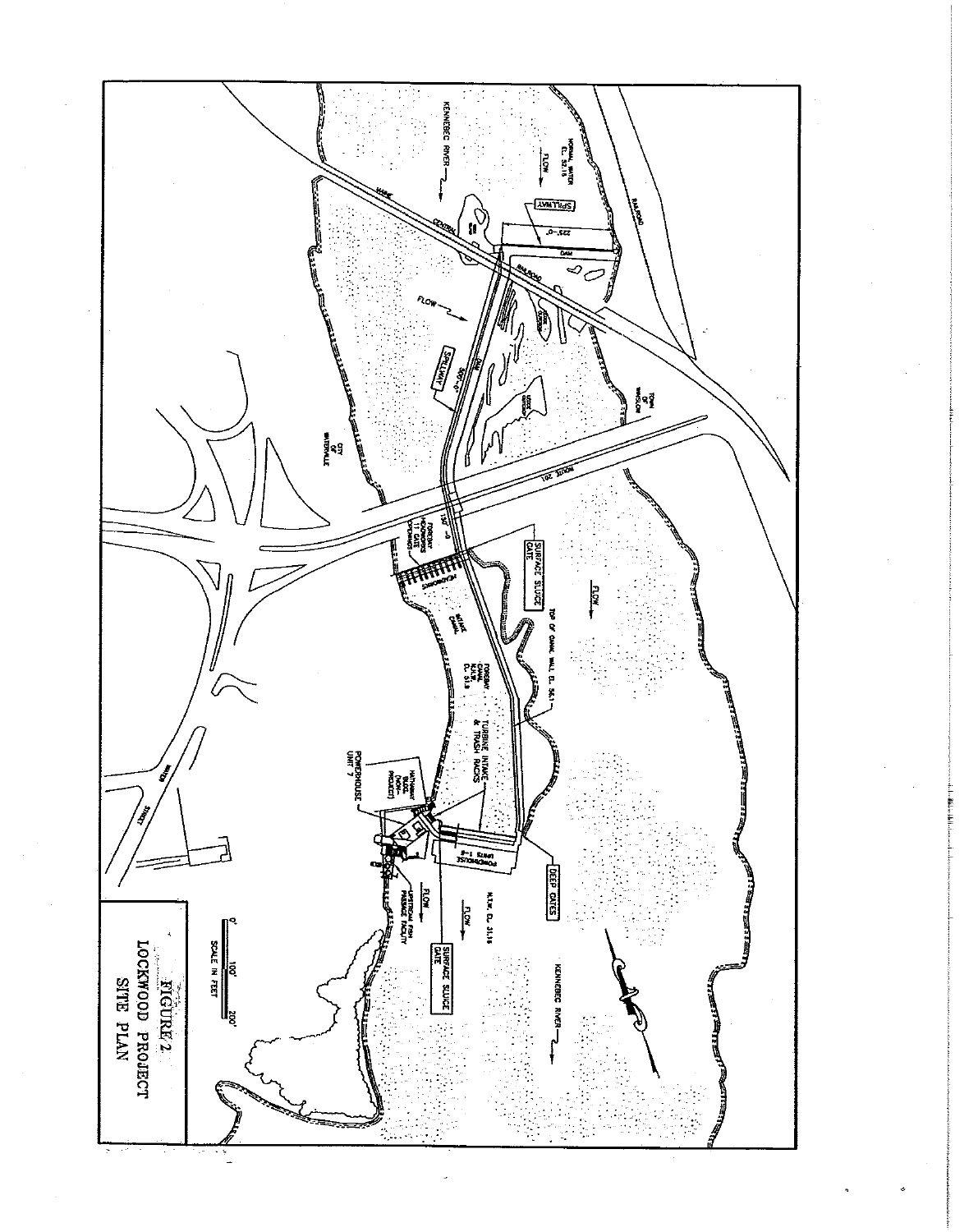FIGURE 2
LOCKWOOD PROJECT
SITE PLAN

KENNEBEC RIVER

NORMAL WATER EL. 52.15

FLOW

RAILROAD

SPILLWAY

225'-0"

DAM

MAINE CENTRAL RAILROAD

FLOW

SPILLWAY

DAM 500'-0"

TOWN OF WINSLOW

CITY OF WATERVILLE

ROUTE 201

130'-0"

FOREBAY HEADWORKS 11 GATE OPENINGS

HEADWORKS

SURFACE SLUICE GATE

TOP OF CANAL WALL EL. 56.1

FLOW

INTAKE CANAL

FOREBAY CANAL N.H.W. EL. 51.9

TURBINE INTAKE & TRASH RACKS

DEEP GATES

POWERHOUSE UNITS 1-6

POWERHOUSE UNIT 7

SWITCHING BLDG. (NON-PROJECT)

N.T.W. EL. 31.15

FLOW

FLOW

UPSTREAM FISH PASSAGE FACILITY

SURFACE SLUICE GATE

KENNEBEC RIVER

WATER STREET

SCALE IN FEET

0' 100' 200'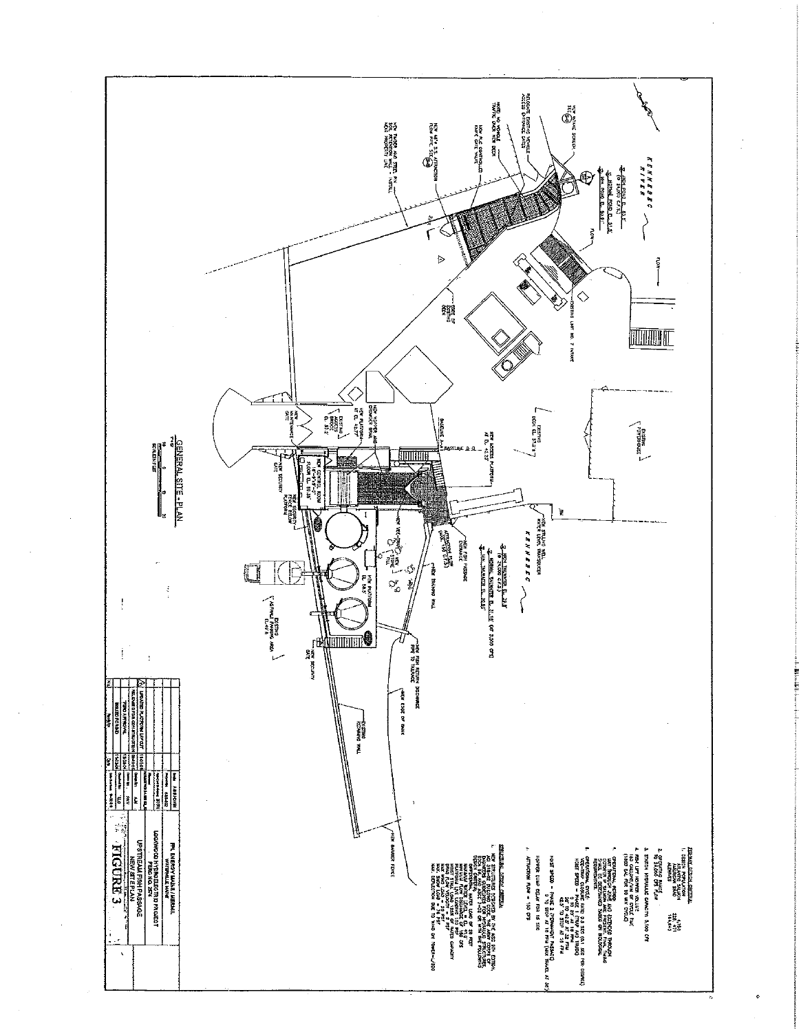## GENERAL SITE PLAN

**KENNEBEC RIVER**

**FPL ENERGY MAINE HYDRO LLC**
WATERVILLE MAINE

**LOCKWOOD HYDROELECTRIC PROJECT**
FERC NO. 2574

**UPSTREAM FISH PASSAGE**
NEW SITE PLAN

**FIGURE 3**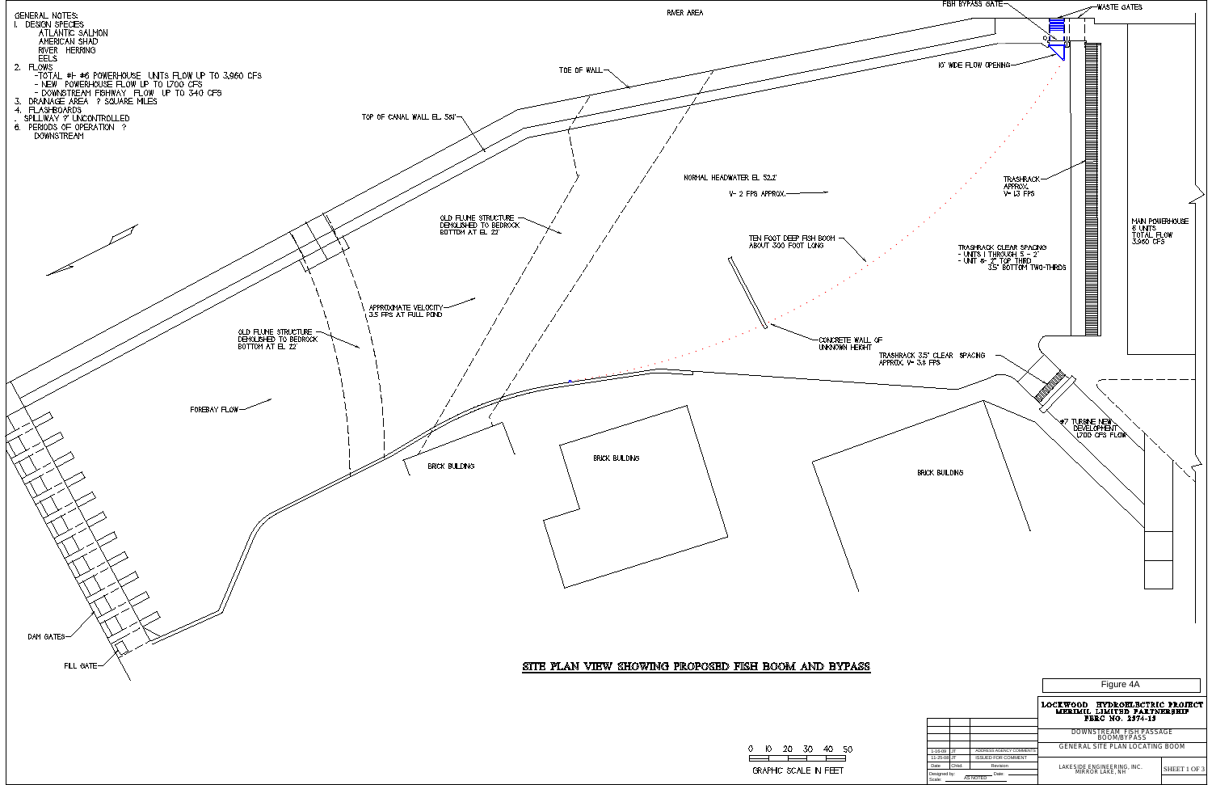GENERAL NOTES:

1. DESIGN SPECIES
   - ATLANTIC SALMON
   - AMERICAN SHAD
   - RIVER HERRING
   - EELS
2. FLOWS
   - TOTAL #1- #6 POWERHOUSE UNITS FLOW UP TO 3,960 CFS
   - NEW POWERHOUSE FLOW UP TO 1,700 CFS
   - DOWNSTREAM FISHWAY FLOW UP TO 340 CFS
3. DRAINAGE AREA ? SQUARE MILES
4. FLASHBOARDS
5. SPILLWAY 7' UNCONTROLLED
6. PERIODS OF OPERATION ?
   DOWNSTREAM

RIVER AREA

FISH BYPASS GATE

WASTE GATES

10' WIDE FLOW OPENING

TOE OF WALL

TOP OF CANAL WALL EL. 56.1'

NORMAL HEADWATER EL. 52.2'

V= 2 FPS APPROX.

TRASHRACK APPROX. V= 1.3 FPS

MAIN POWERHOUSE 6 UNITS TOTAL FLOW 3,960 CFS

OLD FLUME STRUCTURE DEMOLISHED TO BEDROCK BOTTOM AT EL. 27'

TEN FOOT DEEP FISH BOOM ABOUT 300 FOOT LONG

TRASHRACK CLEAR SPACING
- UNITS 1 THROUGH 5 - 2"
- UNIT 6- 2" TOP THIRD
  3.5" BOTTOM TWO-THIRDS

APPROXIMATE VELOCITY 3.5 FPS AT FULL POND

OLD FLUME STRUCTURE DEMOLISHED TO BEDROCK BOTTOM AT EL. 22

CONCRETE WALL OF UNKNOWN HEIGHT

TRASHRACK 3.5" CLEAR SPACING APPROX. V= 3.8 FPS

FOREBAY FLOW

BRICK BUILDING

BRICK BUILDING

BRICK BUILDING

#7 TURBINE NEW DEVELOPMENT 1,700 CFS FLOW

DAM GATES

FILL GATE

## SITE PLAN VIEW SHOWING PROPOSED FISH BOOM AND BYPASS

0 10 20 30 40 50

GRAPHIC SCALE IN FEET

Figure 4A

**LOCKWOOD HYDROELECTRIC PROJECT**
**MERIMIL LIMITED PARTNERSHIP**
**FERC NO. 2574-13**

DOWNSTREAM FISH PASSAGE BOOM/BYPASS

GENERAL SITE PLAN LOCATING BOOM

LAKESIDE ENGINEERING, INC.
MIRROR LAKE, NH

SHEET 1 OF 3

| Date | Chkd. | Revision |
|---|---|---|
| 1-16-09 | JT | ADDRESS AGENCY COMMENTS |
| 11-25-08 | JT | ISSUED FOR COMMENT |

Designed by: Date:
Scale: AS NOTED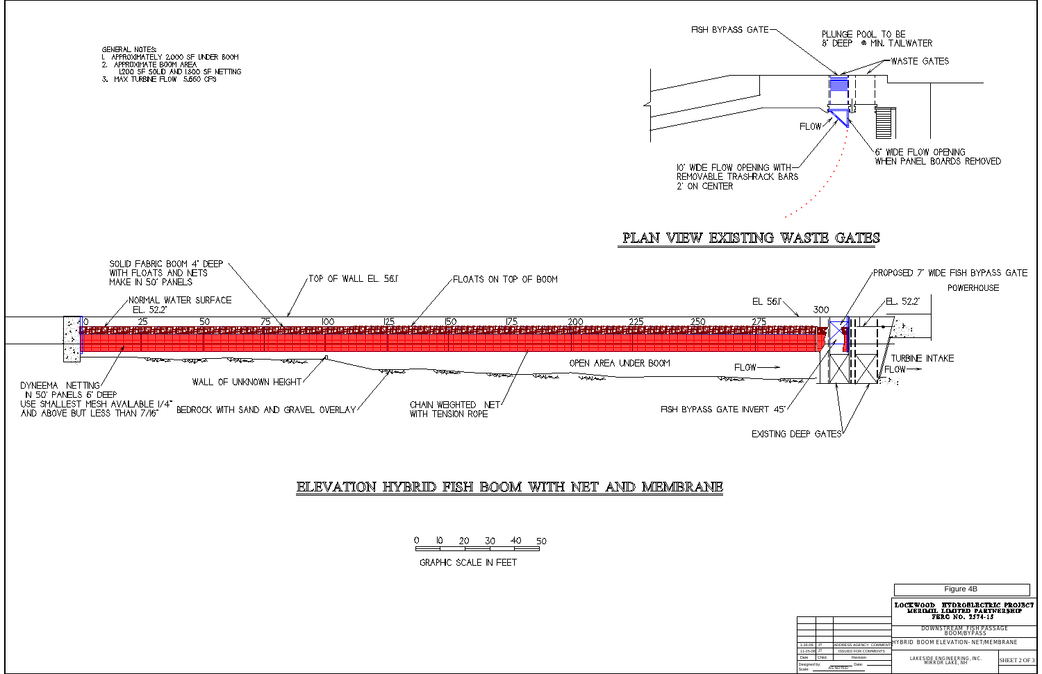GENERAL NOTES:
1. APPROXIMATELY 2,000 SF UNDER BOOM
2. APPROXIMATE BOOM AREA
   1,200 SF SOLID AND 1,800 SF NETTING
3. MAX TURBINE FLOW 5,650 CFS

FISH BYPASS GATE

PLUNGE POOL TO BE 8' DEEP @ MIN. TAILWATER

WASTE GATES

FLOW

6' WIDE FLOW OPENING WHEN PANEL BOARDS REMOVED

10' WIDE FLOW OPENING WITH REMOVABLE TRASHRACK BARS 2' ON CENTER

## PLAN VIEW EXISTING WASTE GATES

SOLID FABRIC BOOM 4' DEEP WITH FLOATS AND NETS MAKE IN 50' PANELS

TOP OF WALL EL. 56.1'

FLOATS ON TOP OF BOOM

NORMAL WATER SURFACE EL. 52.2'

EL 56.1'

PROPOSED 7' WIDE FISH BYPASS GATE

POWERHOUSE

EL. 52.2'

0 10 25 50 75 100 125 150 175 200 225 250 275 300

OPEN AREA UNDER BOOM

FLOW

TURBINE INTAKE

FLOW

DYNEEMA NETTING IN 50' PANELS 6' DEEP USE SMALLEST MESH AVAILABLE 1/4" AND ABOVE BUT LESS THAN 7/16"

WALL OF UNKNOWN HEIGHT

BEDROCK WITH SAND AND GRAVEL OVERLAY

CHAIN WEIGHTED NET WITH TENSION ROPE

FISH BYPASS GATE INVERT 45'

EXISTING DEEP GATES

## ELEVATION HYBRID FISH BOOM WITH NET AND MEMBRANE

0 10 20 30 40 50

GRAPHIC SCALE IN FEET

Figure 4B

LOCKWOOD HYDROELECTRIC PROJECT
MERIMIL LIMITED PARTNERSHIP
FERC NO. 2574-15

DOWNSTREAM FISH PASSAGE BOOM/BYPASS

HYBRID BOOM ELEVATION- NET/MEMBRANE

LAKESIDE ENGINEERING, INC.
MIRROR LAKE, NH

SHEET 2 OF 3

| Date | Chkd. | Revision |
|---|---|---|
| 1-16-09 | JT | ADDRESS AGENCY COMMENTS |
| 11-25-08 | JT | ISSUED FOR COMMENTS |

Designed by: Date:
Scale: AS NOTED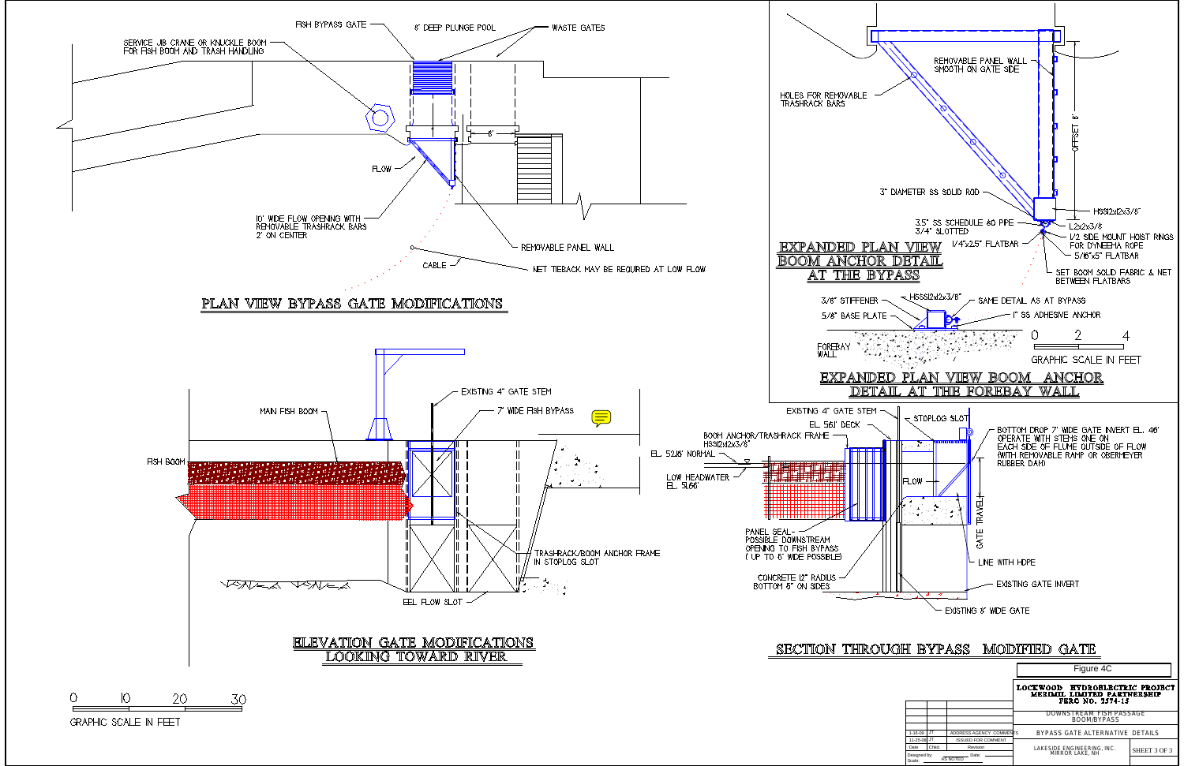## PLAN VIEW BYPASS GATE MODIFICATIONS

FISH BYPASS GATE

8' DEEP PLUNGE POOL

WASTE GATES

SERVICE JIB CRANE OR KNUCKLE BOOM FOR FISH BOOM AND TRASH HANDLING

8'

FLOW

10' WIDE FLOW OPENING WITH REMOVABLE TRASHRACK BARS 2' ON CENTER

REMOVABLE PANEL WALL

CABLE

NET TIEBACK MAY BE REQUIRED AT LOW FLOW

## EXPANDED PLAN VIEW BOOM ANCHOR DETAIL AT THE BYPASS

REMOVABLE PANEL WALL SMOOTH ON GATE SIDE

HOLES FOR REMOVABLE TRASHRACK BARS

OFFSET 8'

3" DIAMETER SS SOLID ROD

HSS12x12x3/8"

3.5" SS SCHEDULE 80 PIPE 3/4" SLOTTED

L2x2x3/8

1/4"x2.5" FLATBAR

1/2 SIDE MOUNT HOIST RINGS FOR DYNEEMA ROPE

5/16"x5" FLATBAR

SET BOOM SOLID FABRIC & NET BETWEEN FLATBARS

## EXPANDED PLAN VIEW BOOM ANCHOR DETAIL AT THE FOREBAY WALL

3/8" STIFFENER

HSS12x12x3/8"

SAME DETAIL AS AT BYPASS

5/8" BASE PLATE

1" SS ADHESIVE ANCHOR

FOREBAY WALL

0 2 4

GRAPHIC SCALE IN FEET

## ELEVATION GATE MODIFICATIONS LOOKING TOWARD RIVER

EXISTING 4" GATE STEM

MAIN FISH BOOM

7' WIDE FISH BYPASS

FISH BOOM

TRASHRACK/BOOM ANCHOR FRAME IN STOPLOG SLOT

EEL FLOW SLOT

0 10 20 30

GRAPHIC SCALE IN FEET

## SECTION THROUGH BYPASS MODIFIED GATE

EXISTING 4" GATE STEM

EL. 56.1' DECK

STOPLOG SLOT

BOOM ANCHOR/TRASHRACK FRAME HSS12x12x3/8"

BOTTOM DROP 7' WIDE GATE INVERT EL. 46' OPERATE WITH STEMS ONE ON EACH SIDE OF FLUME OUTSIDE OF FLOW (WITH REMOVABLE RAMP OR OBERMEYER RUBBER DAM)

EL. 52.18' NORMAL

LOW HEADWATER EL. 51.66'

FLOW

GATE TRAVEL

PANEL SEAL-POSSIBLE DOWNSTREAM OPENING TO FISH BYPASS (UP TO 6' WIDE POSSIBLE)

LINE WITH HDPE

CONCRETE 12" RADIUS BOTTOM 6" ON SIDES

EXISTING GATE INVERT

EXISTING 8' WIDE GATE

Figure 4C

LOCKWOOD HYDROELECTRIC PROJECT
MERIMIL LIMITED PARTNERSHIP
FERC NO. 2574-15

DOWNSTREAM FISH PASSAGE BOOM/BYPASS

BYPASS GATE ALTERNATIVE DETAILS

LAKESIDE ENGINEERING, INC.
MIRROR LAKE, NH

SHEET 3 OF 3

| Date | Chkd. | Revision |
|---|---|---|
| 1-16-09 | JT | ADDRESS AGENCY COMMENTS |
| 11-25-08 | JT | ISSUED FOR COMMENT |

Designed by: Date:
Scale: AS NOTED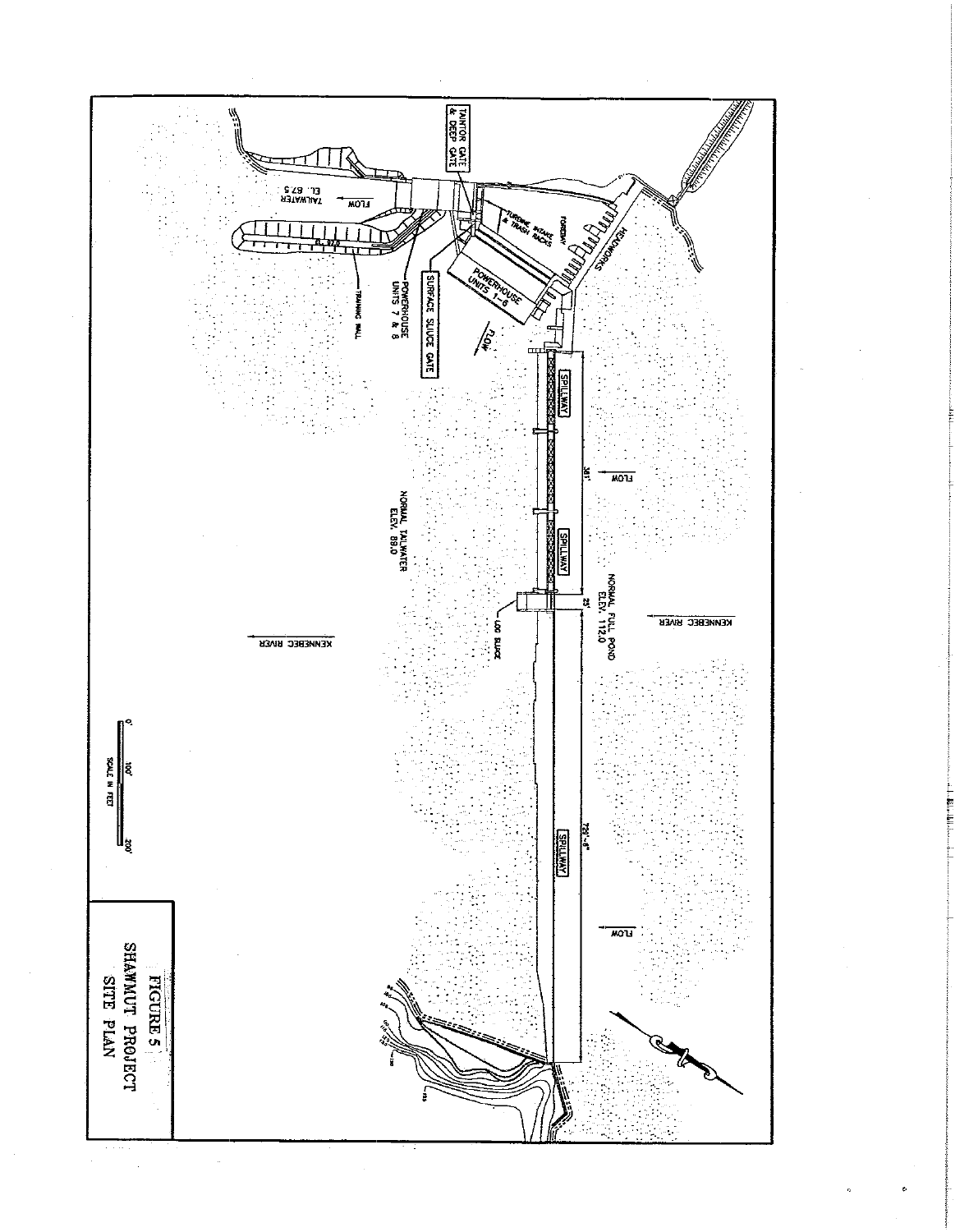FIGURE 5
SHAWMUT PROJECT
SITE PLAN

TAINTOR GATE & DEEP GATE

TURBINE INTAKE & TRASH RACKS

FOREBAY

HEADWORKS

POWERHOUSE UNITS 1-6

SURFACE SLUICE GATE

POWERHOUSE UNITS 7 & 8

TRAINING WALL

FLOW

TAILWATER EL. 67.5

SPILLWAY

381'

FLOW

SPILLWAY

25'

NORMAL FULL POND ELEV. 112.0

NORMAL TAILWATER ELEV. 89.0

LOG SLUICE

KENNEBEC RIVER

KENNEBEC RIVER

720'-6"

SPILLWAY

FLOW

0' 100' 200'
SCALE IN FEET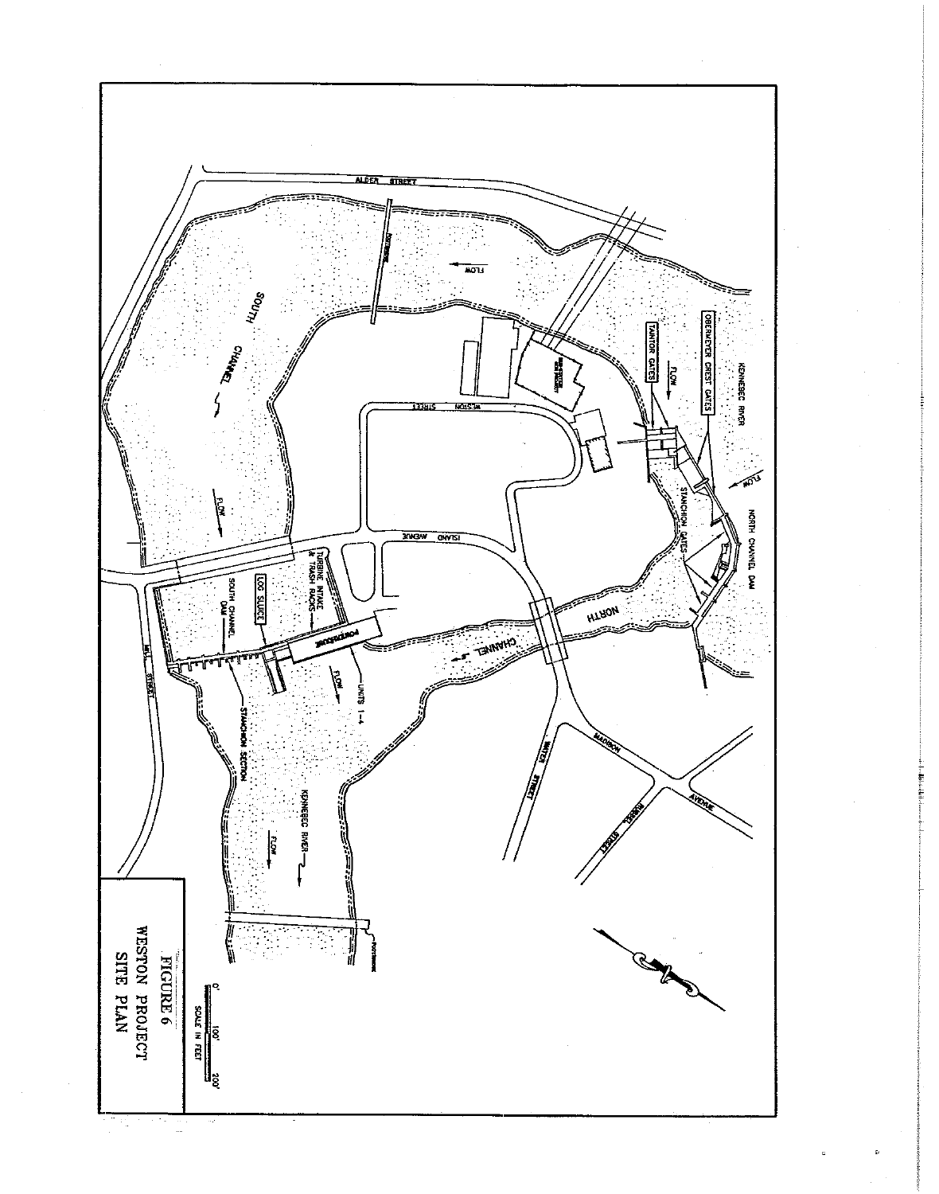FIGURE 6
WESTON PROJECT
SITE PLAN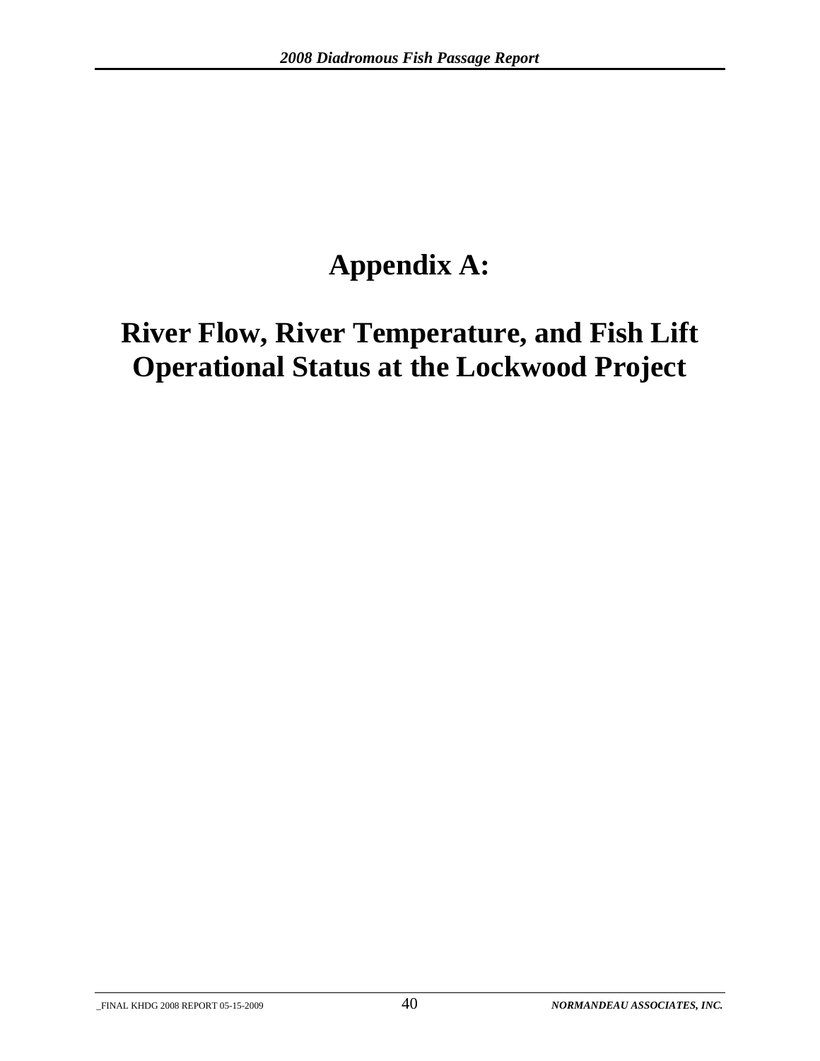# Appendix A:

# River Flow, River Temperature, and Fish Lift Operational Status at the Lockwood Project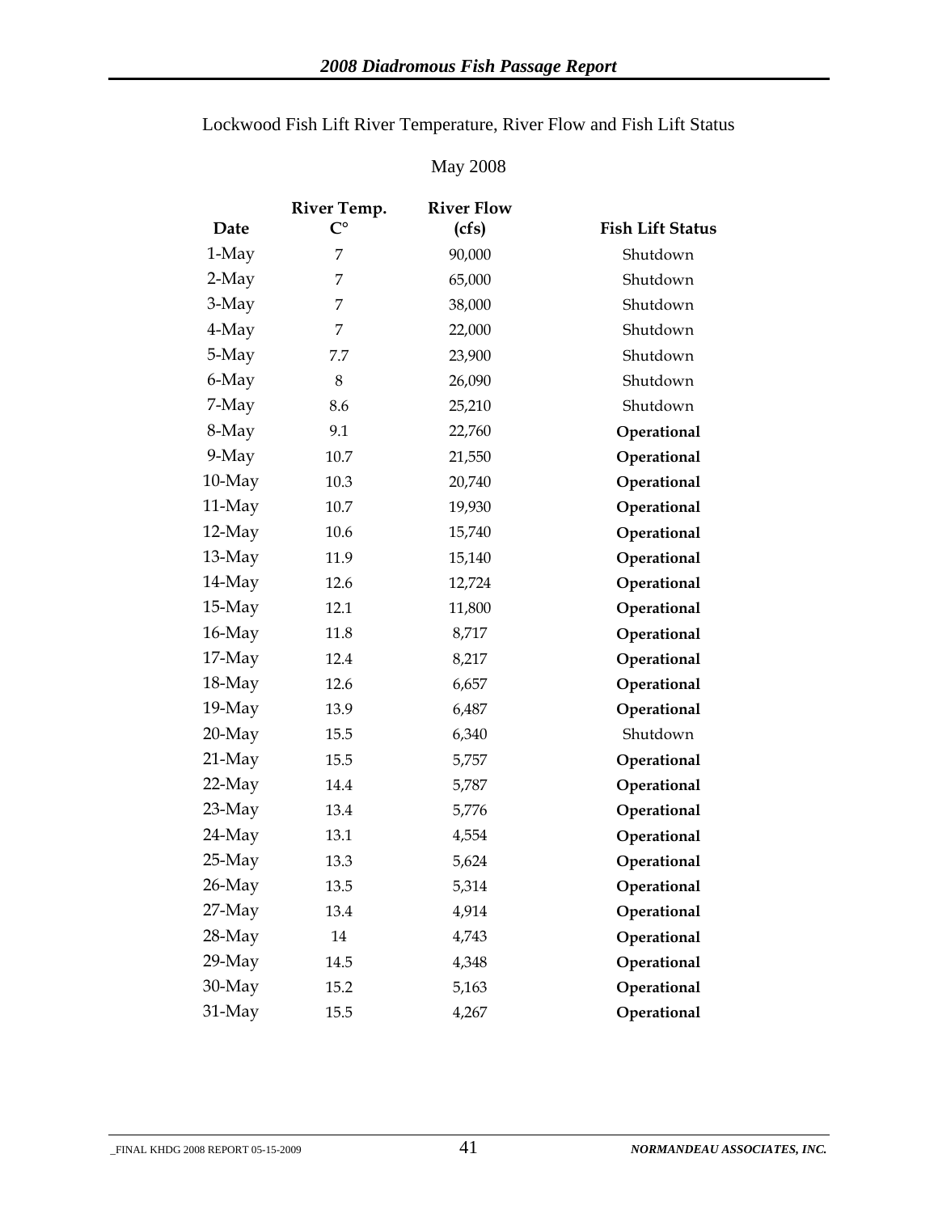Lockwood Fish Lift River Temperature, River Flow and Fish Lift Status

May 2008

| Date | River Temp. C° | River Flow (cfs) | Fish Lift Status |
|---|---|---|---|
| 1-May | 7 | 90,000 | Shutdown |
| 2-May | 7 | 65,000 | Shutdown |
| 3-May | 7 | 38,000 | Shutdown |
| 4-May | 7 | 22,000 | Shutdown |
| 5-May | 7.7 | 23,900 | Shutdown |
| 6-May | 8 | 26,090 | Shutdown |
| 7-May | 8.6 | 25,210 | Shutdown |
| 8-May | 9.1 | 22,760 | **Operational** |
| 9-May | 10.7 | 21,550 | **Operational** |
| 10-May | 10.3 | 20,740 | **Operational** |
| 11-May | 10.7 | 19,930 | **Operational** |
| 12-May | 10.6 | 15,740 | **Operational** |
| 13-May | 11.9 | 15,140 | **Operational** |
| 14-May | 12.6 | 12,724 | **Operational** |
| 15-May | 12.1 | 11,800 | **Operational** |
| 16-May | 11.8 | 8,717 | **Operational** |
| 17-May | 12.4 | 8,217 | **Operational** |
| 18-May | 12.6 | 6,657 | **Operational** |
| 19-May | 13.9 | 6,487 | **Operational** |
| 20-May | 15.5 | 6,340 | Shutdown |
| 21-May | 15.5 | 5,757 | **Operational** |
| 22-May | 14.4 | 5,787 | **Operational** |
| 23-May | 13.4 | 5,776 | **Operational** |
| 24-May | 13.1 | 4,554 | **Operational** |
| 25-May | 13.3 | 5,624 | **Operational** |
| 26-May | 13.5 | 5,314 | **Operational** |
| 27-May | 13.4 | 4,914 | **Operational** |
| 28-May | 14 | 4,743 | **Operational** |
| 29-May | 14.5 | 4,348 | **Operational** |
| 30-May | 15.2 | 5,163 | **Operational** |
| 31-May | 15.5 | 4,267 | **Operational** |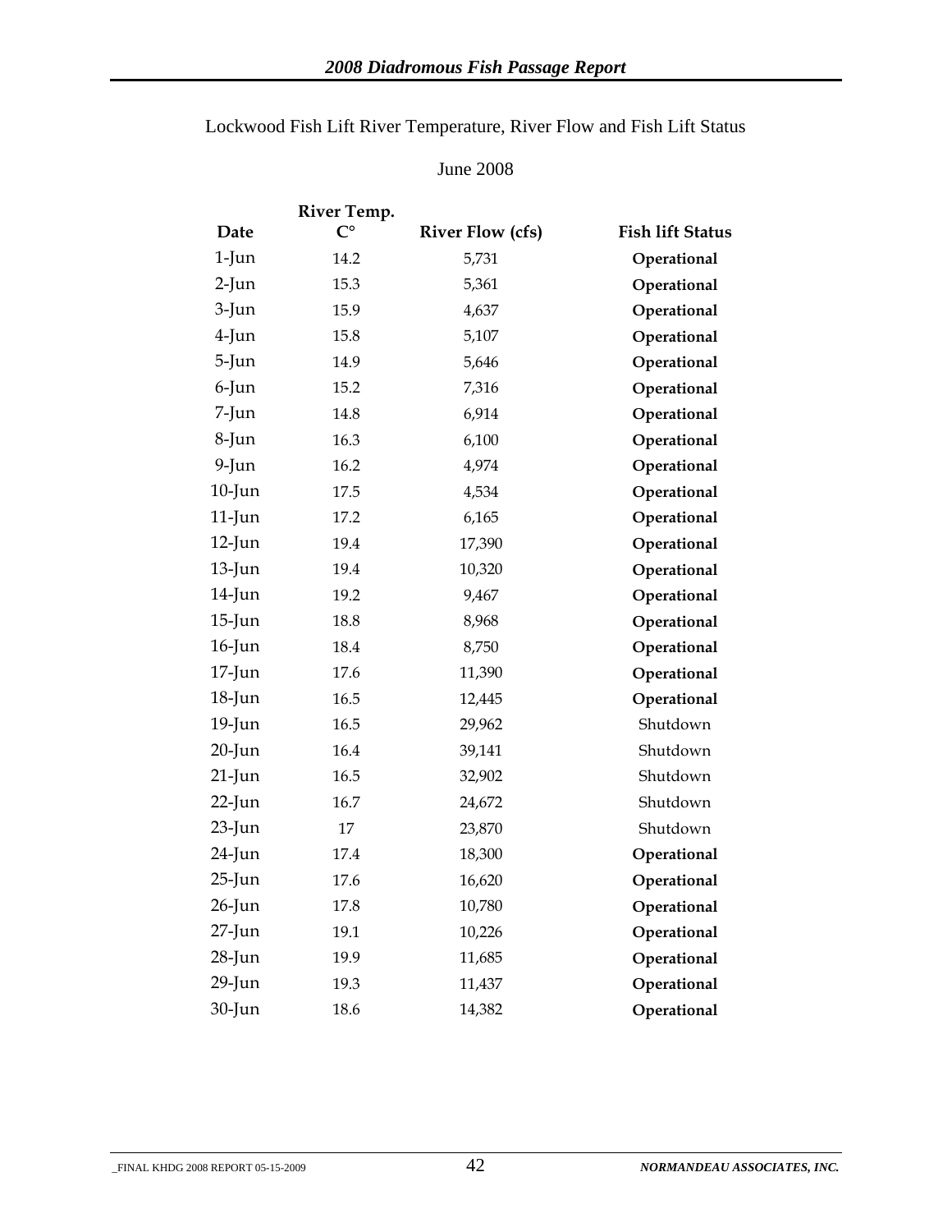Lockwood Fish Lift River Temperature, River Flow and Fish Lift Status

June 2008

| Date | River Temp. C° | River Flow (cfs) | Fish lift Status |
|---|---|---|---|
| 1-Jun | 14.2 | 5,731 | **Operational** |
| 2-Jun | 15.3 | 5,361 | **Operational** |
| 3-Jun | 15.9 | 4,637 | **Operational** |
| 4-Jun | 15.8 | 5,107 | **Operational** |
| 5-Jun | 14.9 | 5,646 | **Operational** |
| 6-Jun | 15.2 | 7,316 | **Operational** |
| 7-Jun | 14.8 | 6,914 | **Operational** |
| 8-Jun | 16.3 | 6,100 | **Operational** |
| 9-Jun | 16.2 | 4,974 | **Operational** |
| 10-Jun | 17.5 | 4,534 | **Operational** |
| 11-Jun | 17.2 | 6,165 | **Operational** |
| 12-Jun | 19.4 | 17,390 | **Operational** |
| 13-Jun | 19.4 | 10,320 | **Operational** |
| 14-Jun | 19.2 | 9,467 | **Operational** |
| 15-Jun | 18.8 | 8,968 | **Operational** |
| 16-Jun | 18.4 | 8,750 | **Operational** |
| 17-Jun | 17.6 | 11,390 | **Operational** |
| 18-Jun | 16.5 | 12,445 | **Operational** |
| 19-Jun | 16.5 | 29,962 | Shutdown |
| 20-Jun | 16.4 | 39,141 | Shutdown |
| 21-Jun | 16.5 | 32,902 | Shutdown |
| 22-Jun | 16.7 | 24,672 | Shutdown |
| 23-Jun | 17 | 23,870 | Shutdown |
| 24-Jun | 17.4 | 18,300 | **Operational** |
| 25-Jun | 17.6 | 16,620 | **Operational** |
| 26-Jun | 17.8 | 10,780 | **Operational** |
| 27-Jun | 19.1 | 10,226 | **Operational** |
| 28-Jun | 19.9 | 11,685 | **Operational** |
| 29-Jun | 19.3 | 11,437 | **Operational** |
| 30-Jun | 18.6 | 14,382 | **Operational** |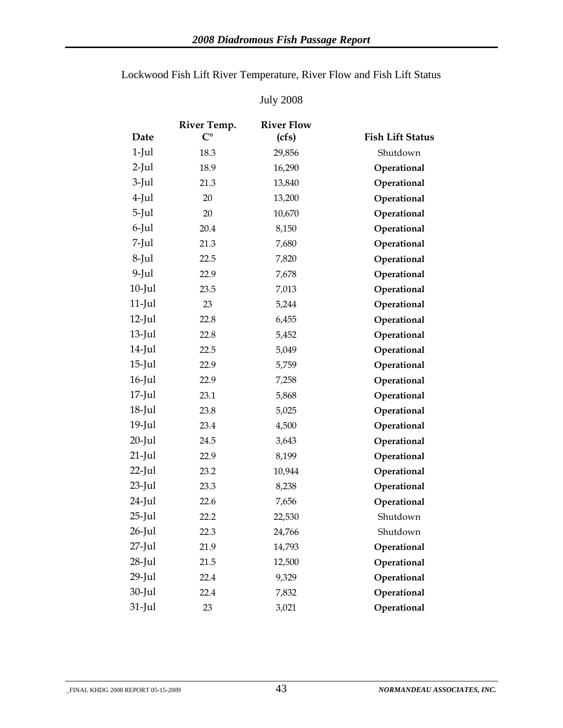Lockwood Fish Lift River Temperature, River Flow and Fish Lift Status

July 2008

| Date | River Temp. C° | River Flow (cfs) | Fish Lift Status |
|---|---|---|---|
| 1-Jul | 18.3 | 29,856 | Shutdown |
| 2-Jul | 18.9 | 16,290 | **Operational** |
| 3-Jul | 21.3 | 13,840 | **Operational** |
| 4-Jul | 20 | 13,200 | **Operational** |
| 5-Jul | 20 | 10,670 | **Operational** |
| 6-Jul | 20.4 | 8,150 | **Operational** |
| 7-Jul | 21.3 | 7,680 | **Operational** |
| 8-Jul | 22.5 | 7,820 | **Operational** |
| 9-Jul | 22.9 | 7,678 | **Operational** |
| 10-Jul | 23.5 | 7,013 | **Operational** |
| 11-Jul | 23 | 5,244 | **Operational** |
| 12-Jul | 22.8 | 6,455 | **Operational** |
| 13-Jul | 22.8 | 5,452 | **Operational** |
| 14-Jul | 22.5 | 5,049 | **Operational** |
| 15-Jul | 22.9 | 5,759 | **Operational** |
| 16-Jul | 22.9 | 7,258 | **Operational** |
| 17-Jul | 23.1 | 5,868 | **Operational** |
| 18-Jul | 23.8 | 5,025 | **Operational** |
| 19-Jul | 23.4 | 4,500 | **Operational** |
| 20-Jul | 24.5 | 3,643 | **Operational** |
| 21-Jul | 22.9 | 8,199 | **Operational** |
| 22-Jul | 23.2 | 10,944 | **Operational** |
| 23-Jul | 23.3 | 8,238 | **Operational** |
| 24-Jul | 22.6 | 7,656 | **Operational** |
| 25-Jul | 22.2 | 22,530 | Shutdown |
| 26-Jul | 22.3 | 24,766 | Shutdown |
| 27-Jul | 21.9 | 14,793 | **Operational** |
| 28-Jul | 21.5 | 12,500 | **Operational** |
| 29-Jul | 22.4 | 9,329 | **Operational** |
| 30-Jul | 22.4 | 7,832 | **Operational** |
| 31-Jul | 23 | 3,021 | **Operational** |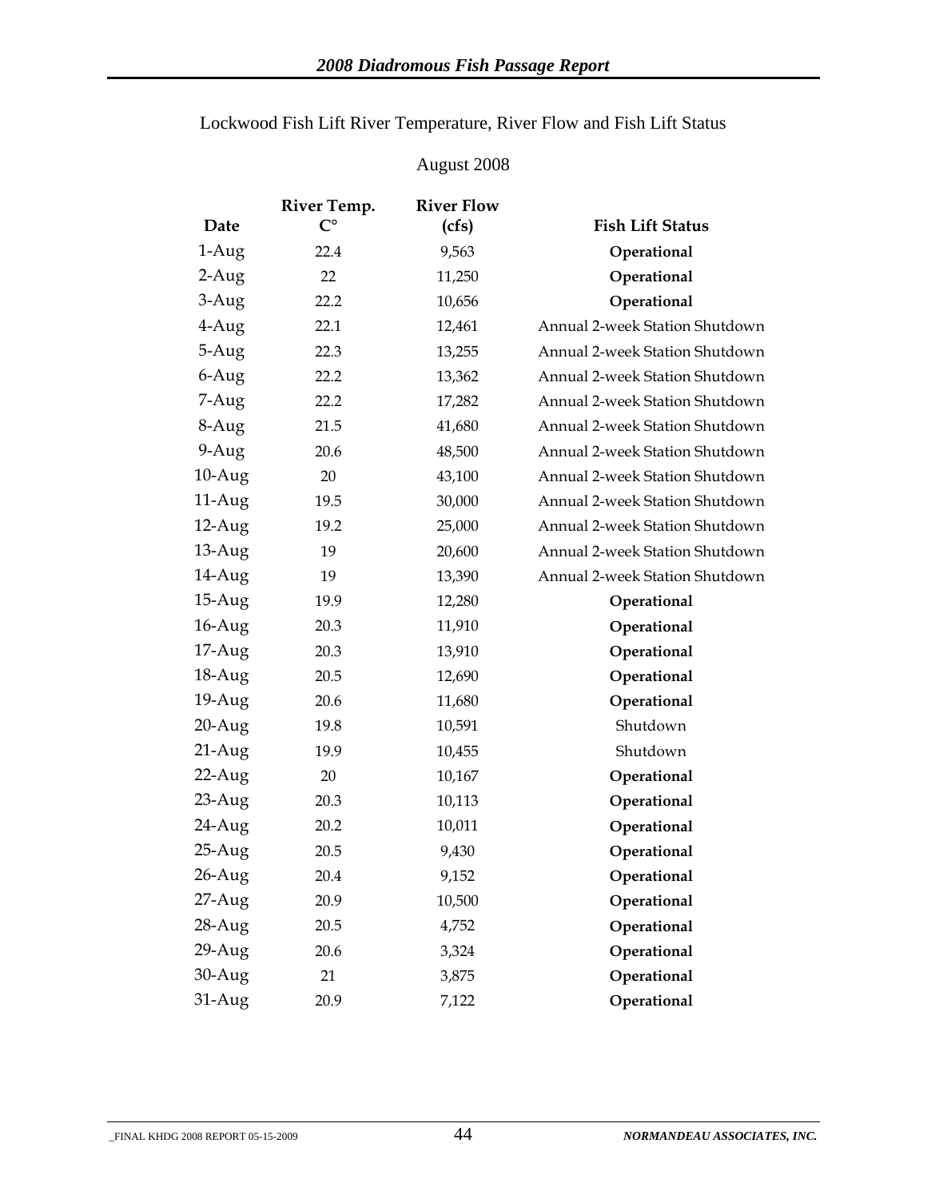Lockwood Fish Lift River Temperature, River Flow and Fish Lift Status

August 2008

| Date | River Temp. C° | River Flow (cfs) | Fish Lift Status |
|---|---|---|---|
| 1-Aug | 22.4 | 9,563 | **Operational** |
| 2-Aug | 22 | 11,250 | **Operational** |
| 3-Aug | 22.2 | 10,656 | **Operational** |
| 4-Aug | 22.1 | 12,461 | Annual 2-week Station Shutdown |
| 5-Aug | 22.3 | 13,255 | Annual 2-week Station Shutdown |
| 6-Aug | 22.2 | 13,362 | Annual 2-week Station Shutdown |
| 7-Aug | 22.2 | 17,282 | Annual 2-week Station Shutdown |
| 8-Aug | 21.5 | 41,680 | Annual 2-week Station Shutdown |
| 9-Aug | 20.6 | 48,500 | Annual 2-week Station Shutdown |
| 10-Aug | 20 | 43,100 | Annual 2-week Station Shutdown |
| 11-Aug | 19.5 | 30,000 | Annual 2-week Station Shutdown |
| 12-Aug | 19.2 | 25,000 | Annual 2-week Station Shutdown |
| 13-Aug | 19 | 20,600 | Annual 2-week Station Shutdown |
| 14-Aug | 19 | 13,390 | Annual 2-week Station Shutdown |
| 15-Aug | 19.9 | 12,280 | **Operational** |
| 16-Aug | 20.3 | 11,910 | **Operational** |
| 17-Aug | 20.3 | 13,910 | **Operational** |
| 18-Aug | 20.5 | 12,690 | **Operational** |
| 19-Aug | 20.6 | 11,680 | **Operational** |
| 20-Aug | 19.8 | 10,591 | Shutdown |
| 21-Aug | 19.9 | 10,455 | Shutdown |
| 22-Aug | 20 | 10,167 | **Operational** |
| 23-Aug | 20.3 | 10,113 | **Operational** |
| 24-Aug | 20.2 | 10,011 | **Operational** |
| 25-Aug | 20.5 | 9,430 | **Operational** |
| 26-Aug | 20.4 | 9,152 | **Operational** |
| 27-Aug | 20.9 | 10,500 | **Operational** |
| 28-Aug | 20.5 | 4,752 | **Operational** |
| 29-Aug | 20.6 | 3,324 | **Operational** |
| 30-Aug | 21 | 3,875 | **Operational** |
| 31-Aug | 20.9 | 7,122 | **Operational** |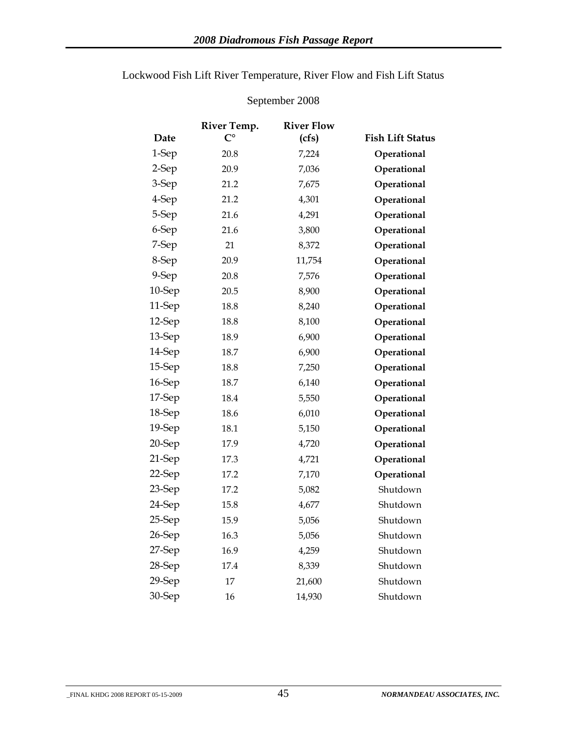Lockwood Fish Lift River Temperature, River Flow and Fish Lift Status

September 2008

| Date | River Temp. C° | River Flow (cfs) | Fish Lift Status |
|---|---|---|---|
| 1-Sep | 20.8 | 7,224 | **Operational** |
| 2-Sep | 20.9 | 7,036 | **Operational** |
| 3-Sep | 21.2 | 7,675 | **Operational** |
| 4-Sep | 21.2 | 4,301 | **Operational** |
| 5-Sep | 21.6 | 4,291 | **Operational** |
| 6-Sep | 21.6 | 3,800 | **Operational** |
| 7-Sep | 21 | 8,372 | **Operational** |
| 8-Sep | 20.9 | 11,754 | **Operational** |
| 9-Sep | 20.8 | 7,576 | **Operational** |
| 10-Sep | 20.5 | 8,900 | **Operational** |
| 11-Sep | 18.8 | 8,240 | **Operational** |
| 12-Sep | 18.8 | 8,100 | **Operational** |
| 13-Sep | 18.9 | 6,900 | **Operational** |
| 14-Sep | 18.7 | 6,900 | **Operational** |
| 15-Sep | 18.8 | 7,250 | **Operational** |
| 16-Sep | 18.7 | 6,140 | **Operational** |
| 17-Sep | 18.4 | 5,550 | **Operational** |
| 18-Sep | 18.6 | 6,010 | **Operational** |
| 19-Sep | 18.1 | 5,150 | **Operational** |
| 20-Sep | 17.9 | 4,720 | **Operational** |
| 21-Sep | 17.3 | 4,721 | **Operational** |
| 22-Sep | 17.2 | 7,170 | **Operational** |
| 23-Sep | 17.2 | 5,082 | Shutdown |
| 24-Sep | 15.8 | 4,677 | Shutdown |
| 25-Sep | 15.9 | 5,056 | Shutdown |
| 26-Sep | 16.3 | 5,056 | Shutdown |
| 27-Sep | 16.9 | 4,259 | Shutdown |
| 28-Sep | 17.4 | 8,339 | Shutdown |
| 29-Sep | 17 | 21,600 | Shutdown |
| 30-Sep | 16 | 14,930 | Shutdown |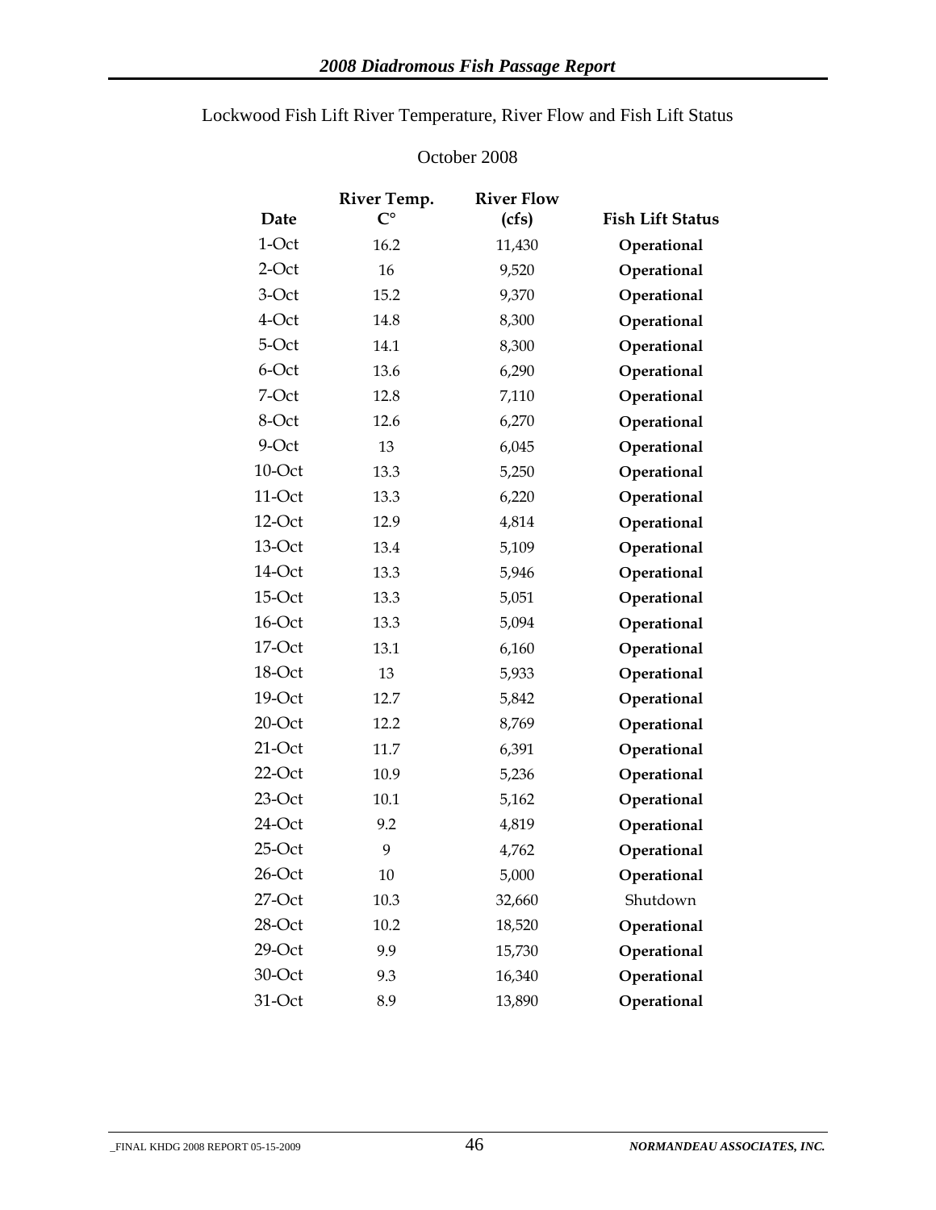Lockwood Fish Lift River Temperature, River Flow and Fish Lift Status

October 2008

| Date | River Temp. C° | River Flow (cfs) | Fish Lift Status |
|---|---|---|---|
| 1-Oct | 16.2 | 11,430 | **Operational** |
| 2-Oct | 16 | 9,520 | **Operational** |
| 3-Oct | 15.2 | 9,370 | **Operational** |
| 4-Oct | 14.8 | 8,300 | **Operational** |
| 5-Oct | 14.1 | 8,300 | **Operational** |
| 6-Oct | 13.6 | 6,290 | **Operational** |
| 7-Oct | 12.8 | 7,110 | **Operational** |
| 8-Oct | 12.6 | 6,270 | **Operational** |
| 9-Oct | 13 | 6,045 | **Operational** |
| 10-Oct | 13.3 | 5,250 | **Operational** |
| 11-Oct | 13.3 | 6,220 | **Operational** |
| 12-Oct | 12.9 | 4,814 | **Operational** |
| 13-Oct | 13.4 | 5,109 | **Operational** |
| 14-Oct | 13.3 | 5,946 | **Operational** |
| 15-Oct | 13.3 | 5,051 | **Operational** |
| 16-Oct | 13.3 | 5,094 | **Operational** |
| 17-Oct | 13.1 | 6,160 | **Operational** |
| 18-Oct | 13 | 5,933 | **Operational** |
| 19-Oct | 12.7 | 5,842 | **Operational** |
| 20-Oct | 12.2 | 8,769 | **Operational** |
| 21-Oct | 11.7 | 6,391 | **Operational** |
| 22-Oct | 10.9 | 5,236 | **Operational** |
| 23-Oct | 10.1 | 5,162 | **Operational** |
| 24-Oct | 9.2 | 4,819 | **Operational** |
| 25-Oct | 9 | 4,762 | **Operational** |
| 26-Oct | 10 | 5,000 | **Operational** |
| 27-Oct | 10.3 | 32,660 | Shutdown |
| 28-Oct | 10.2 | 18,520 | **Operational** |
| 29-Oct | 9.9 | 15,730 | **Operational** |
| 30-Oct | 9.3 | 16,340 | **Operational** |
| 31-Oct | 8.9 | 13,890 | **Operational** |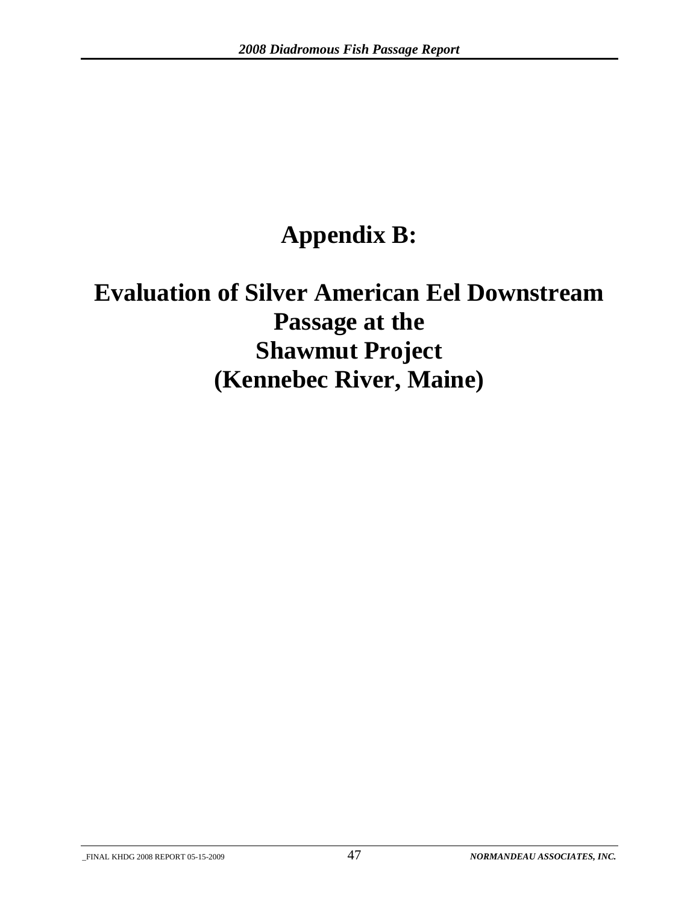# Appendix B:

# Evaluation of Silver American Eel Downstream Passage at the Shawmut Project (Kennebec River, Maine)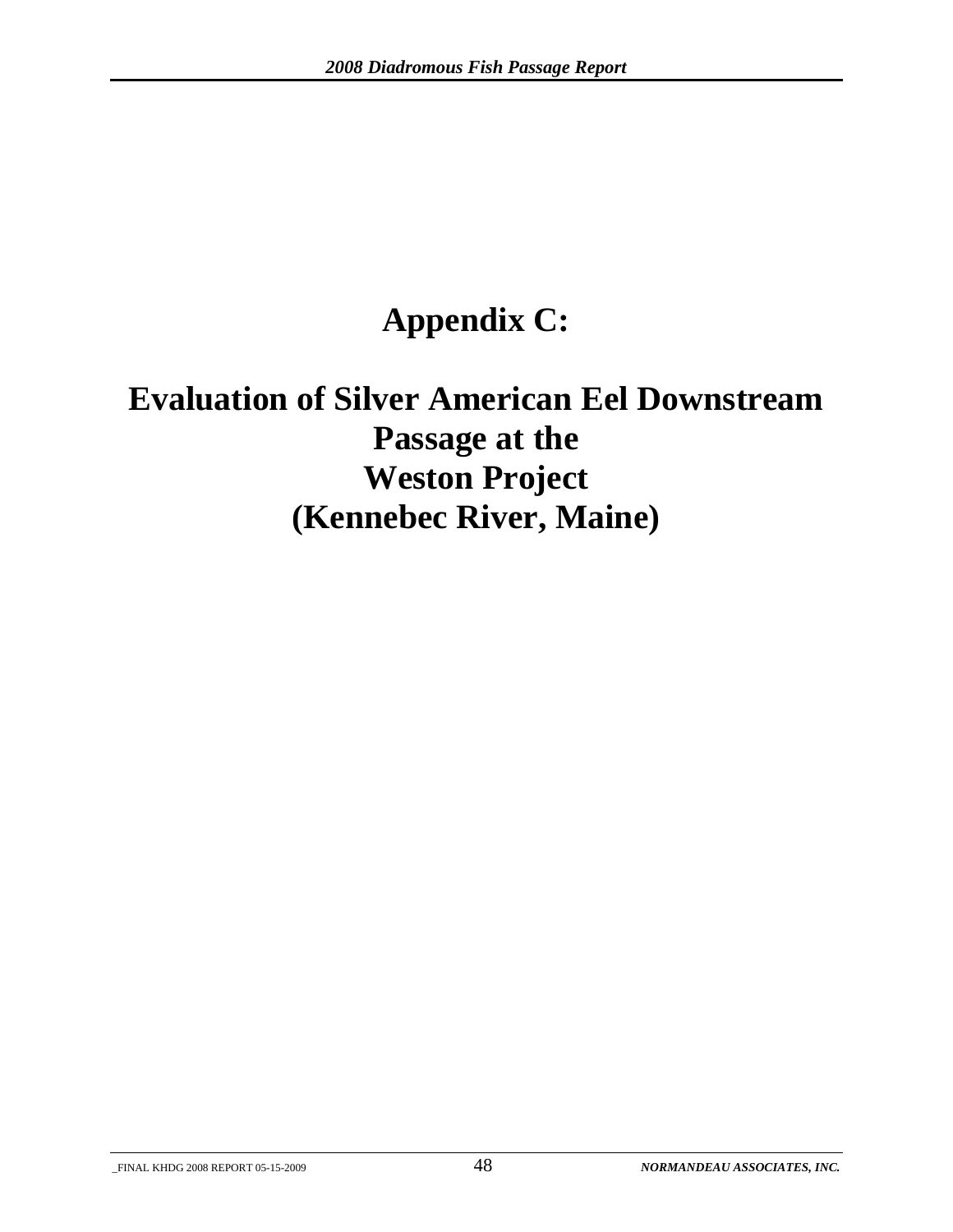# Appendix C:

# Evaluation of Silver American Eel Downstream Passage at the Weston Project (Kennebec River, Maine)